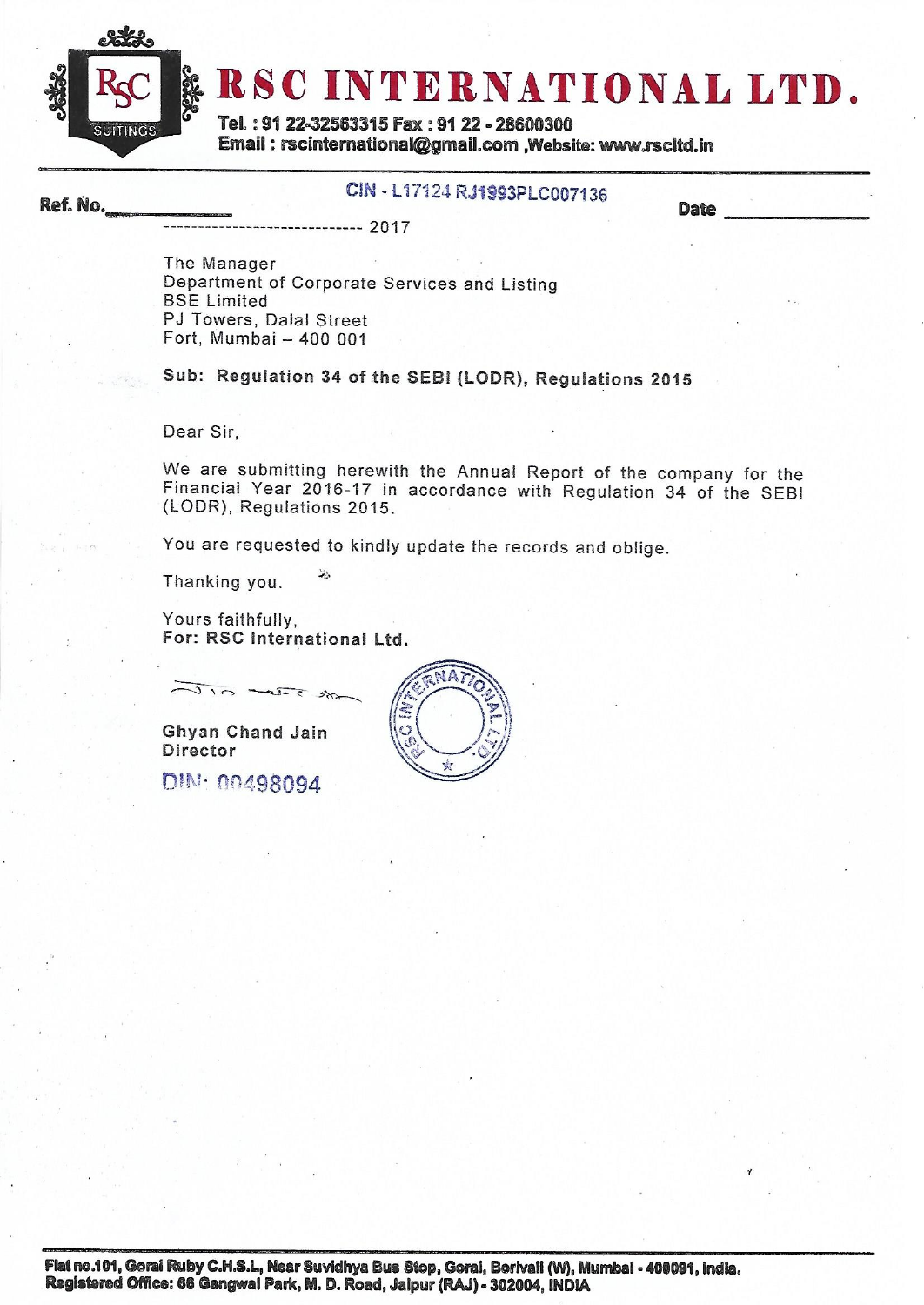# RSC INTERNATIONAL LTD.

Tel. : 91 22-32563315 Fax : 91 22 - 28600300
Email : rscinternational@gmail.com ,Website: www.rscltd.in

CIN - L17124 RJ1993PLC007136

Ref. No.____________ Date ____________

---------------------------- 2017

The Manager
Department of Corporate Services and Listing
BSE Limited
PJ Towers, Dalal Street
Fort, Mumbai – 400 001

**Sub: Regulation 34 of the SEBI (LODR), Regulations 2015**

Dear Sir,

We are submitting herewith the Annual Report of the company for the Financial Year 2016-17 in accordance with Regulation 34 of the SEBI (LODR), Regulations 2015.

You are requested to kindly update the records and oblige.

Thanking you.

Yours faithfully,
**For: RSC International Ltd.**

Ghyan Chand Jain
Director
DIN: 00498094

Flat no.101, Gorai Ruby C.H.S.L, Near Suvidhya Bus Stop, Gorai, Borivali (W), Mumbai - 400091, India.
Registered Office: 66 Gangwal Park, M. D. Road, Jaipur (RAJ) - 302004, INDIA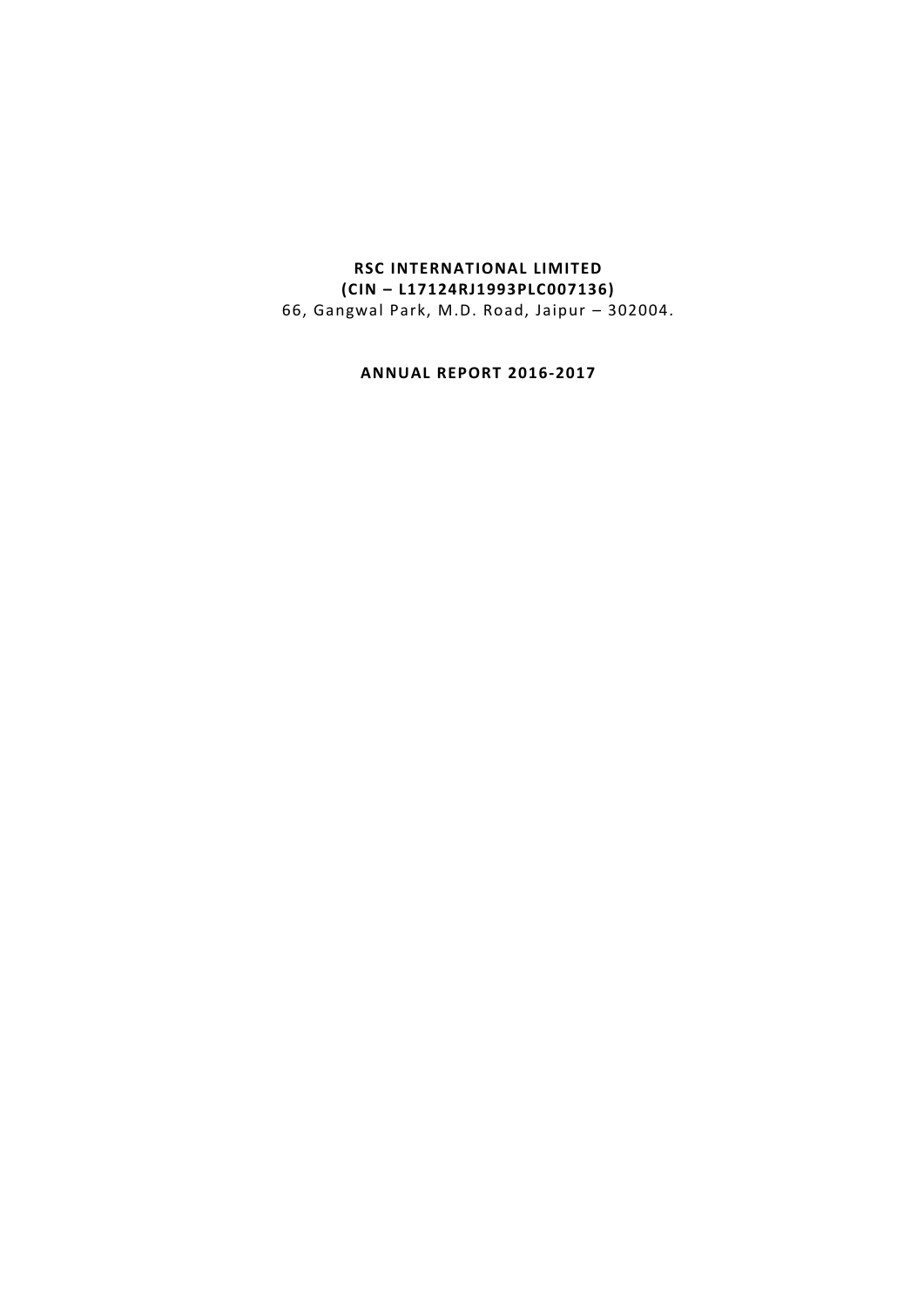**RSC INTERNATIONAL LIMITED**
**(CIN – L17124RJ1993PLC007136)**
66, Gangwal Park, M.D. Road, Jaipur – 302004.

**ANNUAL REPORT 2016-2017**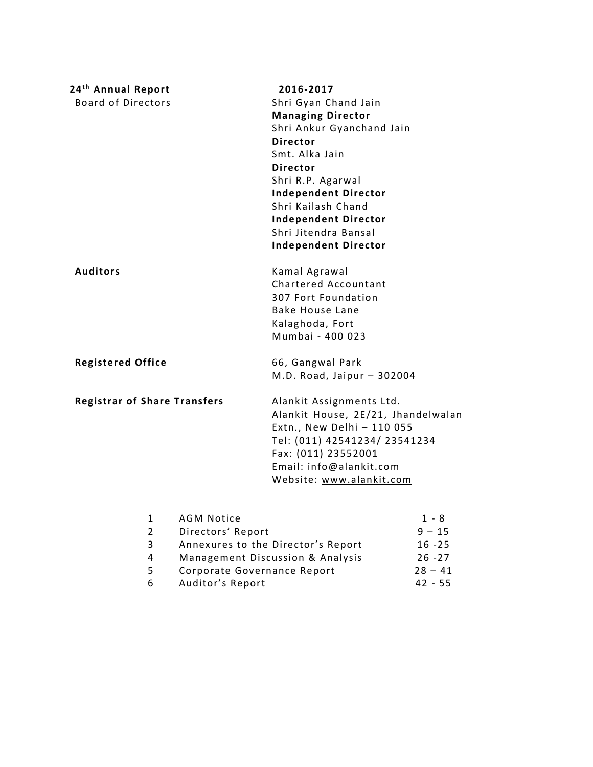**24th Annual Report** **2016-2017**

| | |
|---|---|
| Board of Directors | Shri Gyan Chand Jain<br>**Managing Director**<br>Shri Ankur Gyanchand Jain<br>**Director**<br>Smt. Alka Jain<br>**Director**<br>Shri R.P. Agarwal<br>**Independent Director**<br>Shri Kailash Chand<br>**Independent Director**<br>Shri Jitendra Bansal<br>**Independent Director** |
| **Auditors** | Kamal Agrawal<br>Chartered Accountant<br>307 Fort Foundation<br>Bake House Lane<br>Kalaghoda, Fort<br>Mumbai - 400 023 |
| **Registered Office** | 66, Gangwal Park<br>M.D. Road, Jaipur – 302004 |
| **Registrar of Share Transfers** | Alankit Assignments Ltd.<br>Alankit House, 2E/21, Jhandelwalan<br>Extn., New Delhi – 110 055<br>Tel: (011) 42541234/ 23541234<br>Fax: (011) 23552001<br>Email: info@alankit.com<br>Website: www.alankit.com |

| | | |
|---|---|---|
| 1 | AGM Notice | 1 - 8 |
| 2 | Directors' Report | 9 – 15 |
| 3 | Annexures to the Director's Report | 16 -25 |
| 4 | Management Discussion & Analysis | 26 -27 |
| 5 | Corporate Governance Report | 28 – 41 |
| 6 | Auditor's Report | 42 - 55 |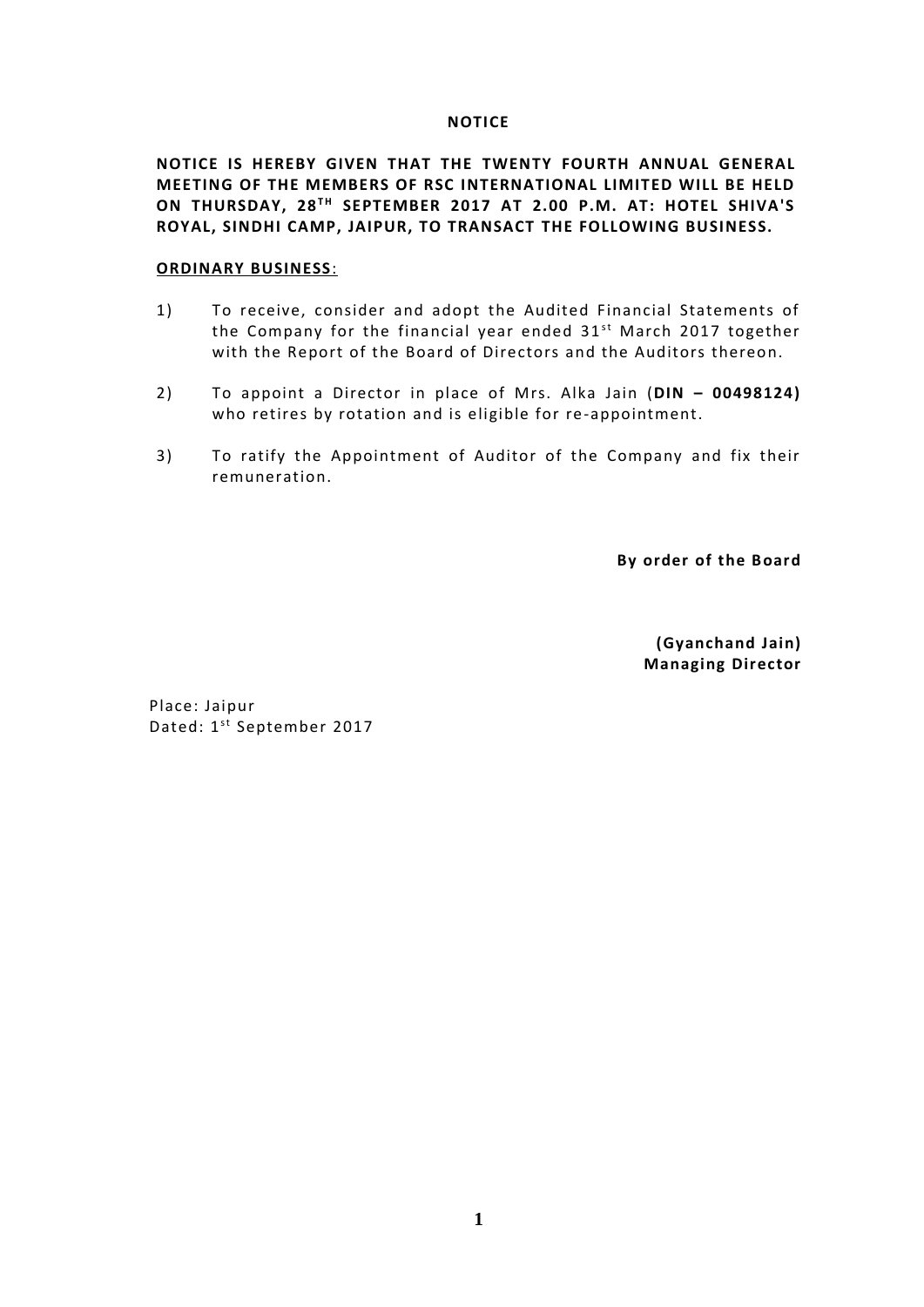# NOTICE

**NOTICE IS HEREBY GIVEN THAT THE TWENTY FOURTH ANNUAL GENERAL MEETING OF THE MEMBERS OF RSC INTERNATIONAL LIMITED WILL BE HELD ON THURSDAY, 28TH SEPTEMBER 2017 AT 2.00 P.M. AT: HOTEL SHIVA'S ROYAL, SINDHI CAMP, JAIPUR, TO TRANSACT THE FOLLOWING BUSINESS.**

## ORDINARY BUSINESS:

1) To receive, consider and adopt the Audited Financial Statements of the Company for the financial year ended 31st March 2017 together with the Report of the Board of Directors and the Auditors thereon.

2) To appoint a Director in place of Mrs. Alka Jain (**DIN – 00498124)** who retires by rotation and is eligible for re-appointment.

3) To ratify the Appointment of Auditor of the Company and fix their remuneration.

**By order of the Board**

**(Gyanchand Jain)**
**Managing Director**

Place: Jaipur
Dated: 1st September 2017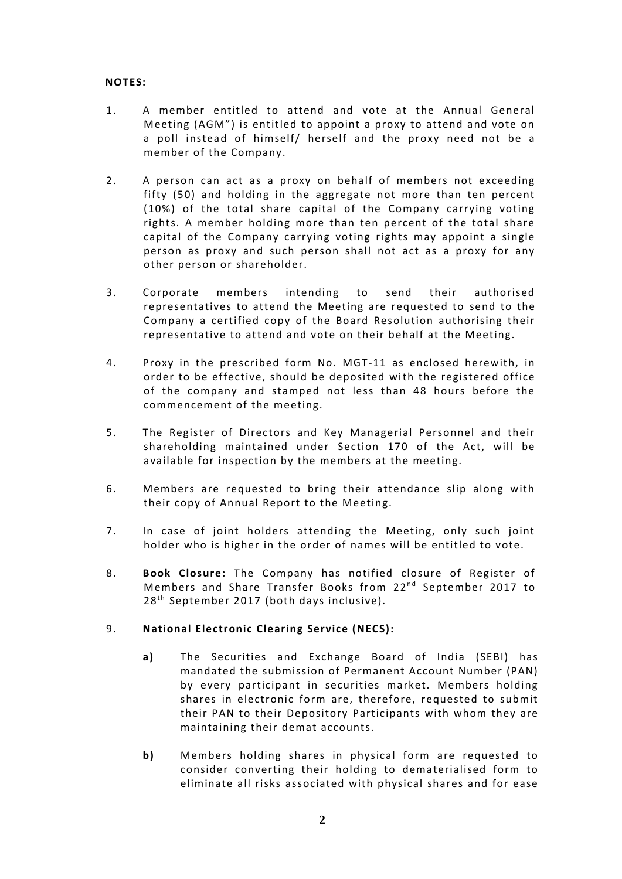**NOTES:**

1. A member entitled to attend and vote at the Annual General Meeting (AGM") is entitled to appoint a proxy to attend and vote on a poll instead of himself/ herself and the proxy need not be a member of the Company.

2. A person can act as a proxy on behalf of members not exceeding fifty (50) and holding in the aggregate not more than ten percent (10%) of the total share capital of the Company carrying voting rights. A member holding more than ten percent of the total share capital of the Company carrying voting rights may appoint a single person as proxy and such person shall not act as a proxy for any other person or shareholder.

3. Corporate members intending to send their authorised representatives to attend the Meeting are requested to send to the Company a certified copy of the Board Resolution authorising their representative to attend and vote on their behalf at the Meeting.

4. Proxy in the prescribed form No. MGT-11 as enclosed herewith, in order to be effective, should be deposited with the registered office of the company and stamped not less than 48 hours before the commencement of the meeting.

5. The Register of Directors and Key Managerial Personnel and their shareholding maintained under Section 170 of the Act, will be available for inspection by the members at the meeting.

6. Members are requested to bring their attendance slip along with their copy of Annual Report to the Meeting.

7. In case of joint holders attending the Meeting, only such joint holder who is higher in the order of names will be entitled to vote.

8. **Book Closure:** The Company has notified closure of Register of Members and Share Transfer Books from 22nd September 2017 to 28th September 2017 (both days inclusive).

9. **National Electronic Clearing Service (NECS):**

   **a)** The Securities and Exchange Board of India (SEBI) has mandated the submission of Permanent Account Number (PAN) by every participant in securities market. Members holding shares in electronic form are, therefore, requested to submit their PAN to their Depository Participants with whom they are maintaining their demat accounts.

   **b)** Members holding shares in physical form are requested to consider converting their holding to dematerialised form to eliminate all risks associated with physical shares and for ease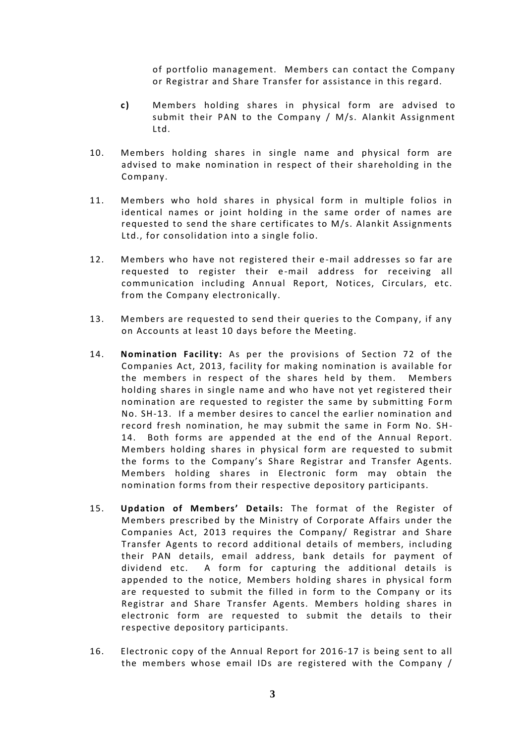of portfolio management. Members can contact the Company or Registrar and Share Transfer for assistance in this regard.

**c)** Members holding shares in physical form are advised to submit their PAN to the Company / M/s. Alankit Assignment Ltd.

10. Members holding shares in single name and physical form are advised to make nomination in respect of their shareholding in the Company.

11. Members who hold shares in physical form in multiple folios in identical names or joint holding in the same order of names are requested to send the share certificates to M/s. Alankit Assignments Ltd., for consolidation into a single folio.

12. Members who have not registered their e-mail addresses so far are requested to register their e-mail address for receiving all communication including Annual Report, Notices, Circulars, etc. from the Company electronically.

13. Members are requested to send their queries to the Company, if any on Accounts at least 10 days before the Meeting.

14. **Nomination Facility:** As per the provisions of Section 72 of the Companies Act, 2013, facility for making nomination is available for the members in respect of the shares held by them. Members holding shares in single name and who have not yet registered their nomination are requested to register the same by submitting Form No. SH-13. If a member desires to cancel the earlier nomination and record fresh nomination, he may submit the same in Form No. SH-14. Both forms are appended at the end of the Annual Report. Members holding shares in physical form are requested to submit the forms to the Company's Share Registrar and Transfer Agents. Members holding shares in Electronic form may obtain the nomination forms from their respective depository participants.

15. **Updation of Members' Details:** The format of the Register of Members prescribed by the Ministry of Corporate Affairs under the Companies Act, 2013 requires the Company/ Registrar and Share Transfer Agents to record additional details of members, including their PAN details, email address, bank details for payment of dividend etc. A form for capturing the additional details is appended to the notice, Members holding shares in physical form are requested to submit the filled in form to the Company or its Registrar and Share Transfer Agents. Members holding shares in electronic form are requested to submit the details to their respective depository participants.

16. Electronic copy of the Annual Report for 2016-17 is being sent to all the members whose email IDs are registered with the Company /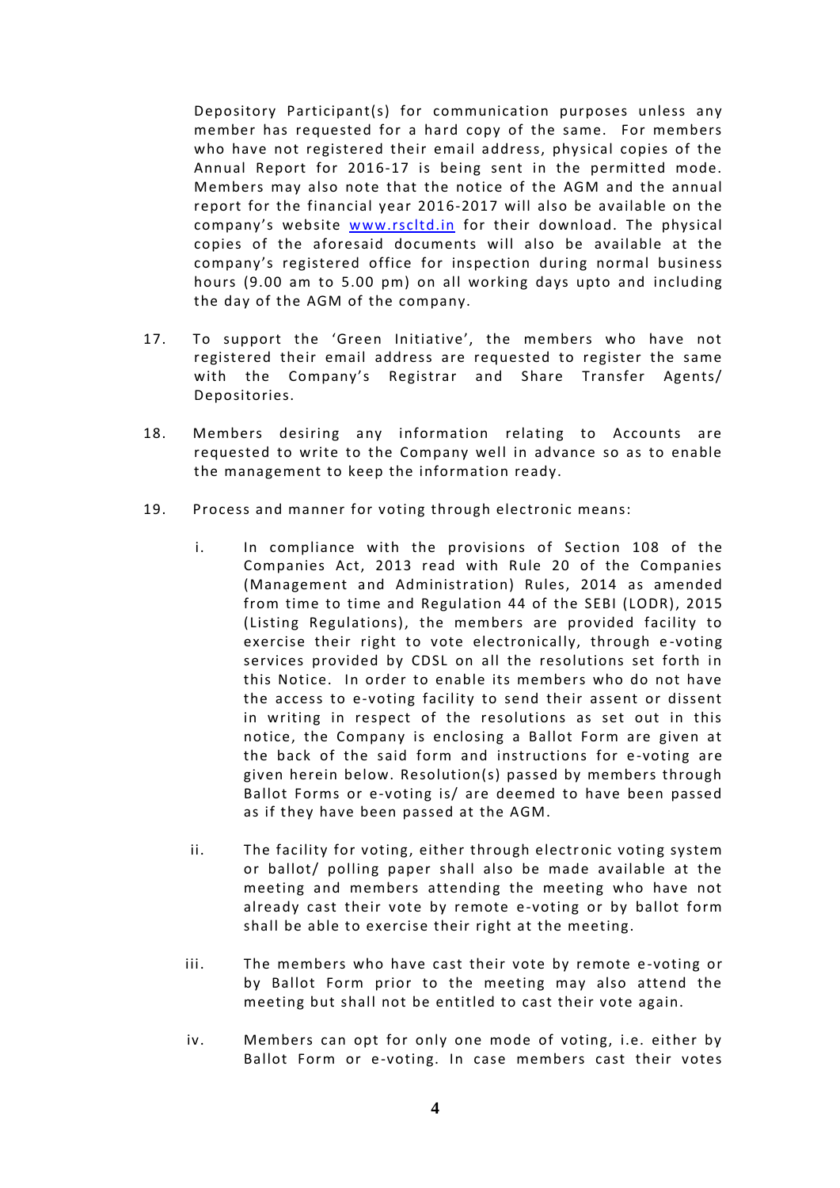Depository Participant(s) for communication purposes unless any member has requested for a hard copy of the same. For members who have not registered their email address, physical copies of the Annual Report for 2016-17 is being sent in the permitted mode. Members may also note that the notice of the AGM and the annual report for the financial year 2016-2017 will also be available on the company's website www.rscltd.in for their download. The physical copies of the aforesaid documents will also be available at the company's registered office for inspection during normal business hours (9.00 am to 5.00 pm) on all working days upto and including the day of the AGM of the company.

17. To support the 'Green Initiative', the members who have not registered their email address are requested to register the same with the Company's Registrar and Share Transfer Agents/ Depositories.

18. Members desiring any information relating to Accounts are requested to write to the Company well in advance so as to enable the management to keep the information ready.

19. Process and manner for voting through electronic means:

    i. In compliance with the provisions of Section 108 of the Companies Act, 2013 read with Rule 20 of the Companies (Management and Administration) Rules, 2014 as amended from time to time and Regulation 44 of the SEBI (LODR), 2015 (Listing Regulations), the members are provided facility to exercise their right to vote electronically, through e-voting services provided by CDSL on all the resolutions set forth in this Notice. In order to enable its members who do not have the access to e-voting facility to send their assent or dissent in writing in respect of the resolutions as set out in this notice, the Company is enclosing a Ballot Form are given at the back of the said form and instructions for e-voting are given herein below. Resolution(s) passed by members through Ballot Forms or e-voting is/ are deemed to have been passed as if they have been passed at the AGM.

    ii. The facility for voting, either through electronic voting system or ballot/ polling paper shall also be made available at the meeting and members attending the meeting who have not already cast their vote by remote e-voting or by ballot form shall be able to exercise their right at the meeting.

    iii. The members who have cast their vote by remote e-voting or by Ballot Form prior to the meeting may also attend the meeting but shall not be entitled to cast their vote again.

    iv. Members can opt for only one mode of voting, i.e. either by Ballot Form or e-voting. In case members cast their votes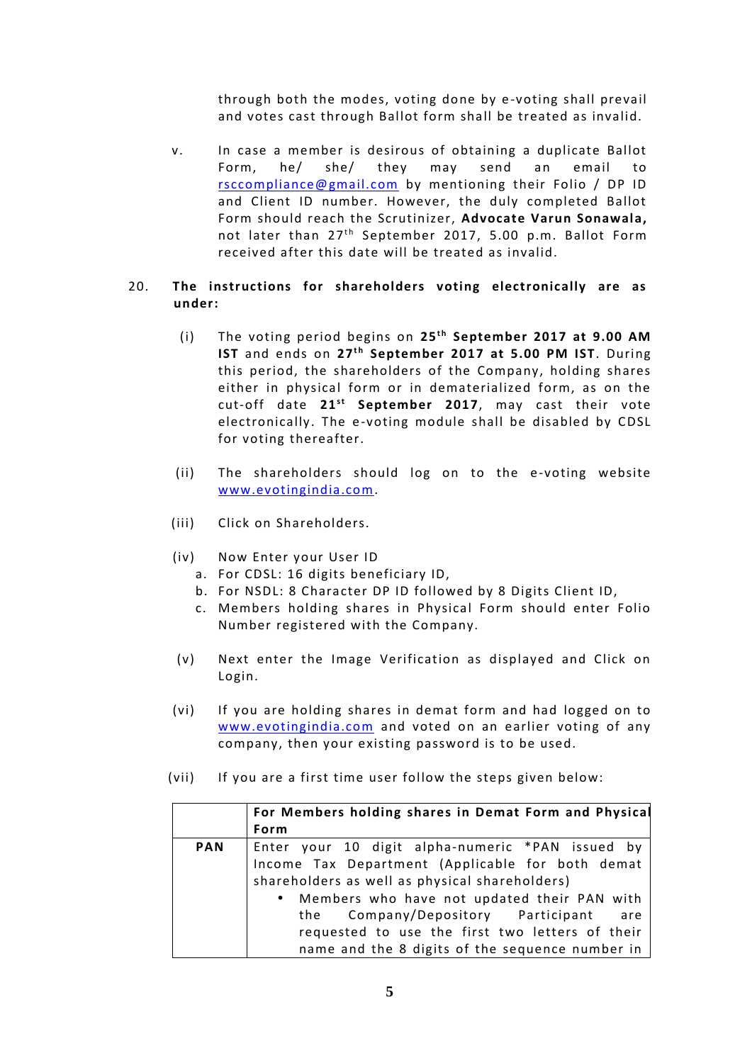through both the modes, voting done by e-voting shall prevail and votes cast through Ballot form shall be treated as invalid.

v. In case a member is desirous of obtaining a duplicate Ballot Form, he/ she/ they may send an email to rsccompliance@gmail.com by mentioning their Folio / DP ID and Client ID number. However, the duly completed Ballot Form should reach the Scrutinizer, **Advocate Varun Sonawala,** not later than 27th September 2017, 5.00 p.m. Ballot Form received after this date will be treated as invalid.

20. **The instructions for shareholders voting electronically are as under:**

(i) The voting period begins on **25th September 2017 at 9.00 AM IST** and ends on **27th September 2017 at 5.00 PM IST**. During this period, the shareholders of the Company, holding shares either in physical form or in dematerialized form, as on the cut-off date **21st September 2017**, may cast their vote electronically. The e-voting module shall be disabled by CDSL for voting thereafter.

(ii) The shareholders should log on to the e-voting website www.evotingindia.com.

(iii) Click on Shareholders.

(iv) Now Enter your User ID
   a. For CDSL: 16 digits beneficiary ID,
   b. For NSDL: 8 Character DP ID followed by 8 Digits Client ID,
   c. Members holding shares in Physical Form should enter Folio Number registered with the Company.

(v) Next enter the Image Verification as displayed and Click on Login.

(vi) If you are holding shares in demat form and had logged on to www.evotingindia.com and voted on an earlier voting of any company, then your existing password is to be used.

(vii) If you are a first time user follow the steps given below:

| | **For Members holding shares in Demat Form and Physical Form** |
|---|---|
| **PAN** | Enter your 10 digit alpha-numeric *PAN issued by Income Tax Department (Applicable for both demat shareholders as well as physical shareholders)<br>• Members who have not updated their PAN with the Company/Depository Participant are requested to use the first two letters of their name and the 8 digits of the sequence number in |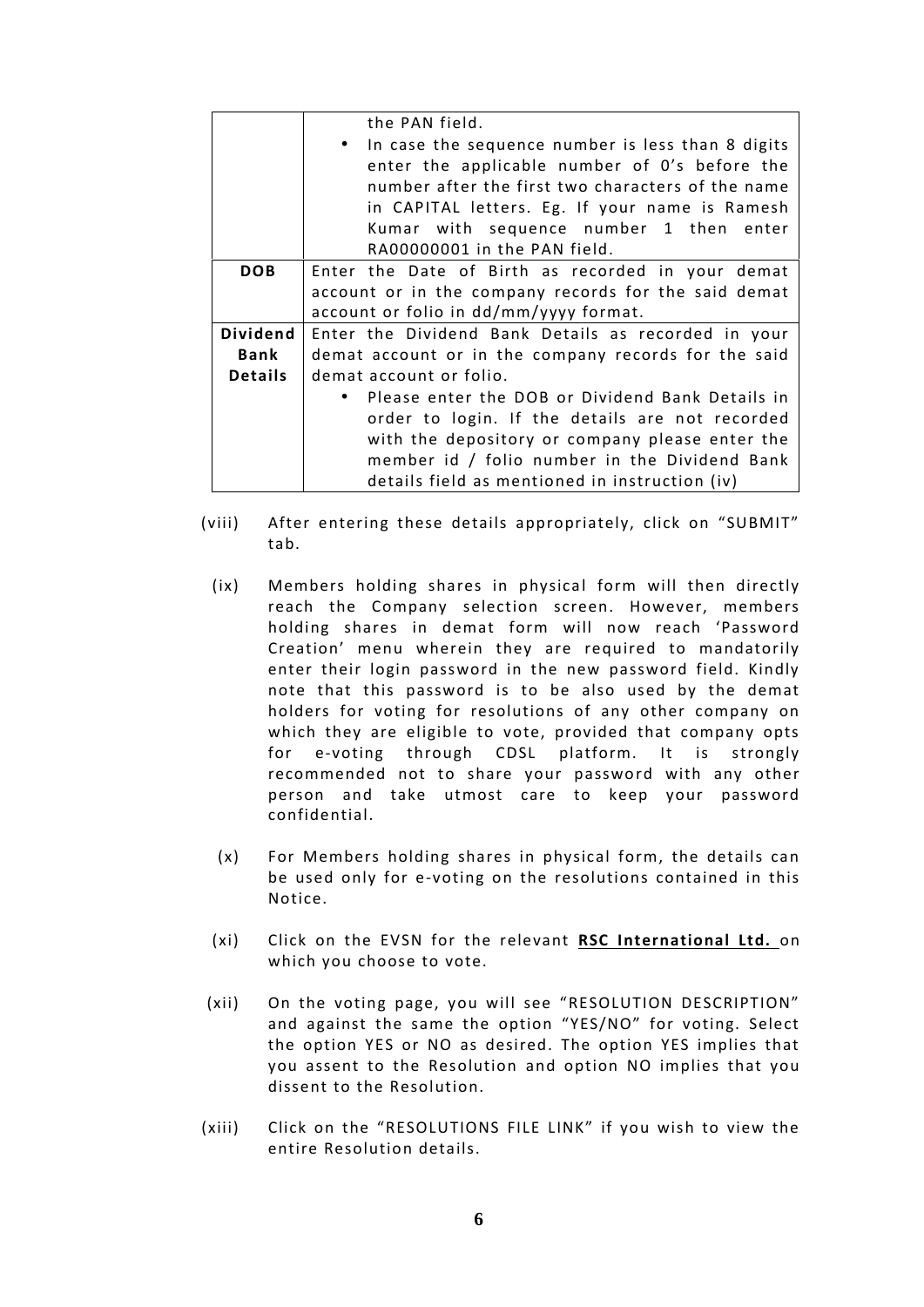| | |
|---|---|
| | the PAN field.<br>• In case the sequence number is less than 8 digits enter the applicable number of 0's before the number after the first two characters of the name in CAPITAL letters. Eg. If your name is Ramesh Kumar with sequence number 1 then enter RA00000001 in the PAN field. |
| **DOB** | Enter the Date of Birth as recorded in your demat account or in the company records for the said demat account or folio in dd/mm/yyyy format. |
| **Dividend Bank Details** | Enter the Dividend Bank Details as recorded in your demat account or in the company records for the said demat account or folio.<br>• Please enter the DOB or Dividend Bank Details in order to login. If the details are not recorded with the depository or company please enter the member id / folio number in the Dividend Bank details field as mentioned in instruction (iv) |

(viii) After entering these details appropriately, click on "SUBMIT" tab.

(ix) Members holding shares in physical form will then directly reach the Company selection screen. However, members holding shares in demat form will now reach 'Password Creation' menu wherein they are required to mandatorily enter their login password in the new password field. Kindly note that this password is to be also used by the demat holders for voting for resolutions of any other company on which they are eligible to vote, provided that company opts for e-voting through CDSL platform. It is strongly recommended not to share your password with any other person and take utmost care to keep your password confidential.

(x) For Members holding shares in physical form, the details can be used only for e-voting on the resolutions contained in this Notice.

(xi) Click on the EVSN for the relevant **RSC International Ltd.** on which you choose to vote.

(xii) On the voting page, you will see "RESOLUTION DESCRIPTION" and against the same the option "YES/NO" for voting. Select the option YES or NO as desired. The option YES implies that you assent to the Resolution and option NO implies that you dissent to the Resolution.

(xiii) Click on the "RESOLUTIONS FILE LINK" if you wish to view the entire Resolution details.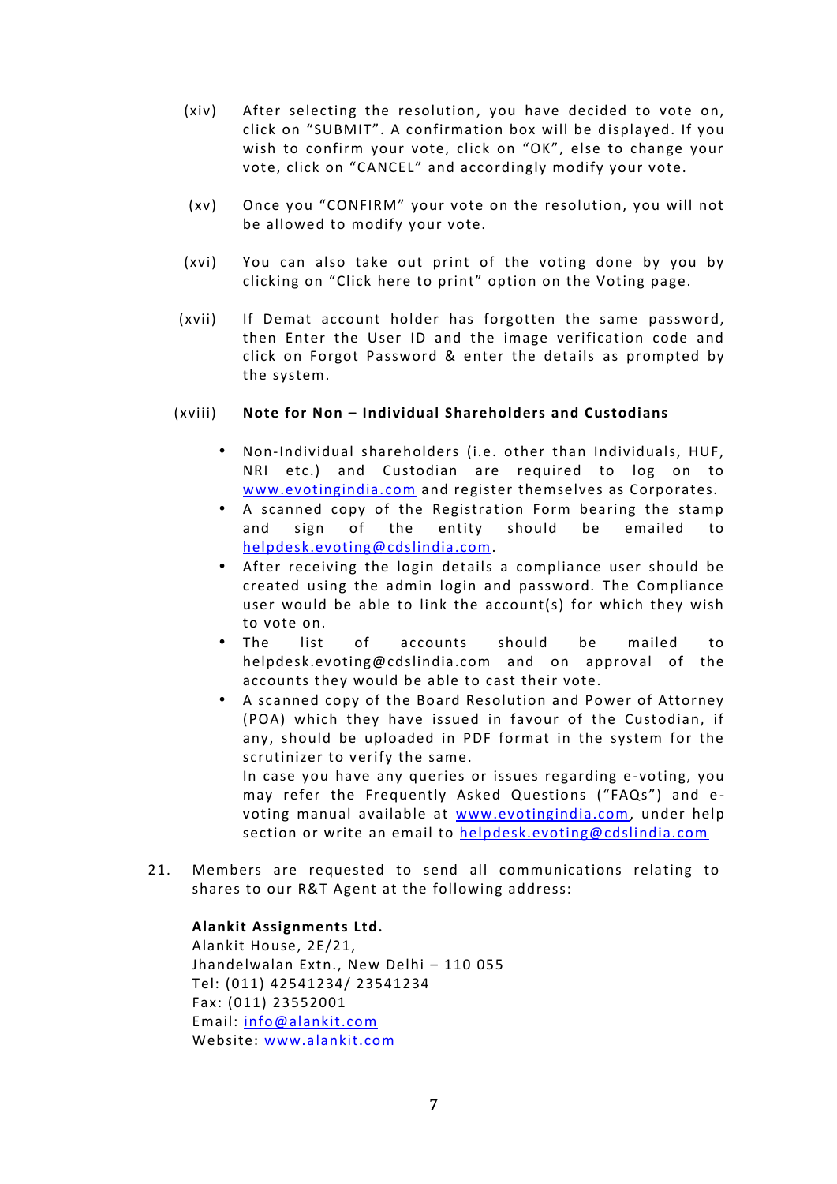(xiv) After selecting the resolution, you have decided to vote on, click on "SUBMIT". A confirmation box will be displayed. If you wish to confirm your vote, click on "OK", else to change your vote, click on "CANCEL" and accordingly modify your vote.

(xv) Once you "CONFIRM" your vote on the resolution, you will not be allowed to modify your vote.

(xvi) You can also take out print of the voting done by you by clicking on "Click here to print" option on the Voting page.

(xvii) If Demat account holder has forgotten the same password, then Enter the User ID and the image verification code and click on Forgot Password & enter the details as prompted by the system.

(xviii) **Note for Non – Individual Shareholders and Custodians**

- Non-Individual shareholders (i.e. other than Individuals, HUF, NRI etc.) and Custodian are required to log on to www.evotingindia.com and register themselves as Corporates.
- A scanned copy of the Registration Form bearing the stamp and sign of the entity should be emailed to helpdesk.evoting@cdslindia.com.
- After receiving the login details a compliance user should be created using the admin login and password. The Compliance user would be able to link the account(s) for which they wish to vote on.
- The list of accounts should be mailed to helpdesk.evoting@cdslindia.com and on approval of the accounts they would be able to cast their vote.
- A scanned copy of the Board Resolution and Power of Attorney (POA) which they have issued in favour of the Custodian, if any, should be uploaded in PDF format in the system for the scrutinizer to verify the same.
  In case you have any queries or issues regarding e-voting, you may refer the Frequently Asked Questions ("FAQs") and e-voting manual available at www.evotingindia.com, under help section or write an email to helpdesk.evoting@cdslindia.com

21. Members are requested to send all communications relating to shares to our R&T Agent at the following address:

**Alankit Assignments Ltd.**
Alankit House, 2E/21,
Jhandelwalan Extn., New Delhi – 110 055
Tel: (011) 42541234/ 23541234
Fax: (011) 23552001
Email: info@alankit.com
Website: www.alankit.com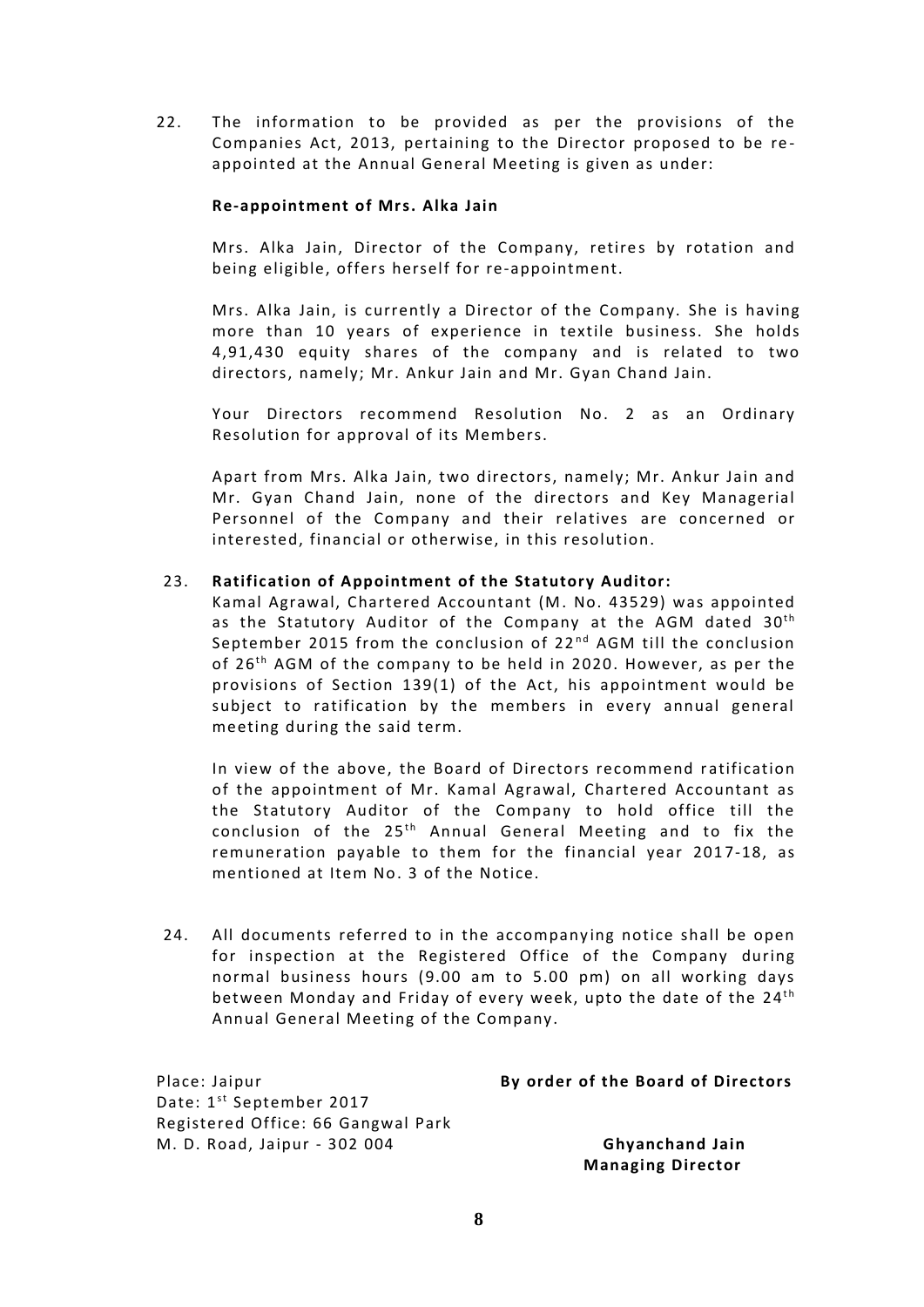22. The information to be provided as per the provisions of the Companies Act, 2013, pertaining to the Director proposed to be re-appointed at the Annual General Meeting is given as under:

**Re-appointment of Mrs. Alka Jain**

Mrs. Alka Jain, Director of the Company, retires by rotation and being eligible, offers herself for re-appointment.

Mrs. Alka Jain, is currently a Director of the Company. She is having more than 10 years of experience in textile business. She holds 4,91,430 equity shares of the company and is related to two directors, namely; Mr. Ankur Jain and Mr. Gyan Chand Jain.

Your Directors recommend Resolution No. 2 as an Ordinary Resolution for approval of its Members.

Apart from Mrs. Alka Jain, two directors, namely; Mr. Ankur Jain and Mr. Gyan Chand Jain, none of the directors and Key Managerial Personnel of the Company and their relatives are concerned or interested, financial or otherwise, in this resolution.

23. **Ratification of Appointment of the Statutory Auditor:**
Kamal Agrawal, Chartered Accountant (M. No. 43529) was appointed as the Statutory Auditor of the Company at the AGM dated 30th September 2015 from the conclusion of 22nd AGM till the conclusion of 26th AGM of the company to be held in 2020. However, as per the provisions of Section 139(1) of the Act, his appointment would be subject to ratification by the members in every annual general meeting during the said term.

In view of the above, the Board of Directors recommend ratification of the appointment of Mr. Kamal Agrawal, Chartered Accountant as the Statutory Auditor of the Company to hold office till the conclusion of the 25th Annual General Meeting and to fix the remuneration payable to them for the financial year 2017-18, as mentioned at Item No. 3 of the Notice.

24. All documents referred to in the accompanying notice shall be open for inspection at the Registered Office of the Company during normal business hours (9.00 am to 5.00 pm) on all working days between Monday and Friday of every week, upto the date of the 24th Annual General Meeting of the Company.

Place: Jaipur
Date: 1st September 2017
Registered Office: 66 Gangwal Park
M. D. Road, Jaipur - 302 004

**By order of the Board of Directors**

**Ghyanchand Jain**
**Managing Director**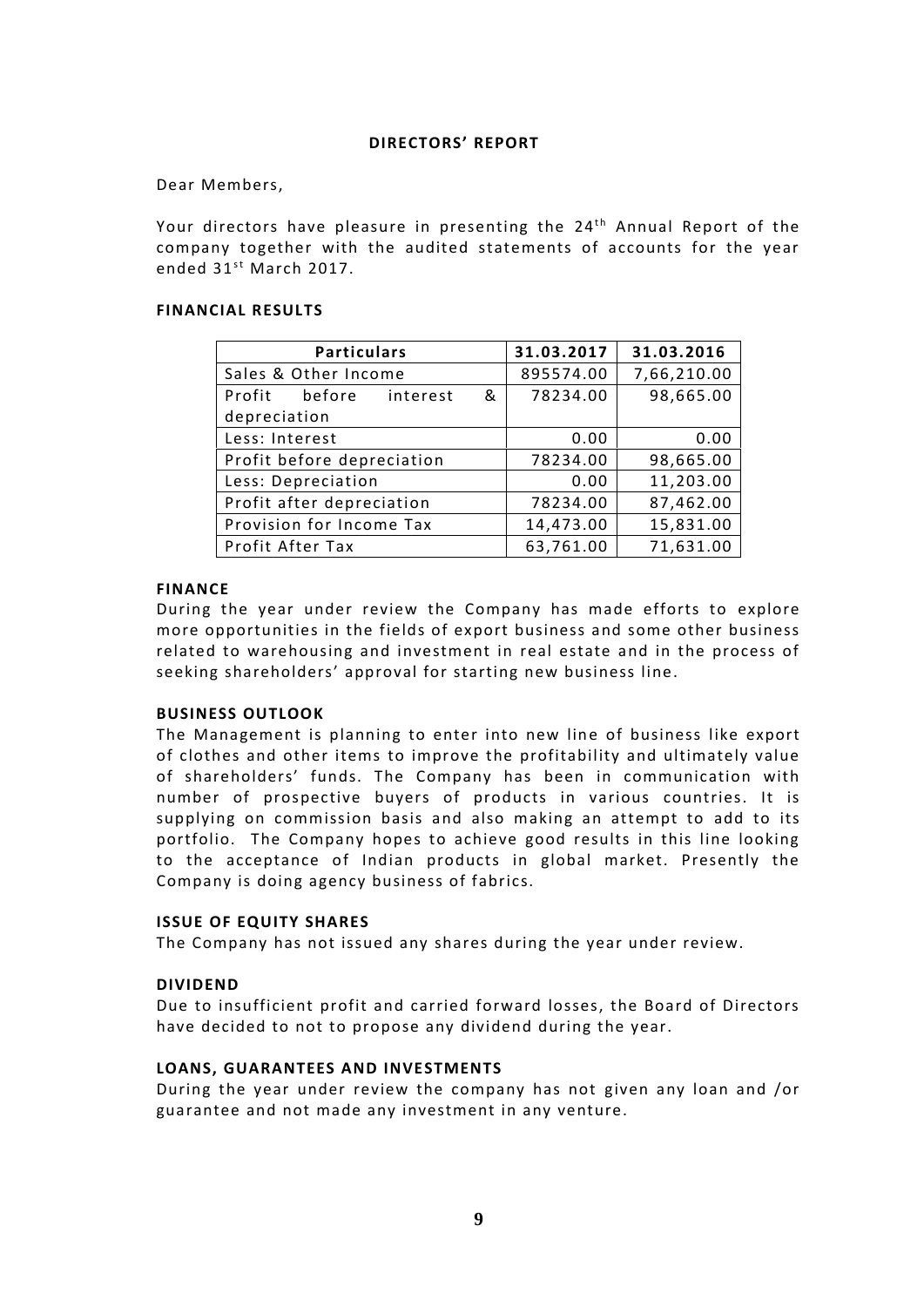# DIRECTORS' REPORT

Dear Members,

Your directors have pleasure in presenting the 24th Annual Report of the company together with the audited statements of accounts for the year ended 31st March 2017.

## FINANCIAL RESULTS

| Particulars | 31.03.2017 | 31.03.2016 |
|---|---|---|
| Sales & Other Income | 895574.00 | 7,66,210.00 |
| Profit before interest & depreciation | 78234.00 | 98,665.00 |
| Less: Interest | 0.00 | 0.00 |
| Profit before depreciation | 78234.00 | 98,665.00 |
| Less: Depreciation | 0.00 | 11,203.00 |
| Profit after depreciation | 78234.00 | 87,462.00 |
| Provision for Income Tax | 14,473.00 | 15,831.00 |
| Profit After Tax | 63,761.00 | 71,631.00 |

## FINANCE

During the year under review the Company has made efforts to explore more opportunities in the fields of export business and some other business related to warehousing and investment in real estate and in the process of seeking shareholders' approval for starting new business line.

## BUSINESS OUTLOOK

The Management is planning to enter into new line of business like export of clothes and other items to improve the profitability and ultimately value of shareholders' funds. The Company has been in communication with number of prospective buyers of products in various countries. It is supplying on commission basis and also making an attempt to add to its portfolio. The Company hopes to achieve good results in this line looking to the acceptance of Indian products in global market. Presently the Company is doing agency business of fabrics.

## ISSUE OF EQUITY SHARES

The Company has not issued any shares during the year under review.

## DIVIDEND

Due to insufficient profit and carried forward losses, the Board of Directors have decided to not to propose any dividend during the year.

## LOANS, GUARANTEES AND INVESTMENTS

During the year under review the company has not given any loan and /or guarantee and not made any investment in any venture.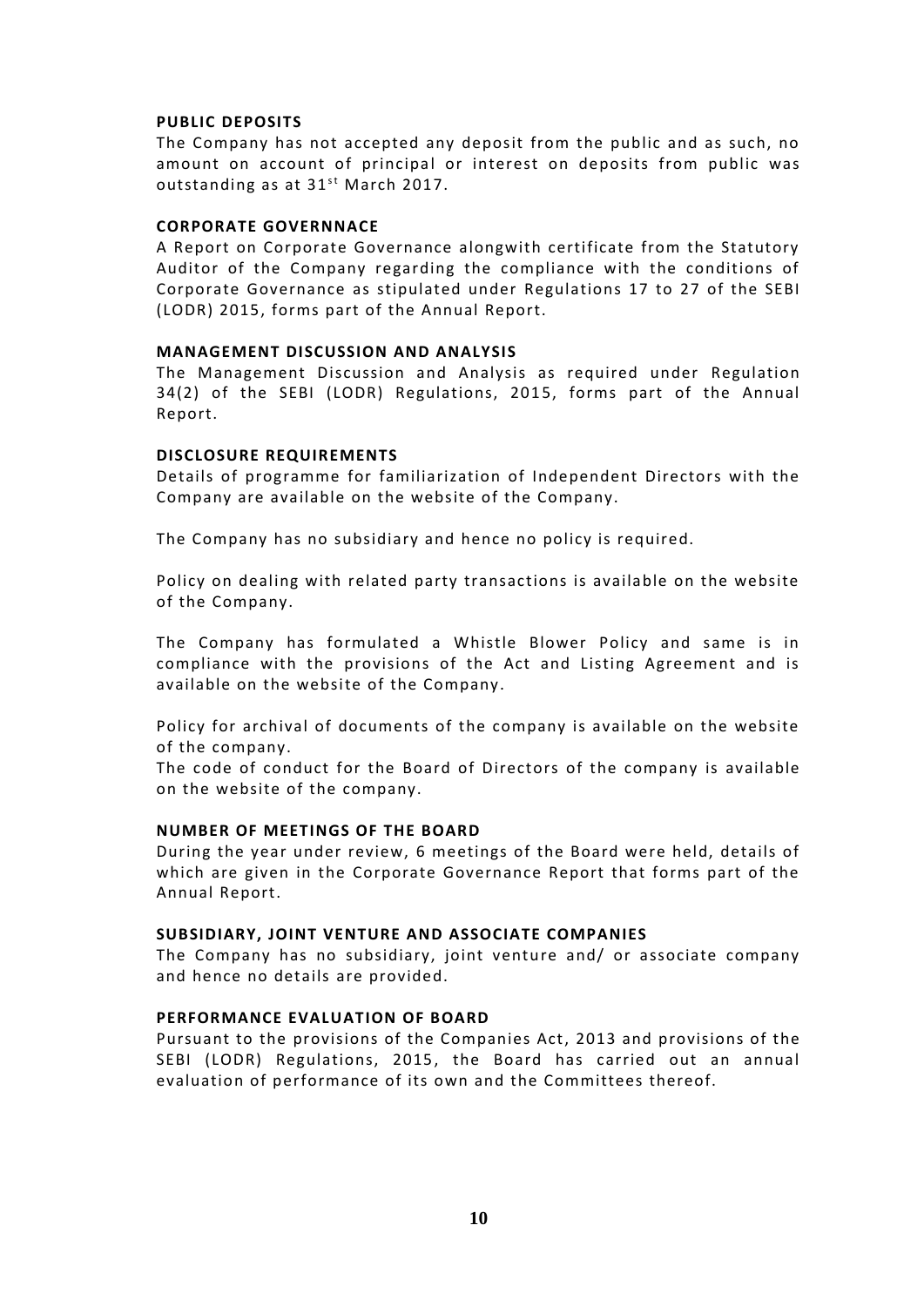### PUBLIC DEPOSITS

The Company has not accepted any deposit from the public and as such, no amount on account of principal or interest on deposits from public was outstanding as at 31st March 2017.

### CORPORATE GOVERNNACE

A Report on Corporate Governance alongwith certificate from the Statutory Auditor of the Company regarding the compliance with the conditions of Corporate Governance as stipulated under Regulations 17 to 27 of the SEBI (LODR) 2015, forms part of the Annual Report.

### MANAGEMENT DISCUSSION AND ANALYSIS

The Management Discussion and Analysis as required under Regulation 34(2) of the SEBI (LODR) Regulations, 2015, forms part of the Annual Report.

### DISCLOSURE REQUIREMENTS

Details of programme for familiarization of Independent Directors with the Company are available on the website of the Company.

The Company has no subsidiary and hence no policy is required.

Policy on dealing with related party transactions is available on the website of the Company.

The Company has formulated a Whistle Blower Policy and same is in compliance with the provisions of the Act and Listing Agreement and is available on the website of the Company.

Policy for archival of documents of the company is available on the website of the company.

The code of conduct for the Board of Directors of the company is available on the website of the company.

### NUMBER OF MEETINGS OF THE BOARD

During the year under review, 6 meetings of the Board were held, details of which are given in the Corporate Governance Report that forms part of the Annual Report.

### SUBSIDIARY, JOINT VENTURE AND ASSOCIATE COMPANIES

The Company has no subsidiary, joint venture and/ or associate company and hence no details are provided.

### PERFORMANCE EVALUATION OF BOARD

Pursuant to the provisions of the Companies Act, 2013 and provisions of the SEBI (LODR) Regulations, 2015, the Board has carried out an annual evaluation of performance of its own and the Committees thereof.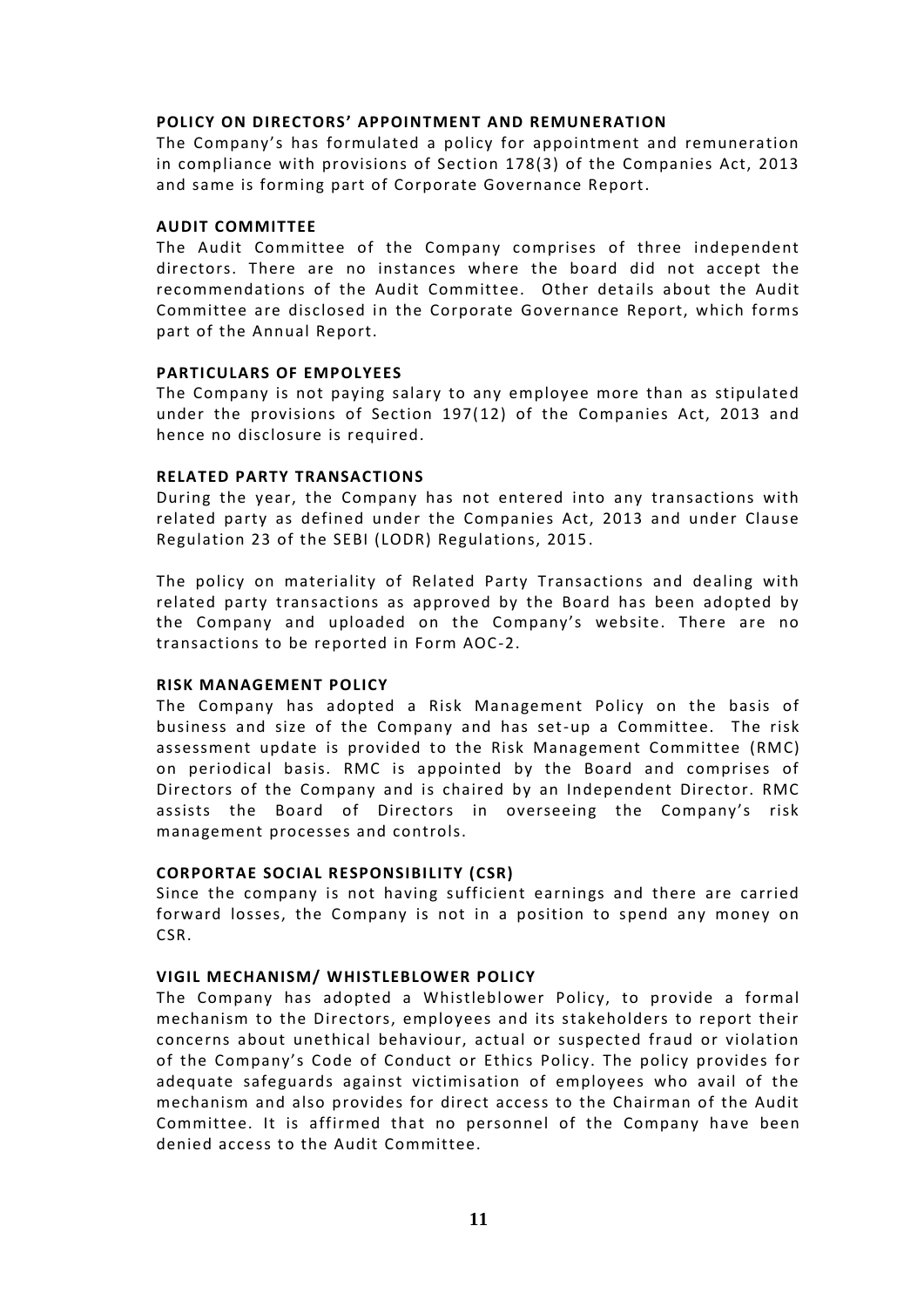**POLICY ON DIRECTORS' APPOINTMENT AND REMUNERATION**

The Company's has formulated a policy for appointment and remuneration in compliance with provisions of Section 178(3) of the Companies Act, 2013 and same is forming part of Corporate Governance Report.

**AUDIT COMMITTEE**

The Audit Committee of the Company comprises of three independent directors. There are no instances where the board did not accept the recommendations of the Audit Committee. Other details about the Audit Committee are disclosed in the Corporate Governance Report, which forms part of the Annual Report.

**PARTICULARS OF EMPOLYEES**

The Company is not paying salary to any employee more than as stipulated under the provisions of Section 197(12) of the Companies Act, 2013 and hence no disclosure is required.

**RELATED PARTY TRANSACTIONS**

During the year, the Company has not entered into any transactions with related party as defined under the Companies Act, 2013 and under Clause Regulation 23 of the SEBI (LODR) Regulations, 2015.

The policy on materiality of Related Party Transactions and dealing with related party transactions as approved by the Board has been adopted by the Company and uploaded on the Company's website. There are no transactions to be reported in Form AOC-2.

**RISK MANAGEMENT POLICY**

The Company has adopted a Risk Management Policy on the basis of business and size of the Company and has set-up a Committee. The risk assessment update is provided to the Risk Management Committee (RMC) on periodical basis. RMC is appointed by the Board and comprises of Directors of the Company and is chaired by an Independent Director. RMC assists the Board of Directors in overseeing the Company's risk management processes and controls.

**CORPORTAE SOCIAL RESPONSIBILITY (CSR)**

Since the company is not having sufficient earnings and there are carried forward losses, the Company is not in a position to spend any money on CSR.

**VIGIL MECHANISM/ WHISTLEBLOWER POLICY**

The Company has adopted a Whistleblower Policy, to provide a formal mechanism to the Directors, employees and its stakeholders to report their concerns about unethical behaviour, actual or suspected fraud or violation of the Company's Code of Conduct or Ethics Policy. The policy provides for adequate safeguards against victimisation of employees who avail of the mechanism and also provides for direct access to the Chairman of the Audit Committee. It is affirmed that no personnel of the Company have been denied access to the Audit Committee.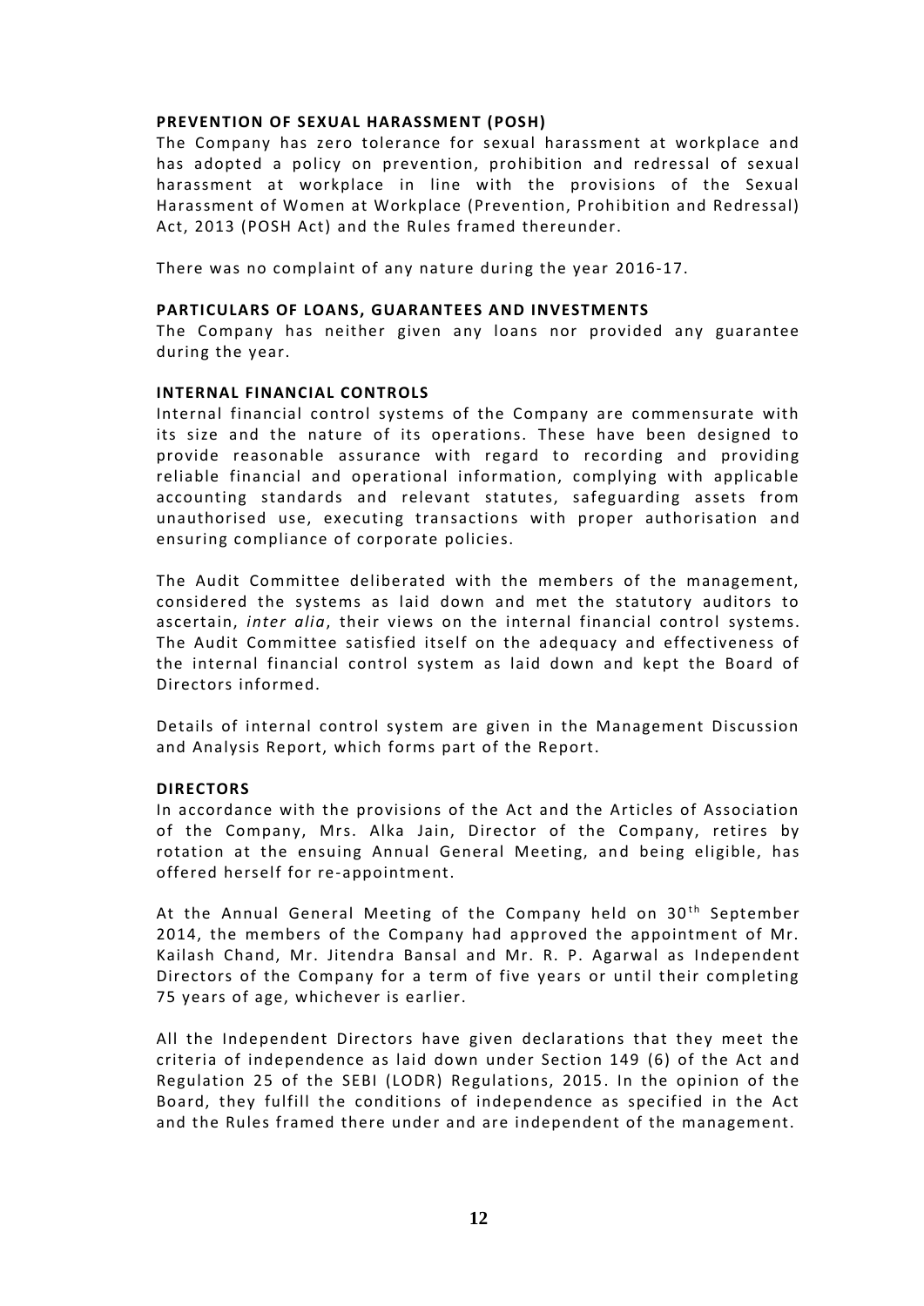**PREVENTION OF SEXUAL HARASSMENT (POSH)**

The Company has zero tolerance for sexual harassment at workplace and has adopted a policy on prevention, prohibition and redressal of sexual harassment at workplace in line with the provisions of the Sexual Harassment of Women at Workplace (Prevention, Prohibition and Redressal) Act, 2013 (POSH Act) and the Rules framed thereunder.

There was no complaint of any nature during the year 2016-17.

**PARTICULARS OF LOANS, GUARANTEES AND INVESTMENTS**

The Company has neither given any loans nor provided any guarantee during the year.

**INTERNAL FINANCIAL CONTROLS**

Internal financial control systems of the Company are commensurate with its size and the nature of its operations. These have been designed to provide reasonable assurance with regard to recording and providing reliable financial and operational information, complying with applicable accounting standards and relevant statutes, safeguarding assets from unauthorised use, executing transactions with proper authorisation and ensuring compliance of corporate policies.

The Audit Committee deliberated with the members of the management, considered the systems as laid down and met the statutory auditors to ascertain, *inter alia*, their views on the internal financial control systems. The Audit Committee satisfied itself on the adequacy and effectiveness of the internal financial control system as laid down and kept the Board of Directors informed.

Details of internal control system are given in the Management Discussion and Analysis Report, which forms part of the Report.

**DIRECTORS**

In accordance with the provisions of the Act and the Articles of Association of the Company, Mrs. Alka Jain, Director of the Company, retires by rotation at the ensuing Annual General Meeting, and being eligible, has offered herself for re-appointment.

At the Annual General Meeting of the Company held on 30th September 2014, the members of the Company had approved the appointment of Mr. Kailash Chand, Mr. Jitendra Bansal and Mr. R. P. Agarwal as Independent Directors of the Company for a term of five years or until their completing 75 years of age, whichever is earlier.

All the Independent Directors have given declarations that they meet the criteria of independence as laid down under Section 149 (6) of the Act and Regulation 25 of the SEBI (LODR) Regulations, 2015. In the opinion of the Board, they fulfill the conditions of independence as specified in the Act and the Rules framed there under and are independent of the management.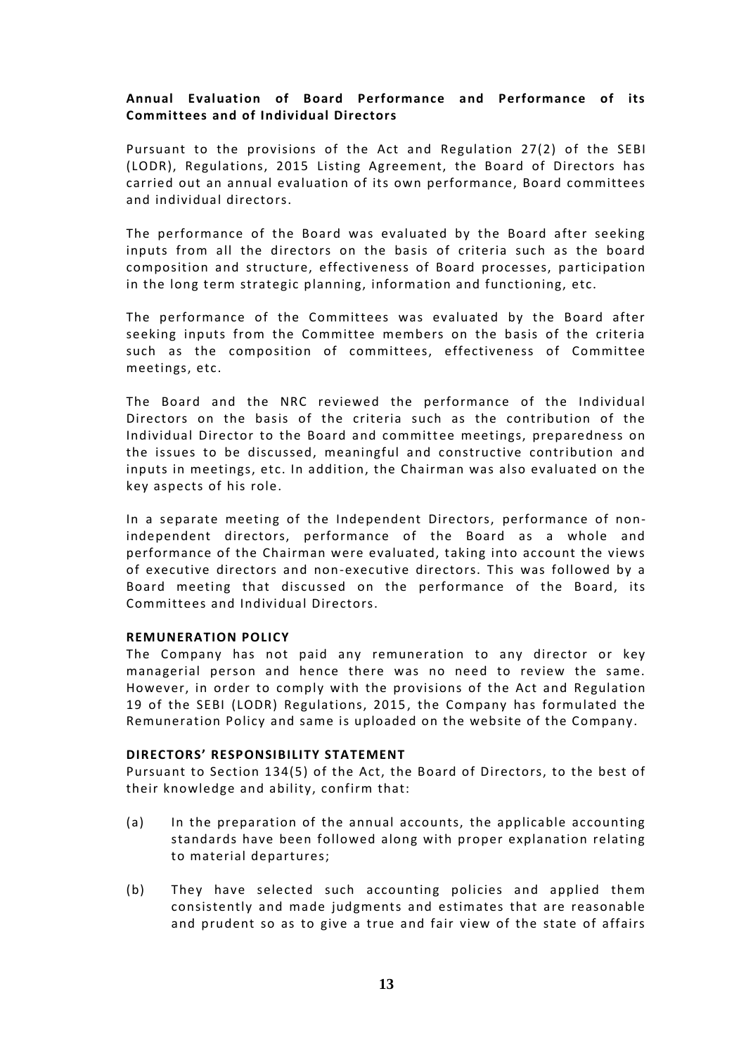**Annual Evaluation of Board Performance and Performance of its Committees and of Individual Directors**

Pursuant to the provisions of the Act and Regulation 27(2) of the SEBI (LODR), Regulations, 2015 Listing Agreement, the Board of Directors has carried out an annual evaluation of its own performance, Board committees and individual directors.

The performance of the Board was evaluated by the Board after seeking inputs from all the directors on the basis of criteria such as the board composition and structure, effectiveness of Board processes, participation in the long term strategic planning, information and functioning, etc.

The performance of the Committees was evaluated by the Board after seeking inputs from the Committee members on the basis of the criteria such as the composition of committees, effectiveness of Committee meetings, etc.

The Board and the NRC reviewed the performance of the Individual Directors on the basis of the criteria such as the contribution of the Individual Director to the Board and committee meetings, preparedness on the issues to be discussed, meaningful and constructive contribution and inputs in meetings, etc. In addition, the Chairman was also evaluated on the key aspects of his role.

In a separate meeting of the Independent Directors, performance of non-independent directors, performance of the Board as a whole and performance of the Chairman were evaluated, taking into account the views of executive directors and non-executive directors. This was followed by a Board meeting that discussed on the performance of the Board, its Committees and Individual Directors.

**REMUNERATION POLICY**

The Company has not paid any remuneration to any director or key managerial person and hence there was no need to review the same. However, in order to comply with the provisions of the Act and Regulation 19 of the SEBI (LODR) Regulations, 2015, the Company has formulated the Remuneration Policy and same is uploaded on the website of the Company.

**DIRECTORS' RESPONSIBILITY STATEMENT**

Pursuant to Section 134(5) of the Act, the Board of Directors, to the best of their knowledge and ability, confirm that:

(a) In the preparation of the annual accounts, the applicable accounting standards have been followed along with proper explanation relating to material departures;

(b) They have selected such accounting policies and applied them consistently and made judgments and estimates that are reasonable and prudent so as to give a true and fair view of the state of affairs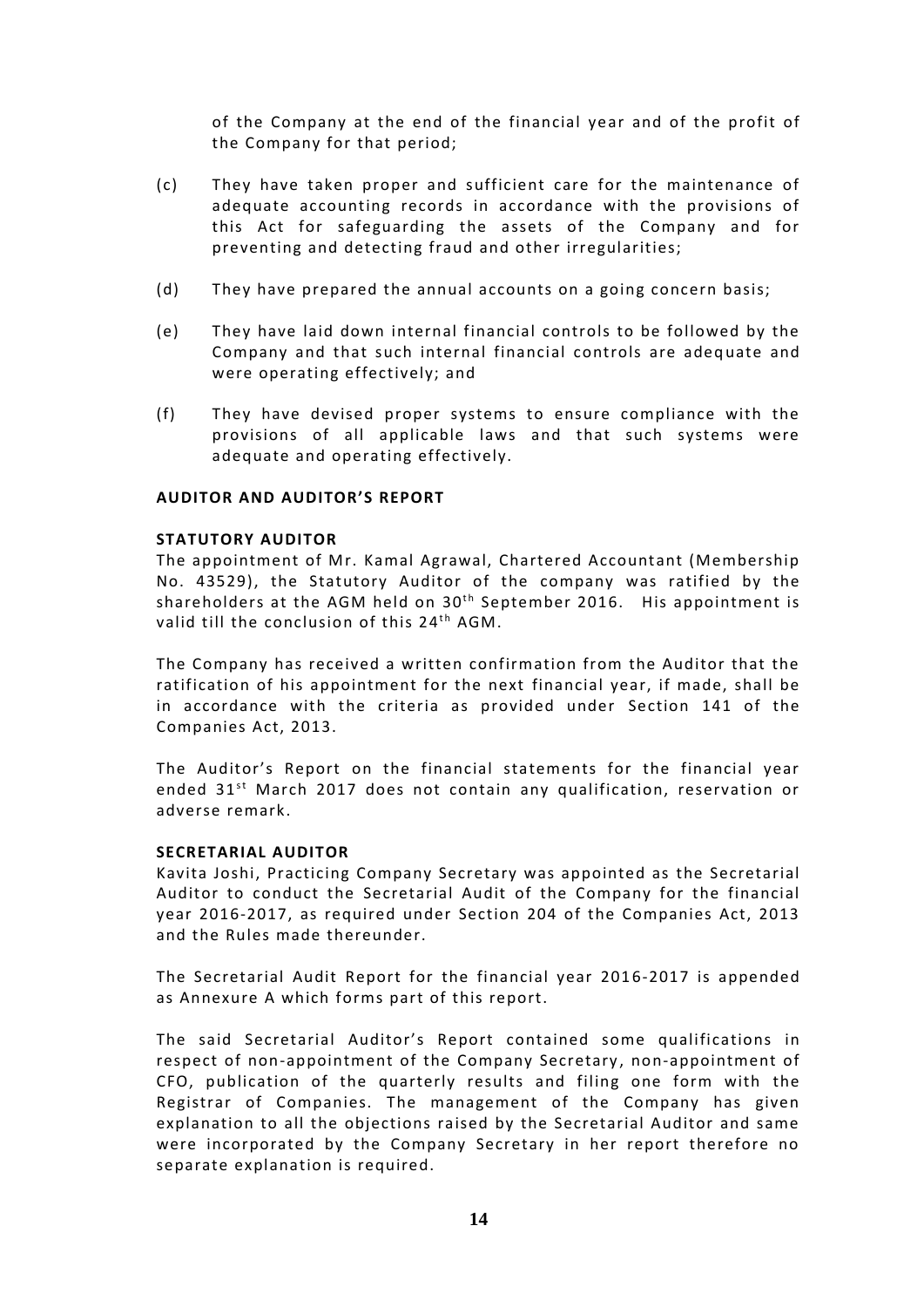of the Company at the end of the financial year and of the profit of the Company for that period;

(c) They have taken proper and sufficient care for the maintenance of adequate accounting records in accordance with the provisions of this Act for safeguarding the assets of the Company and for preventing and detecting fraud and other irregularities;

(d) They have prepared the annual accounts on a going concern basis;

(e) They have laid down internal financial controls to be followed by the Company and that such internal financial controls are adequate and were operating effectively; and

(f) They have devised proper systems to ensure compliance with the provisions of all applicable laws and that such systems were adequate and operating effectively.

**AUDITOR AND AUDITOR'S REPORT**

**STATUTORY AUDITOR**

The appointment of Mr. Kamal Agrawal, Chartered Accountant (Membership No. 43529), the Statutory Auditor of the company was ratified by the shareholders at the AGM held on 30th September 2016. His appointment is valid till the conclusion of this 24th AGM.

The Company has received a written confirmation from the Auditor that the ratification of his appointment for the next financial year, if made, shall be in accordance with the criteria as provided under Section 141 of the Companies Act, 2013.

The Auditor's Report on the financial statements for the financial year ended 31st March 2017 does not contain any qualification, reservation or adverse remark.

**SECRETARIAL AUDITOR**

Kavita Joshi, Practicing Company Secretary was appointed as the Secretarial Auditor to conduct the Secretarial Audit of the Company for the financial year 2016-2017, as required under Section 204 of the Companies Act, 2013 and the Rules made thereunder.

The Secretarial Audit Report for the financial year 2016-2017 is appended as Annexure A which forms part of this report.

The said Secretarial Auditor's Report contained some qualifications in respect of non-appointment of the Company Secretary, non-appointment of CFO, publication of the quarterly results and filing one form with the Registrar of Companies. The management of the Company has given explanation to all the objections raised by the Secretarial Auditor and same were incorporated by the Company Secretary in her report therefore no separate explanation is required.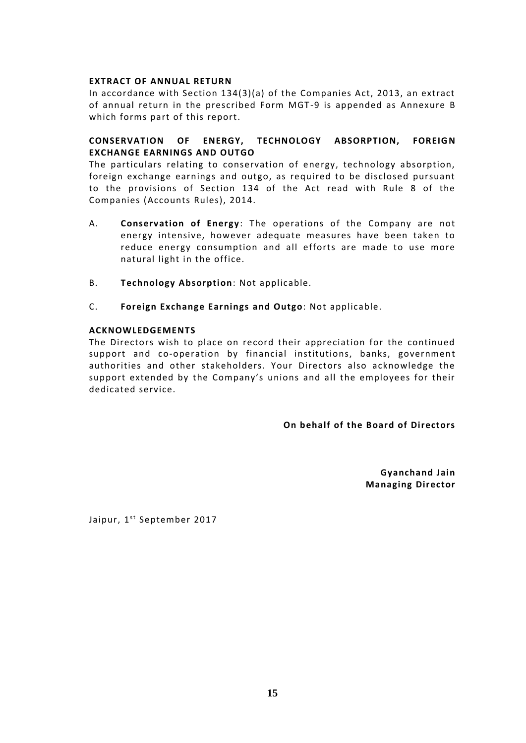**EXTRACT OF ANNUAL RETURN**

In accordance with Section 134(3)(a) of the Companies Act, 2013, an extract of annual return in the prescribed Form MGT-9 is appended as Annexure B which forms part of this report.

**CONSERVATION OF ENERGY, TECHNOLOGY ABSORPTION, FOREIGN EXCHANGE EARNINGS AND OUTGO**

The particulars relating to conservation of energy, technology absorption, foreign exchange earnings and outgo, as required to be disclosed pursuant to the provisions of Section 134 of the Act read with Rule 8 of the Companies (Accounts Rules), 2014.

A. **Conservation of Energy**: The operations of the Company are not energy intensive, however adequate measures have been taken to reduce energy consumption and all efforts are made to use more natural light in the office.

B. **Technology Absorption**: Not applicable.

C. **Foreign Exchange Earnings and Outgo**: Not applicable.

**ACKNOWLEDGEMENTS**

The Directors wish to place on record their appreciation for the continued support and co-operation by financial institutions, banks, government authorities and other stakeholders. Your Directors also acknowledge the support extended by the Company's unions and all the employees for their dedicated service.

**On behalf of the Board of Directors**

**Gyanchand Jain**
**Managing Director**

Jaipur, 1st September 2017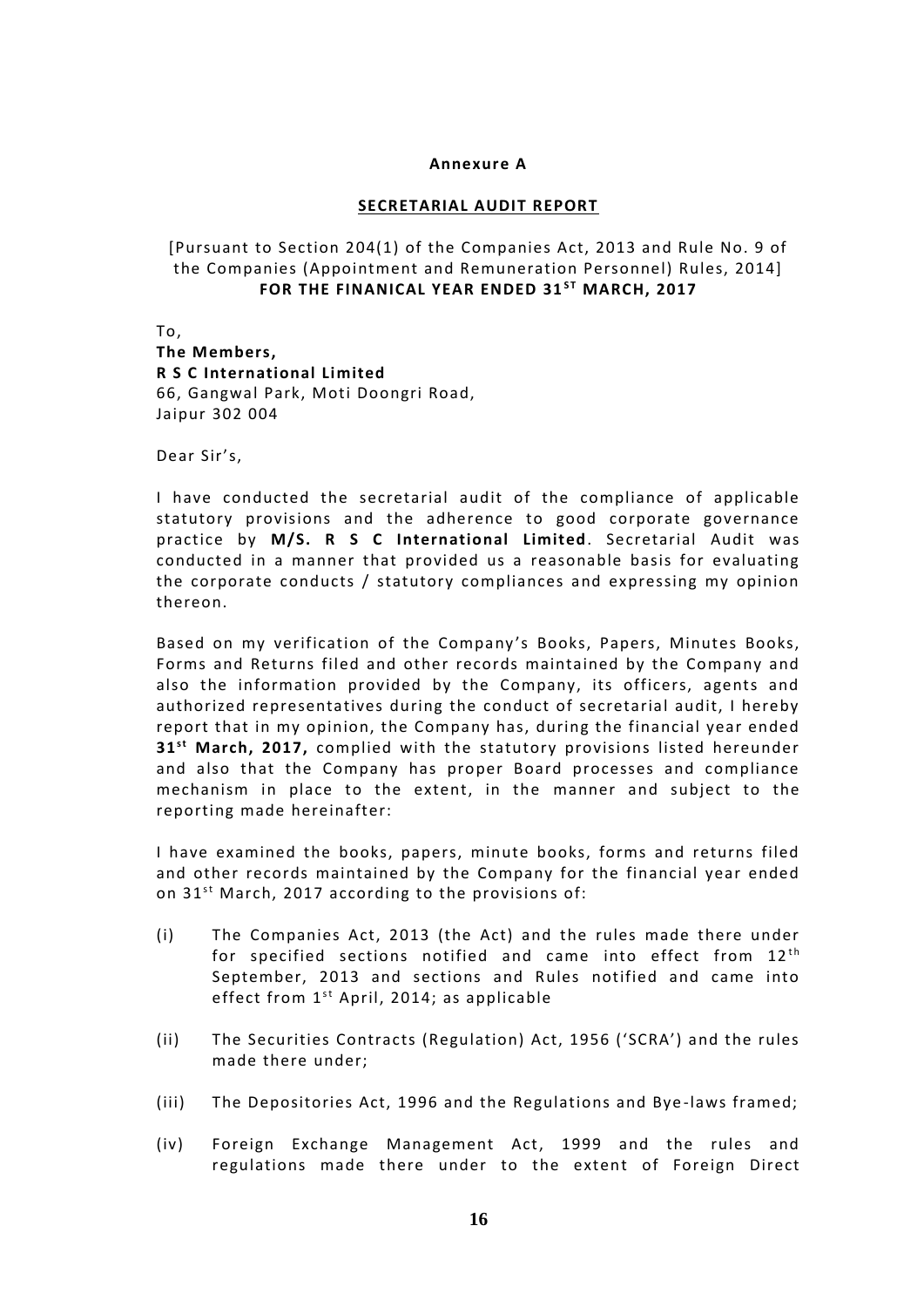**Annexure A**

**SECRETARIAL AUDIT REPORT**

[Pursuant to Section 204(1) of the Companies Act, 2013 and Rule No. 9 of the Companies (Appointment and Remuneration Personnel) Rules, 2014]
**FOR THE FINANICAL YEAR ENDED 31ST MARCH, 2017**

To,
**The Members,**
**R S C International Limited**
66, Gangwal Park, Moti Doongri Road,
Jaipur 302 004

Dear Sir's,

I have conducted the secretarial audit of the compliance of applicable statutory provisions and the adherence to good corporate governance practice by **M/S. R S C International Limited**. Secretarial Audit was conducted in a manner that provided us a reasonable basis for evaluating the corporate conducts / statutory compliances and expressing my opinion thereon.

Based on my verification of the Company's Books, Papers, Minutes Books, Forms and Returns filed and other records maintained by the Company and also the information provided by the Company, its officers, agents and authorized representatives during the conduct of secretarial audit, I hereby report that in my opinion, the Company has, during the financial year ended **31st March, 2017,** complied with the statutory provisions listed hereunder and also that the Company has proper Board processes and compliance mechanism in place to the extent, in the manner and subject to the reporting made hereinafter:

I have examined the books, papers, minute books, forms and returns filed and other records maintained by the Company for the financial year ended on 31st March, 2017 according to the provisions of:

(i) The Companies Act, 2013 (the Act) and the rules made there under for specified sections notified and came into effect from 12th September, 2013 and sections and Rules notified and came into effect from 1st April, 2014; as applicable

(ii) The Securities Contracts (Regulation) Act, 1956 ('SCRA') and the rules made there under;

(iii) The Depositories Act, 1996 and the Regulations and Bye-laws framed;

(iv) Foreign Exchange Management Act, 1999 and the rules and regulations made there under to the extent of Foreign Direct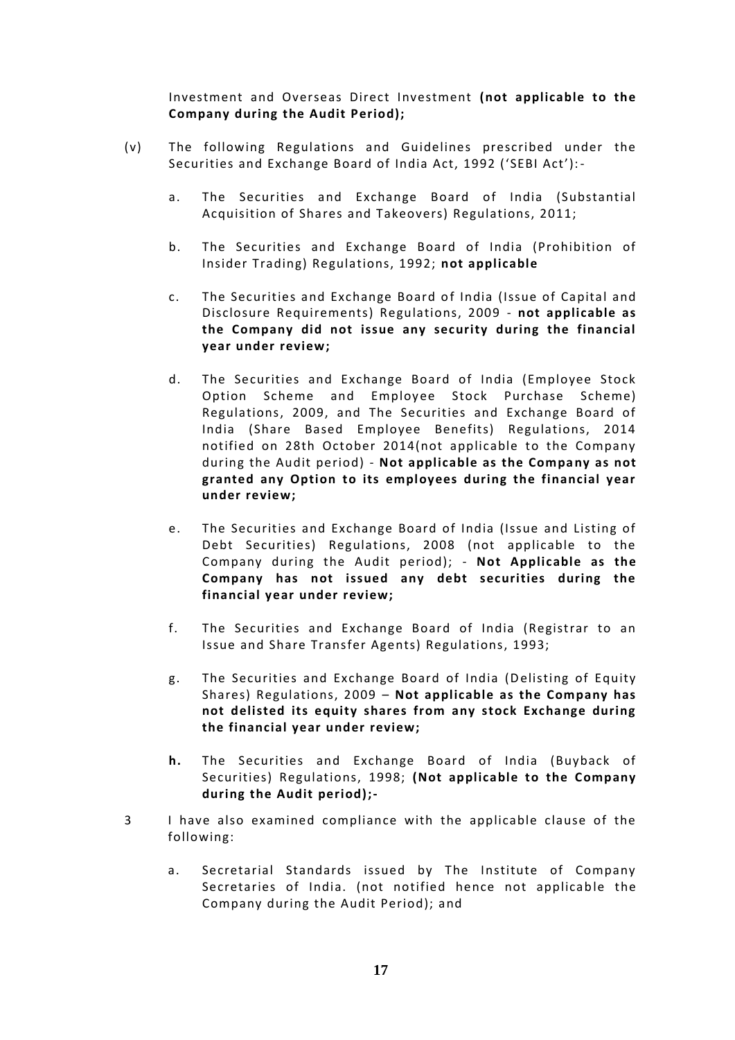Investment and Overseas Direct Investment **(not applicable to the Company during the Audit Period);**

(v) The following Regulations and Guidelines prescribed under the Securities and Exchange Board of India Act, 1992 ('SEBI Act'):-

a. The Securities and Exchange Board of India (Substantial Acquisition of Shares and Takeovers) Regulations, 2011;

b. The Securities and Exchange Board of India (Prohibition of Insider Trading) Regulations, 1992; **not applicable**

c. The Securities and Exchange Board of India (Issue of Capital and Disclosure Requirements) Regulations, 2009 - **not applicable as the Company did not issue any security during the financial year under review;**

d. The Securities and Exchange Board of India (Employee Stock Option Scheme and Employee Stock Purchase Scheme) Regulations, 2009, and The Securities and Exchange Board of India (Share Based Employee Benefits) Regulations, 2014 notified on 28th October 2014(not applicable to the Company during the Audit period) - **Not applicable as the Company as not granted any Option to its employees during the financial year under review;**

e. The Securities and Exchange Board of India (Issue and Listing of Debt Securities) Regulations, 2008 (not applicable to the Company during the Audit period); - **Not Applicable as the Company has not issued any debt securities during the financial year under review;**

f. The Securities and Exchange Board of India (Registrar to an Issue and Share Transfer Agents) Regulations, 1993;

g. The Securities and Exchange Board of India (Delisting of Equity Shares) Regulations, 2009 – **Not applicable as the Company has not delisted its equity shares from any stock Exchange during the financial year under review;**

**h.** The Securities and Exchange Board of India (Buyback of Securities) Regulations, 1998; **(Not applicable to the Company during the Audit period);-**

3 I have also examined compliance with the applicable clause of the following:

a. Secretarial Standards issued by The Institute of Company Secretaries of India. (not notified hence not applicable the Company during the Audit Period); and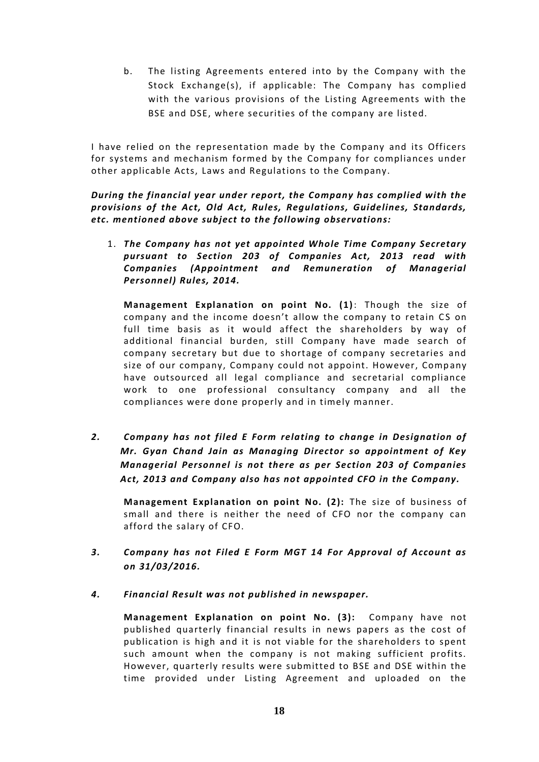b. The listing Agreements entered into by the Company with the Stock Exchange(s), if applicable: The Company has complied with the various provisions of the Listing Agreements with the BSE and DSE, where securities of the company are listed.

I have relied on the representation made by the Company and its Officers for systems and mechanism formed by the Company for compliances under other applicable Acts, Laws and Regulations to the Company.

***During the financial year under report, the Company has complied with the provisions of the Act, Old Act, Rules, Regulations, Guidelines, Standards, etc. mentioned above subject to the following observations:***

1. ***The Company has not yet appointed Whole Time Company Secretary pursuant to Section 203 of Companies Act, 2013 read with Companies (Appointment and Remuneration of Managerial Personnel) Rules, 2014.***

   **Management Explanation on point No. (1)**: Though the size of company and the income doesn't allow the company to retain CS on full time basis as it would affect the shareholders by way of additional financial burden, still Company have made search of company secretary but due to shortage of company secretaries and size of our company, Company could not appoint. However, Company have outsourced all legal compliance and secretarial compliance work to one professional consultancy company and all the compliances were done properly and in timely manner.

2. ***Company has not filed E Form relating to change in Designation of Mr. Gyan Chand Jain as Managing Director so appointment of Key Managerial Personnel is not there as per Section 203 of Companies Act, 2013 and Company also has not appointed CFO in the Company.***

   **Management Explanation on point No. (2):** The size of business of small and there is neither the need of CFO nor the company can afford the salary of CFO.

3. ***Company has not Filed E Form MGT 14 For Approval of Account as on 31/03/2016.***

4. ***Financial Result was not published in newspaper.***

   **Management Explanation on point No. (3):** Company have not published quarterly financial results in news papers as the cost of publication is high and it is not viable for the shareholders to spent such amount when the company is not making sufficient profits. However, quarterly results were submitted to BSE and DSE within the time provided under Listing Agreement and uploaded on the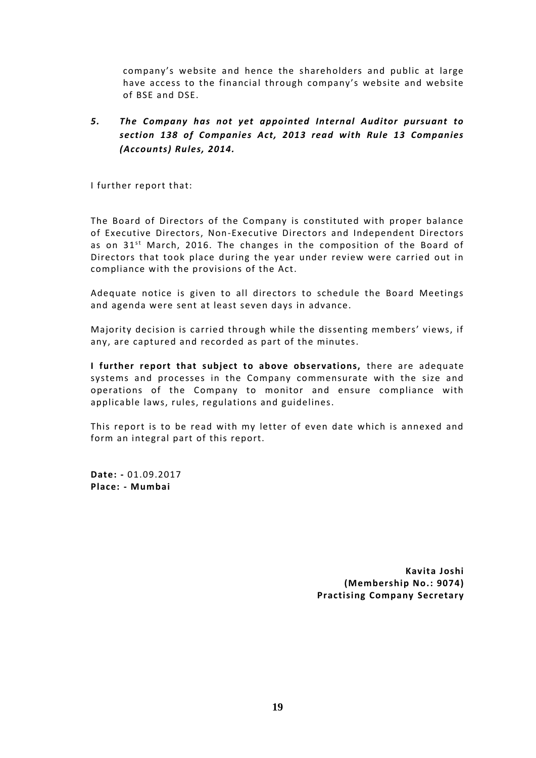company's website and hence the shareholders and public at large have access to the financial through company's website and website of BSE and DSE.

5. ***The Company has not yet appointed Internal Auditor pursuant to section 138 of Companies Act, 2013 read with Rule 13 Companies (Accounts) Rules, 2014.***

I further report that:

The Board of Directors of the Company is constituted with proper balance of Executive Directors, Non-Executive Directors and Independent Directors as on 31st March, 2016. The changes in the composition of the Board of Directors that took place during the year under review were carried out in compliance with the provisions of the Act.

Adequate notice is given to all directors to schedule the Board Meetings and agenda were sent at least seven days in advance.

Majority decision is carried through while the dissenting members' views, if any, are captured and recorded as part of the minutes.

**I further report that subject to above observations,** there are adequate systems and processes in the Company commensurate with the size and operations of the Company to monitor and ensure compliance with applicable laws, rules, regulations and guidelines.

This report is to be read with my letter of even date which is annexed and form an integral part of this report.

**Date: -** 01.09.2017
**Place: - Mumbai**

**Kavita Joshi**
**(Membership No.: 9074)**
**Practising Company Secretary**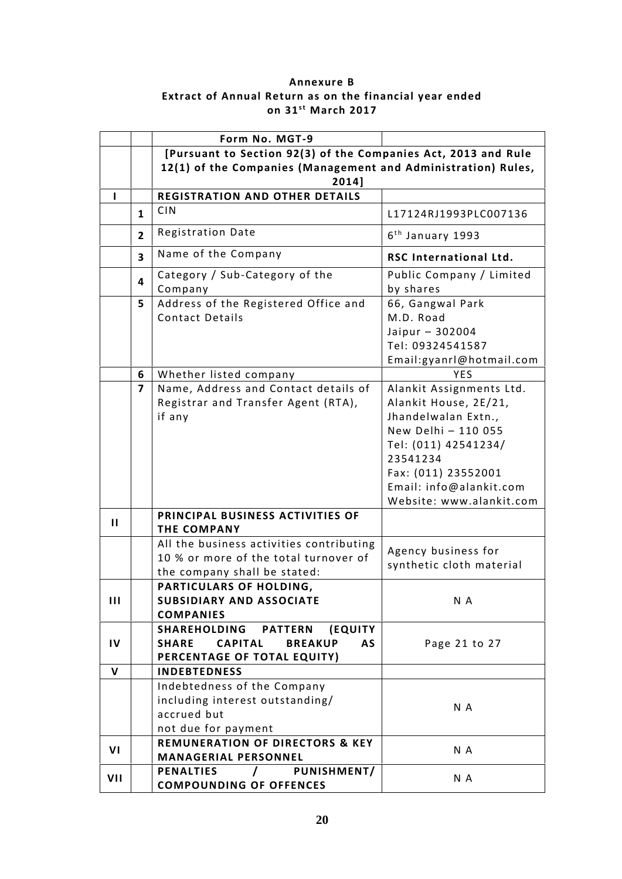**Annexure B**
**Extract of Annual Return as on the financial year ended on 31st March 2017**

| | | Form No. MGT-9 | |
|---|---|---|---|
| | | **[Pursuant to Section 92(3) of the Companies Act, 2013 and Rule 12(1) of the Companies (Management and Administration) Rules, 2014]** | |
| **I** | | **REGISTRATION AND OTHER DETAILS** | |
| | **1** | CIN | L17124RJ1993PLC007136 |
| | **2** | Registration Date | 6th January 1993 |
| | **3** | Name of the Company | **RSC International Ltd.** |
| | **4** | Category / Sub-Category of the Company | Public Company / Limited by shares |
| | **5** | Address of the Registered Office and Contact Details | 66, Gangwal Park<br>M.D. Road<br>Jaipur – 302004<br>Tel: 09324541587<br>Email:gyanrl@hotmail.com |
| | **6** | Whether listed company | YES |
| | **7** | Name, Address and Contact details of Registrar and Transfer Agent (RTA), if any | Alankit Assignments Ltd.<br>Alankit House, 2E/21,<br>Jhandelwalan Extn.,<br>New Delhi – 110 055<br>Tel: (011) 42541234/ 23541234<br>Fax: (011) 23552001<br>Email: info@alankit.com<br>Website: www.alankit.com |
| **II** | | **PRINCIPAL BUSINESS ACTIVITIES OF THE COMPANY** | |
| | | All the business activities contributing 10 % or more of the total turnover of the company shall be stated: | Agency business for synthetic cloth material |
| **III** | | **PARTICULARS OF HOLDING, SUBSIDIARY AND ASSOCIATE COMPANIES** | N A |
| **IV** | | **SHAREHOLDING PATTERN (EQUITY SHARE CAPITAL BREAKUP AS PERCENTAGE OF TOTAL EQUITY)** | Page 21 to 27 |
| **V** | | **INDEBTEDNESS** | |
| | | Indebtedness of the Company including interest outstanding/ accrued but not due for payment | N A |
| **VI** | | **REMUNERATION OF DIRECTORS & KEY MANAGERIAL PERSONNEL** | N A |
| **VII** | | **PENALTIES / PUNISHMENT/ COMPOUNDING OF OFFENCES** | N A |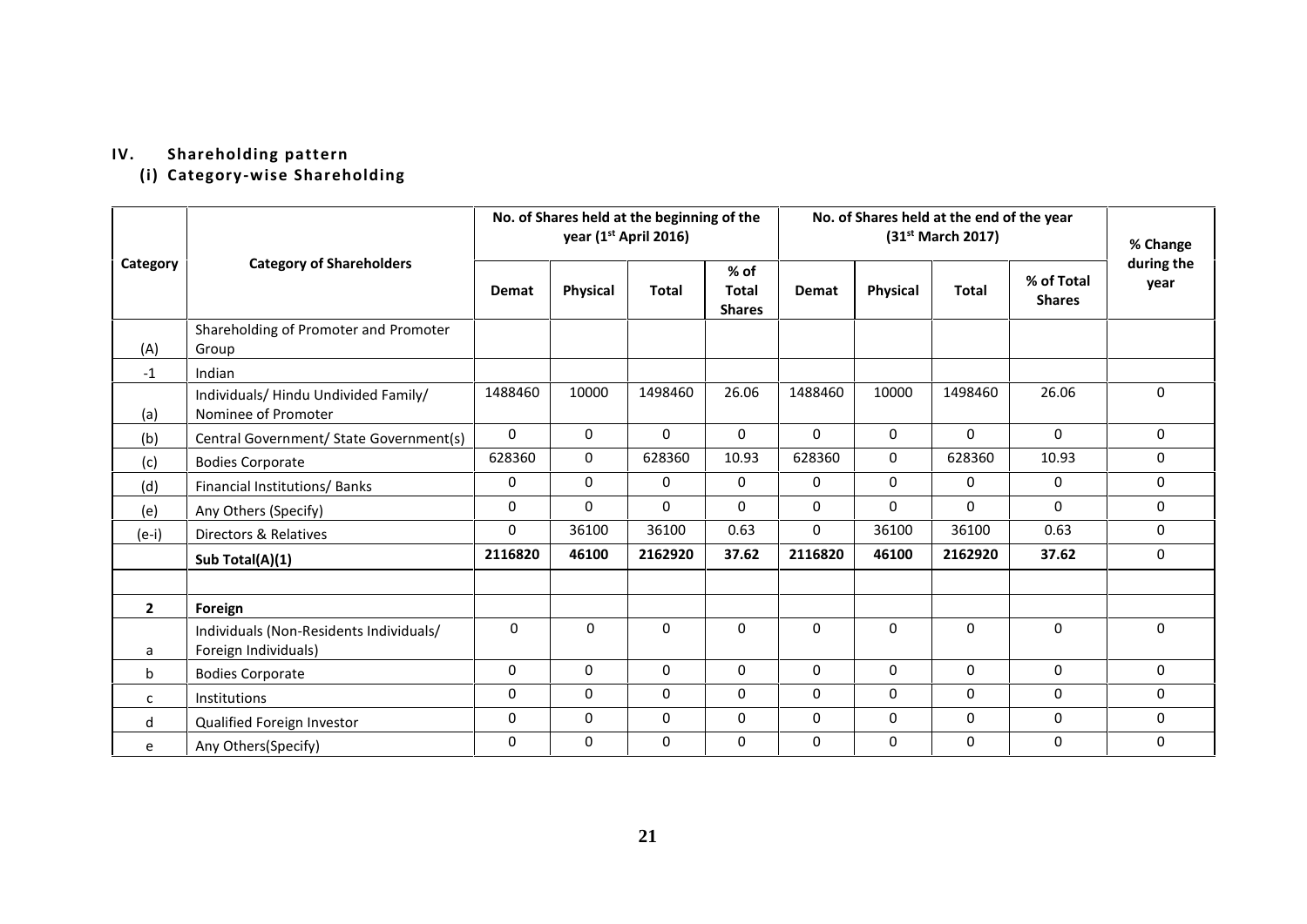## IV. Shareholding pattern

### (i) Category-wise Shareholding

| Category | Category of Shareholders | No. of Shares held at the beginning of the year (1st April 2016) | | | | No. of Shares held at the end of the year (31st March 2017) | | | | % Change during the year |
|---|---|---|---|---|---|---|---|---|---|---|
| | | Demat | Physical | Total | % of Total Shares | Demat | Physical | Total | % of Total Shares | |
| (A) | Shareholding of Promoter and Promoter Group | | | | | | | | | |
| -1 | Indian | | | | | | | | | |
| (a) | Individuals/ Hindu Undivided Family/ Nominee of Promoter | 1488460 | 10000 | 1498460 | 26.06 | 1488460 | 10000 | 1498460 | 26.06 | 0 |
| (b) | Central Government/ State Government(s) | 0 | 0 | 0 | 0 | 0 | 0 | 0 | 0 | 0 |
| (c) | Bodies Corporate | 628360 | 0 | 628360 | 10.93 | 628360 | 0 | 628360 | 10.93 | 0 |
| (d) | Financial Institutions/ Banks | 0 | 0 | 0 | 0 | 0 | 0 | 0 | 0 | 0 |
| (e) | Any Others (Specify) | 0 | 0 | 0 | 0 | 0 | 0 | 0 | 0 | 0 |
| (e-i) | Directors & Relatives | 0 | 36100 | 36100 | 0.63 | 0 | 36100 | 36100 | 0.63 | 0 |
| | **Sub Total(A)(1)** | **2116820** | **46100** | **2162920** | **37.62** | **2116820** | **46100** | **2162920** | **37.62** | 0 |
| | | | | | | | | | | |
| **2** | **Foreign** | | | | | | | | | |
| a | Individuals (Non-Residents Individuals/ Foreign Individuals) | 0 | 0 | 0 | 0 | 0 | 0 | 0 | 0 | 0 |
| b | Bodies Corporate | 0 | 0 | 0 | 0 | 0 | 0 | 0 | 0 | 0 |
| c | Institutions | 0 | 0 | 0 | 0 | 0 | 0 | 0 | 0 | 0 |
| d | Qualified Foreign Investor | 0 | 0 | 0 | 0 | 0 | 0 | 0 | 0 | 0 |
| e | Any Others(Specify) | 0 | 0 | 0 | 0 | 0 | 0 | 0 | 0 | 0 |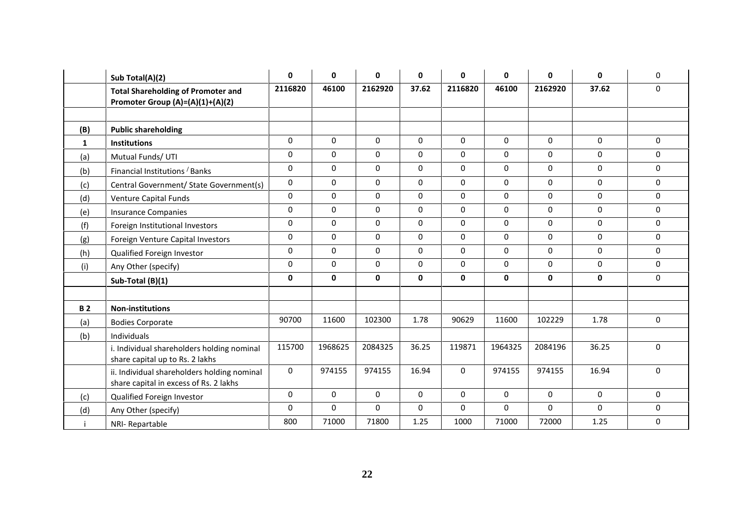| | Sub Total(A)(2) | 0 | 0 | 0 | 0 | 0 | 0 | 0 | 0 | 0 |
|---|---|---|---|---|---|---|---|---|---|---|
| | **Total Shareholding of Promoter and Promoter Group (A)=(A)(1)+(A)(2)** | **2116820** | **46100** | **2162920** | **37.62** | **2116820** | **46100** | **2162920** | **37.62** | 0 |
| | | | | | | | | | | |
| **(B)** | **Public shareholding** | | | | | | | | | |
| **1** | **Institutions** | 0 | 0 | 0 | 0 | 0 | 0 | 0 | 0 | 0 |
| (a) | Mutual Funds/ UTI | 0 | 0 | 0 | 0 | 0 | 0 | 0 | 0 | 0 |
| (b) | Financial Institutions / Banks | 0 | 0 | 0 | 0 | 0 | 0 | 0 | 0 | 0 |
| (c) | Central Government/ State Government(s) | 0 | 0 | 0 | 0 | 0 | 0 | 0 | 0 | 0 |
| (d) | Venture Capital Funds | 0 | 0 | 0 | 0 | 0 | 0 | 0 | 0 | 0 |
| (e) | Insurance Companies | 0 | 0 | 0 | 0 | 0 | 0 | 0 | 0 | 0 |
| (f) | Foreign Institutional Investors | 0 | 0 | 0 | 0 | 0 | 0 | 0 | 0 | 0 |
| (g) | Foreign Venture Capital Investors | 0 | 0 | 0 | 0 | 0 | 0 | 0 | 0 | 0 |
| (h) | Qualified Foreign Investor | 0 | 0 | 0 | 0 | 0 | 0 | 0 | 0 | 0 |
| (i) | Any Other (specify) | 0 | 0 | 0 | 0 | 0 | 0 | 0 | 0 | 0 |
| | **Sub-Total (B)(1)** | **0** | **0** | **0** | **0** | **0** | **0** | **0** | **0** | 0 |
| | | | | | | | | | | |
| **B 2** | **Non-institutions** | | | | | | | | | |
| (a) | Bodies Corporate | 90700 | 11600 | 102300 | 1.78 | 90629 | 11600 | 102229 | 1.78 | 0 |
| (b) | Individuals | | | | | | | | | |
| | i. Individual shareholders holding nominal share capital up to Rs. 2 lakhs | 115700 | 1968625 | 2084325 | 36.25 | 119871 | 1964325 | 2084196 | 36.25 | 0 |
| | ii. Individual shareholders holding nominal share capital in excess of Rs. 2 lakhs | 0 | 974155 | 974155 | 16.94 | 0 | 974155 | 974155 | 16.94 | 0 |
| (c) | Qualified Foreign Investor | 0 | 0 | 0 | 0 | 0 | 0 | 0 | 0 | 0 |
| (d) | Any Other (specify) | 0 | 0 | 0 | 0 | 0 | 0 | 0 | 0 | 0 |
| i | NRI- Repartable | 800 | 71000 | 71800 | 1.25 | 1000 | 71000 | 72000 | 1.25 | 0 |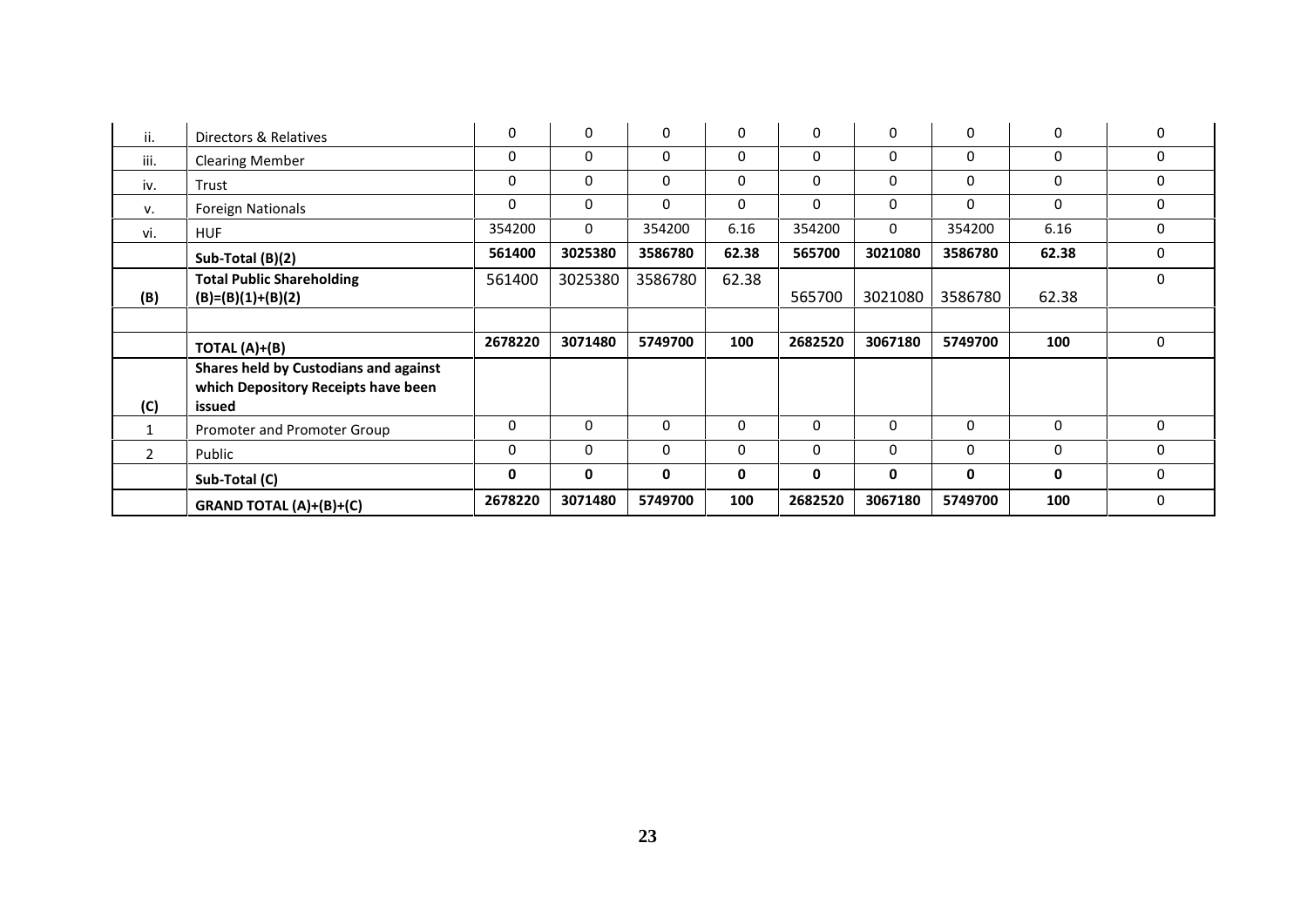| | | | | | | | | | | |
|---|---|---|---|---|---|---|---|---|---|---|
| ii. | Directors & Relatives | 0 | 0 | 0 | 0 | 0 | 0 | 0 | 0 | 0 |
| iii. | Clearing Member | 0 | 0 | 0 | 0 | 0 | 0 | 0 | 0 | 0 |
| iv. | Trust | 0 | 0 | 0 | 0 | 0 | 0 | 0 | 0 | 0 |
| v. | Foreign Nationals | 0 | 0 | 0 | 0 | 0 | 0 | 0 | 0 | 0 |
| vi. | HUF | 354200 | 0 | 354200 | 6.16 | 354200 | 0 | 354200 | 6.16 | 0 |
| | **Sub-Total (B)(2)** | **561400** | **3025380** | **3586780** | **62.38** | **565700** | **3021080** | **3586780** | **62.38** | 0 |
| **(B)** | **Total Public Shareholding (B)=(B)(1)+(B)(2)** | 561400 | 3025380 | 3586780 | 62.38 | 565700 | 3021080 | 3586780 | 62.38 | 0 |
| | | | | | | | | | | |
| | **TOTAL (A)+(B)** | **2678220** | **3071480** | **5749700** | **100** | **2682520** | **3067180** | **5749700** | **100** | 0 |
| **(C)** | **Shares held by Custodians and against which Depository Receipts have been issued** | | | | | | | | | |
| 1 | Promoter and Promoter Group | 0 | 0 | 0 | 0 | 0 | 0 | 0 | 0 | 0 |
| 2 | Public | 0 | 0 | 0 | 0 | 0 | 0 | 0 | 0 | 0 |
| | **Sub-Total (C)** | **0** | **0** | **0** | **0** | **0** | **0** | **0** | **0** | 0 |
| | **GRAND TOTAL (A)+(B)+(C)** | **2678220** | **3071480** | **5749700** | **100** | **2682520** | **3067180** | **5749700** | **100** | 0 |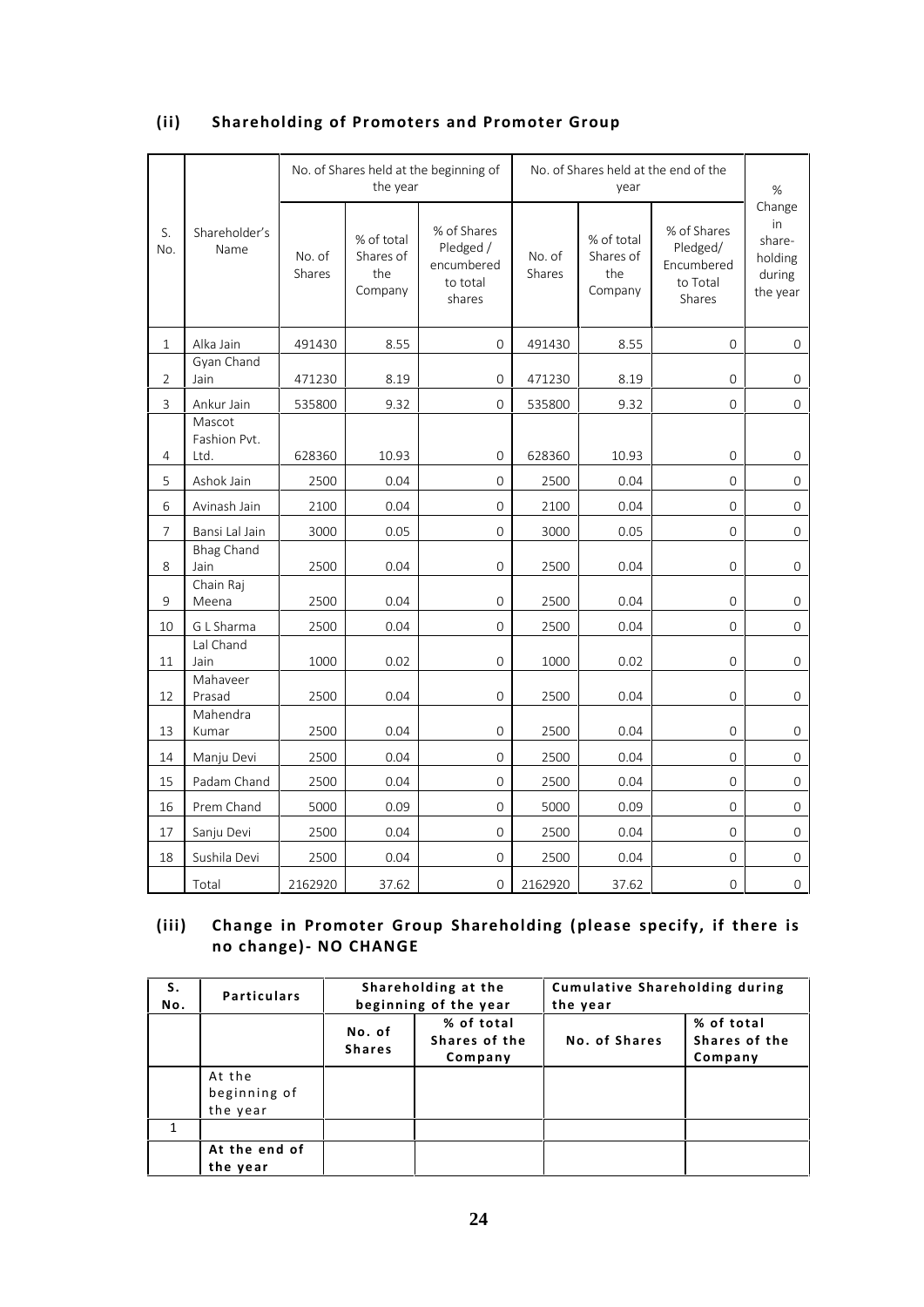### (ii) Shareholding of Promoters and Promoter Group

| S. No. | Shareholder's Name | No. of Shares held at the beginning of the year | | | No. of Shares held at the end of the year | | | % Change in share-holding during the year |
|---|---|---|---|---|---|---|---|---|
| | | No. of Shares | % of total Shares of the Company | % of Shares Pledged / encumbered to total shares | No. of Shares | % of total Shares of the Company | % of Shares Pledged/ Encumbered to Total Shares | |
| 1 | Alka Jain | 491430 | 8.55 | 0 | 491430 | 8.55 | 0 | 0 |
| 2 | Gyan Chand Jain | 471230 | 8.19 | 0 | 471230 | 8.19 | 0 | 0 |
| 3 | Ankur Jain | 535800 | 9.32 | 0 | 535800 | 9.32 | 0 | 0 |
| 4 | Mascot Fashion Pvt. Ltd. | 628360 | 10.93 | 0 | 628360 | 10.93 | 0 | 0 |
| 5 | Ashok Jain | 2500 | 0.04 | 0 | 2500 | 0.04 | 0 | 0 |
| 6 | Avinash Jain | 2100 | 0.04 | 0 | 2100 | 0.04 | 0 | 0 |
| 7 | Bansi Lal Jain | 3000 | 0.05 | 0 | 3000 | 0.05 | 0 | 0 |
| 8 | Bhag Chand Jain | 2500 | 0.04 | 0 | 2500 | 0.04 | 0 | 0 |
| 9 | Chain Raj Meena | 2500 | 0.04 | 0 | 2500 | 0.04 | 0 | 0 |
| 10 | G L Sharma | 2500 | 0.04 | 0 | 2500 | 0.04 | 0 | 0 |
| 11 | Lal Chand Jain | 1000 | 0.02 | 0 | 1000 | 0.02 | 0 | 0 |
| 12 | Mahaveer Prasad | 2500 | 0.04 | 0 | 2500 | 0.04 | 0 | 0 |
| 13 | Mahendra Kumar | 2500 | 0.04 | 0 | 2500 | 0.04 | 0 | 0 |
| 14 | Manju Devi | 2500 | 0.04 | 0 | 2500 | 0.04 | 0 | 0 |
| 15 | Padam Chand | 2500 | 0.04 | 0 | 2500 | 0.04 | 0 | 0 |
| 16 | Prem Chand | 5000 | 0.09 | 0 | 5000 | 0.09 | 0 | 0 |
| 17 | Sanju Devi | 2500 | 0.04 | 0 | 2500 | 0.04 | 0 | 0 |
| 18 | Sushila Devi | 2500 | 0.04 | 0 | 2500 | 0.04 | 0 | 0 |
| | Total | 2162920 | 37.62 | 0 | 2162920 | 37.62 | 0 | 0 |

### (iii) Change in Promoter Group Shareholding (please specify, if there is no change)- NO CHANGE

| S. No. | Particulars | Shareholding at the beginning of the year | | Cumulative Shareholding during the year | |
|---|---|---|---|---|---|
| | | No. of Shares | % of total Shares of the Company | No. of Shares | % of total Shares of the Company |
| | At the beginning of the year | | | | |
| 1 | | | | | |
| | **At the end of the year** | | | | |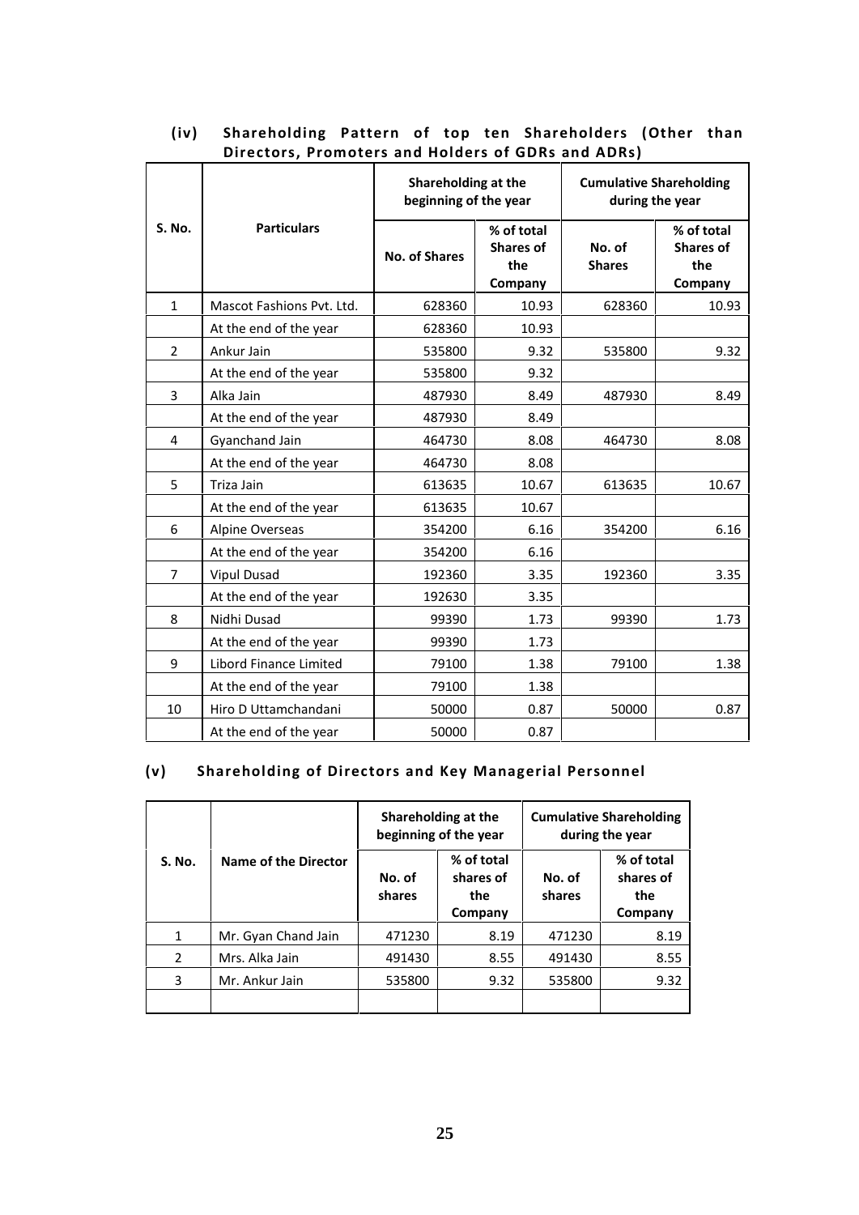### (iv) Shareholding Pattern of top ten Shareholders (Other than Directors, Promoters and Holders of GDRs and ADRs)

| S. No. | Particulars | Shareholding at the beginning of the year | | Cumulative Shareholding during the year | |
|---|---|---|---|---|---|
| | | No. of Shares | % of total Shares of the Company | No. of Shares | % of total Shares of the Company |
| 1 | Mascot Fashions Pvt. Ltd. | 628360 | 10.93 | 628360 | 10.93 |
| | At the end of the year | 628360 | 10.93 | | |
| 2 | Ankur Jain | 535800 | 9.32 | 535800 | 9.32 |
| | At the end of the year | 535800 | 9.32 | | |
| 3 | Alka Jain | 487930 | 8.49 | 487930 | 8.49 |
| | At the end of the year | 487930 | 8.49 | | |
| 4 | Gyanchand Jain | 464730 | 8.08 | 464730 | 8.08 |
| | At the end of the year | 464730 | 8.08 | | |
| 5 | Triza Jain | 613635 | 10.67 | 613635 | 10.67 |
| | At the end of the year | 613635 | 10.67 | | |
| 6 | Alpine Overseas | 354200 | 6.16 | 354200 | 6.16 |
| | At the end of the year | 354200 | 6.16 | | |
| 7 | Vipul Dusad | 192360 | 3.35 | 192360 | 3.35 |
| | At the end of the year | 192630 | 3.35 | | |
| 8 | Nidhi Dusad | 99390 | 1.73 | 99390 | 1.73 |
| | At the end of the year | 99390 | 1.73 | | |
| 9 | Libord Finance Limited | 79100 | 1.38 | 79100 | 1.38 |
| | At the end of the year | 79100 | 1.38 | | |
| 10 | Hiro D Uttamchandani | 50000 | 0.87 | 50000 | 0.87 |
| | At the end of the year | 50000 | 0.87 | | |

### (v) Shareholding of Directors and Key Managerial Personnel

| S. No. | Name of the Director | Shareholding at the beginning of the year | | Cumulative Shareholding during the year | |
|---|---|---|---|---|---|
| | | No. of shares | % of total shares of the Company | No. of shares | % of total shares of the Company |
| 1 | Mr. Gyan Chand Jain | 471230 | 8.19 | 471230 | 8.19 |
| 2 | Mrs. Alka Jain | 491430 | 8.55 | 491430 | 8.55 |
| 3 | Mr. Ankur Jain | 535800 | 9.32 | 535800 | 9.32 |
| | | | | | |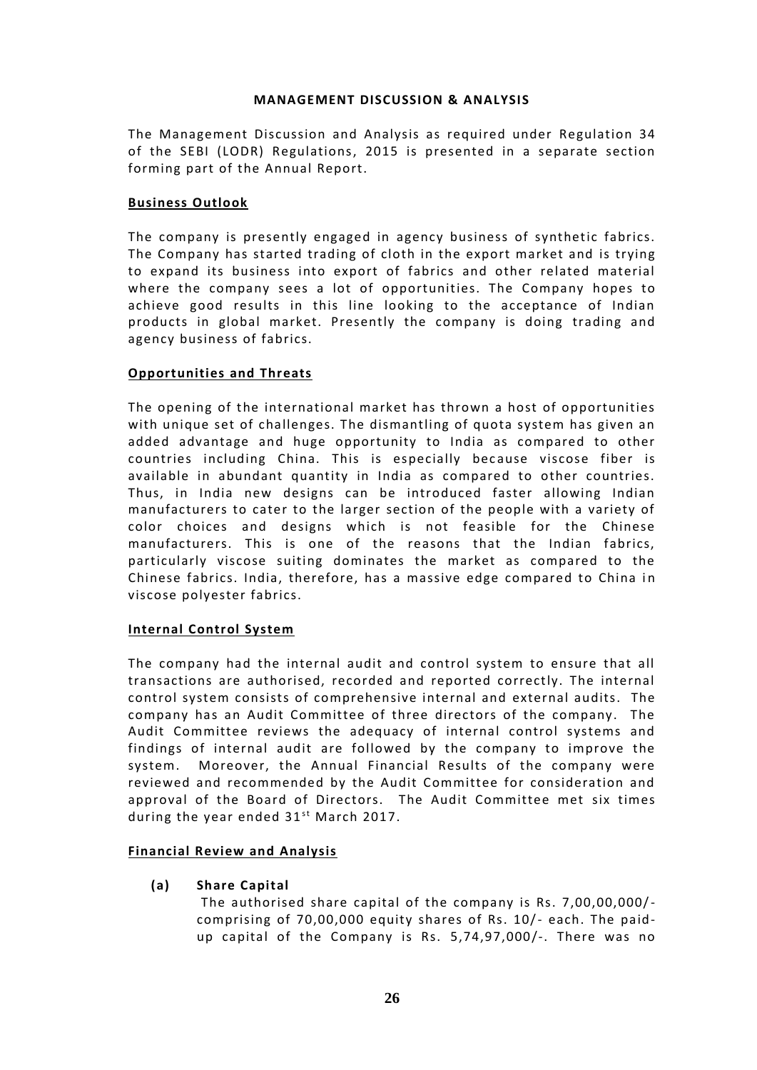## MANAGEMENT DISCUSSION & ANALYSIS

The Management Discussion and Analysis as required under Regulation 34 of the SEBI (LODR) Regulations, 2015 is presented in a separate section forming part of the Annual Report.

### Business Outlook

The company is presently engaged in agency business of synthetic fabrics. The Company has started trading of cloth in the export market and is trying to expand its business into export of fabrics and other related material where the company sees a lot of opportunities. The Company hopes to achieve good results in this line looking to the acceptance of Indian products in global market. Presently the company is doing trading and agency business of fabrics.

### Opportunities and Threats

The opening of the international market has thrown a host of opportunities with unique set of challenges. The dismantling of quota system has given an added advantage and huge opportunity to India as compared to other countries including China. This is especially because viscose fiber is available in abundant quantity in India as compared to other countries. Thus, in India new designs can be introduced faster allowing Indian manufacturers to cater to the larger section of the people with a variety of color choices and designs which is not feasible for the Chinese manufacturers. This is one of the reasons that the Indian fabrics, particularly viscose suiting dominates the market as compared to the Chinese fabrics. India, therefore, has a massive edge compared to China in viscose polyester fabrics.

### Internal Control System

The company had the internal audit and control system to ensure that all transactions are authorised, recorded and reported correctly. The internal control system consists of comprehensive internal and external audits. The company has an Audit Committee of three directors of the company. The Audit Committee reviews the adequacy of internal control systems and findings of internal audit are followed by the company to improve the system. Moreover, the Annual Financial Results of the company were reviewed and recommended by the Audit Committee for consideration and approval of the Board of Directors. The Audit Committee met six times during the year ended 31st March 2017.

### Financial Review and Analysis

**(a) Share Capital**

The authorised share capital of the company is Rs. 7,00,00,000/- comprising of 70,00,000 equity shares of Rs. 10/- each. The paid-up capital of the Company is Rs. 5,74,97,000/-. There was no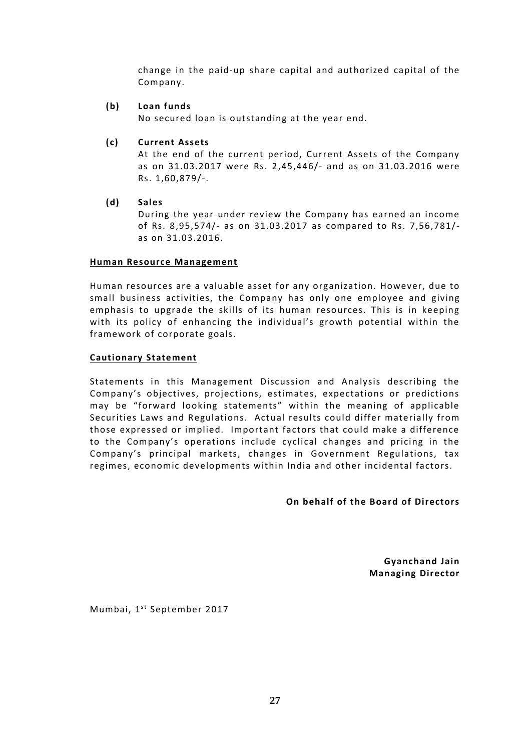change in the paid-up share capital and authorized capital of the Company.

**(b) Loan funds**

No secured loan is outstanding at the year end.

**(c) Current Assets**

At the end of the current period, Current Assets of the Company as on 31.03.2017 were Rs. 2,45,446/- and as on 31.03.2016 were Rs. 1,60,879/-.

**(d) Sales**

During the year under review the Company has earned an income of Rs. 8,95,574/- as on 31.03.2017 as compared to Rs. 7,56,781/- as on 31.03.2016.

**Human Resource Management**

Human resources are a valuable asset for any organization. However, due to small business activities, the Company has only one employee and giving emphasis to upgrade the skills of its human resources. This is in keeping with its policy of enhancing the individual's growth potential within the framework of corporate goals.

**Cautionary Statement**

Statements in this Management Discussion and Analysis describing the Company's objectives, projections, estimates, expectations or predictions may be "forward looking statements" within the meaning of applicable Securities Laws and Regulations. Actual results could differ materially from those expressed or implied. Important factors that could make a difference to the Company's operations include cyclical changes and pricing in the Company's principal markets, changes in Government Regulations, tax regimes, economic developments within India and other incidental factors.

**On behalf of the Board of Directors**

**Gyanchand Jain**
**Managing Director**

Mumbai, 1st September 2017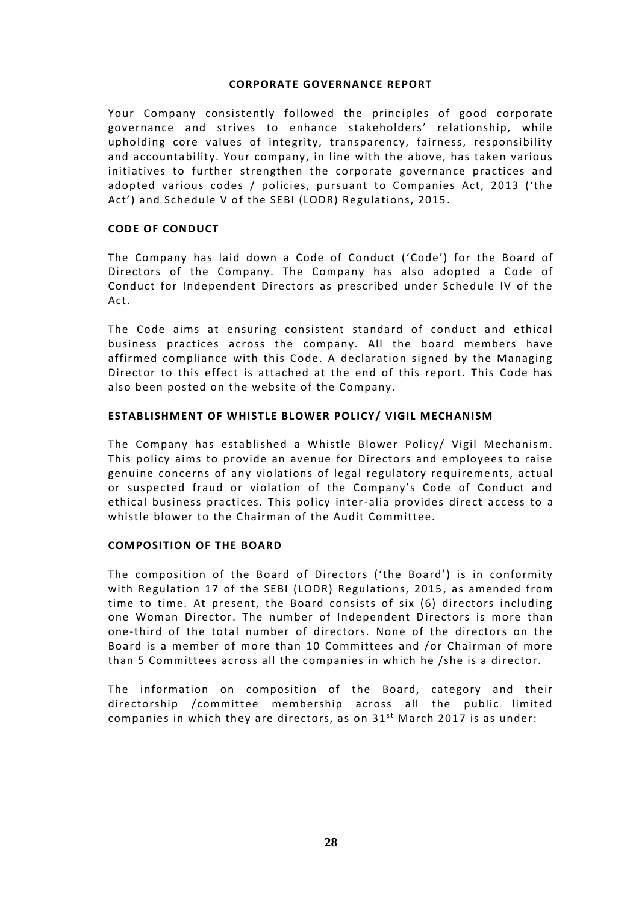# CORPORATE GOVERNANCE REPORT

Your Company consistently followed the principles of good corporate governance and strives to enhance stakeholders' relationship, while upholding core values of integrity, transparency, fairness, responsibility and accountability. Your company, in line with the above, has taken various initiatives to further strengthen the corporate governance practices and adopted various codes / policies, pursuant to Companies Act, 2013 ('the Act') and Schedule V of the SEBI (LODR) Regulations, 2015.

## CODE OF CONDUCT

The Company has laid down a Code of Conduct ('Code') for the Board of Directors of the Company. The Company has also adopted a Code of Conduct for Independent Directors as prescribed under Schedule IV of the Act.

The Code aims at ensuring consistent standard of conduct and ethical business practices across the company. All the board members have affirmed compliance with this Code. A declaration signed by the Managing Director to this effect is attached at the end of this report. This Code has also been posted on the website of the Company.

## ESTABLISHMENT OF WHISTLE BLOWER POLICY/ VIGIL MECHANISM

The Company has established a Whistle Blower Policy/ Vigil Mechanism. This policy aims to provide an avenue for Directors and employees to raise genuine concerns of any violations of legal regulatory requirements, actual or suspected fraud or violation of the Company's Code of Conduct and ethical business practices. This policy inter-alia provides direct access to a whistle blower to the Chairman of the Audit Committee.

## COMPOSITION OF THE BOARD

The composition of the Board of Directors ('the Board') is in conformity with Regulation 17 of the SEBI (LODR) Regulations, 2015, as amended from time to time. At present, the Board consists of six (6) directors including one Woman Director. The number of Independent Directors is more than one-third of the total number of directors. None of the directors on the Board is a member of more than 10 Committees and /or Chairman of more than 5 Committees across all the companies in which he /she is a director.

The information on composition of the Board, category and their directorship /committee membership across all the public limited companies in which they are directors, as on 31st March 2017 is as under: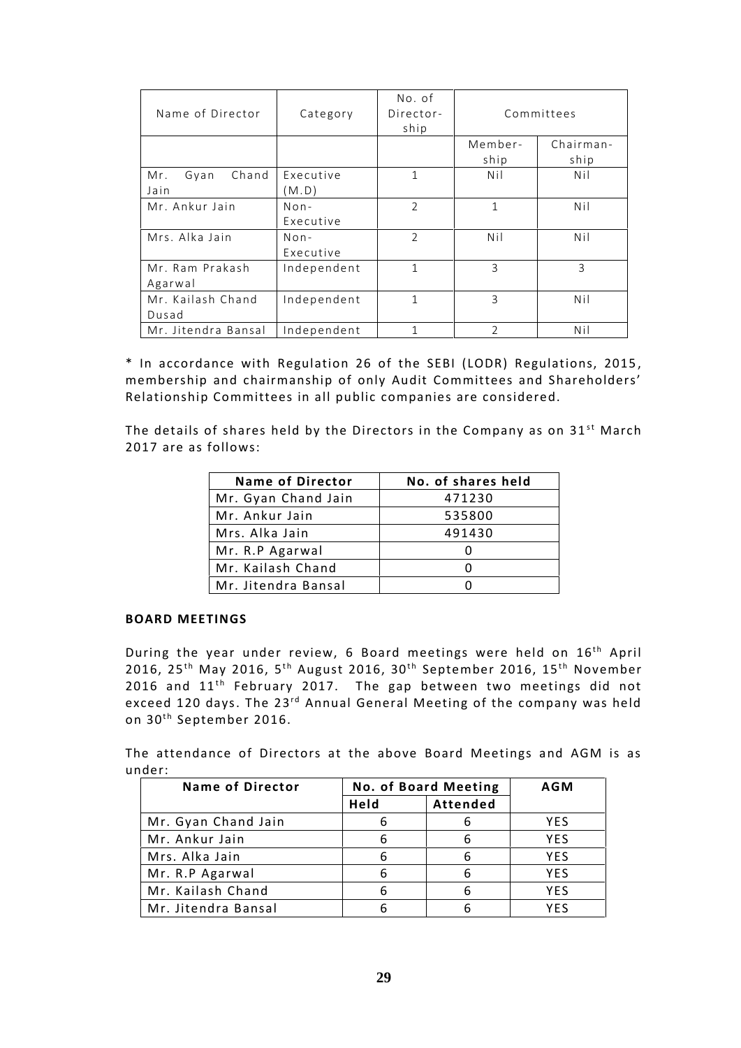| Name of Director | Category | No. of Director-ship | Committees | |
|---|---|---|---|---|
| | | | Member-ship | Chairman-ship |
| Mr. Gyan Chand Jain | Executive (M.D) | 1 | Nil | Nil |
| Mr. Ankur Jain | Non-Executive | 2 | 1 | Nil |
| Mrs. Alka Jain | Non-Executive | 2 | Nil | Nil |
| Mr. Ram Prakash Agarwal | Independent | 1 | 3 | 3 |
| Mr. Kailash Chand Dusad | Independent | 1 | 3 | Nil |
| Mr. Jitendra Bansal | Independent | 1 | 2 | Nil |

* In accordance with Regulation 26 of the SEBI (LODR) Regulations, 2015, membership and chairmanship of only Audit Committees and Shareholders' Relationship Committees in all public companies are considered.

The details of shares held by the Directors in the Company as on 31st March 2017 are as follows:

| Name of Director | No. of shares held |
|---|---|
| Mr. Gyan Chand Jain | 471230 |
| Mr. Ankur Jain | 535800 |
| Mrs. Alka Jain | 491430 |
| Mr. R.P Agarwal | 0 |
| Mr. Kailash Chand | 0 |
| Mr. Jitendra Bansal | 0 |

**BOARD MEETINGS**

During the year under review, 6 Board meetings were held on 16th April 2016, 25th May 2016, 5th August 2016, 30th September 2016, 15th November 2016 and 11th February 2017. The gap between two meetings did not exceed 120 days. The 23rd Annual General Meeting of the company was held on 30th September 2016.

The attendance of Directors at the above Board Meetings and AGM is as under:

| Name of Director | No. of Board Meeting | | AGM |
|---|---|---|---|
| | Held | Attended | |
| Mr. Gyan Chand Jain | 6 | 6 | YES |
| Mr. Ankur Jain | 6 | 6 | YES |
| Mrs. Alka Jain | 6 | 6 | YES |
| Mr. R.P Agarwal | 6 | 6 | YES |
| Mr. Kailash Chand | 6 | 6 | YES |
| Mr. Jitendra Bansal | 6 | 6 | YES |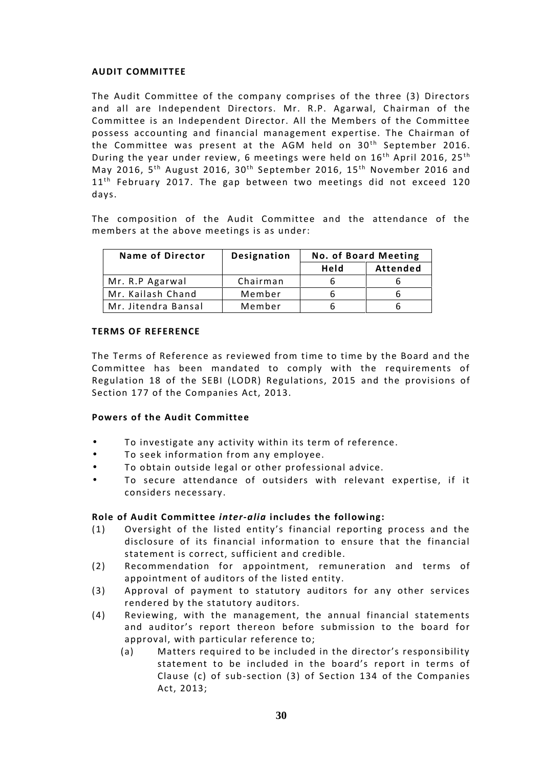**AUDIT COMMITTEE**

The Audit Committee of the company comprises of the three (3) Directors and all are Independent Directors. Mr. R.P. Agarwal, Chairman of the Committee is an Independent Director. All the Members of the Committee possess accounting and financial management expertise. The Chairman of the Committee was present at the AGM held on 30th September 2016. During the year under review, 6 meetings were held on 16th April 2016, 25th May 2016, 5th August 2016, 30th September 2016, 15th November 2016 and 11th February 2017. The gap between two meetings did not exceed 120 days.

The composition of the Audit Committee and the attendance of the members at the above meetings is as under:

| Name of Director | Designation | No. of Board Meeting | |
|---|---|---|---|
| | | Held | Attended |
| Mr. R.P Agarwal | Chairman | 6 | 6 |
| Mr. Kailash Chand | Member | 6 | 6 |
| Mr. Jitendra Bansal | Member | 6 | 6 |

**TERMS OF REFERENCE**

The Terms of Reference as reviewed from time to time by the Board and the Committee has been mandated to comply with the requirements of Regulation 18 of the SEBI (LODR) Regulations, 2015 and the provisions of Section 177 of the Companies Act, 2013.

**Powers of the Audit Committee**

- To investigate any activity within its term of reference.
- To seek information from any employee.
- To obtain outside legal or other professional advice.
- To secure attendance of outsiders with relevant expertise, if it considers necessary.

**Role of Audit Committee *inter-alia* includes the following:**

(1) Oversight of the listed entity's financial reporting process and the disclosure of its financial information to ensure that the financial statement is correct, sufficient and credible.

(2) Recommendation for appointment, remuneration and terms of appointment of auditors of the listed entity.

(3) Approval of payment to statutory auditors for any other services rendered by the statutory auditors.

(4) Reviewing, with the management, the annual financial statements and auditor's report thereon before submission to the board for approval, with particular reference to;

   (a) Matters required to be included in the director's responsibility statement to be included in the board's report in terms of Clause (c) of sub-section (3) of Section 134 of the Companies Act, 2013;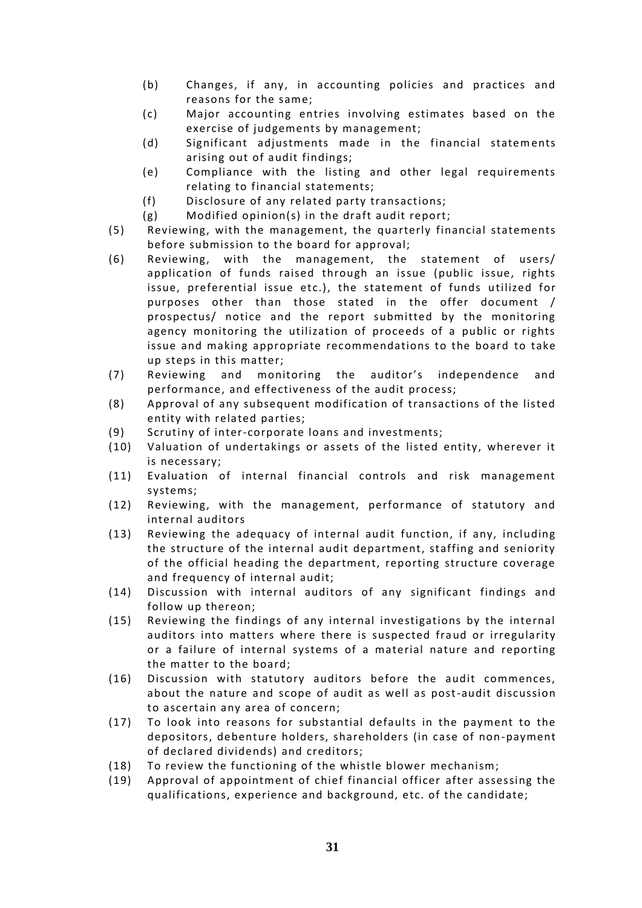(b) Changes, if any, in accounting policies and practices and reasons for the same;

(c) Major accounting entries involving estimates based on the exercise of judgements by management;

(d) Significant adjustments made in the financial statements arising out of audit findings;

(e) Compliance with the listing and other legal requirements relating to financial statements;

(f) Disclosure of any related party transactions;

(g) Modified opinion(s) in the draft audit report;

(5) Reviewing, with the management, the quarterly financial statements before submission to the board for approval;

(6) Reviewing, with the management, the statement of users/ application of funds raised through an issue (public issue, rights issue, preferential issue etc.), the statement of funds utilized for purposes other than those stated in the offer document / prospectus/ notice and the report submitted by the monitoring agency monitoring the utilization of proceeds of a public or rights issue and making appropriate recommendations to the board to take up steps in this matter;

(7) Reviewing and monitoring the auditor's independence and performance, and effectiveness of the audit process;

(8) Approval of any subsequent modification of transactions of the listed entity with related parties;

(9) Scrutiny of inter-corporate loans and investments;

(10) Valuation of undertakings or assets of the listed entity, wherever it is necessary;

(11) Evaluation of internal financial controls and risk management systems;

(12) Reviewing, with the management, performance of statutory and internal auditors

(13) Reviewing the adequacy of internal audit function, if any, including the structure of the internal audit department, staffing and seniority of the official heading the department, reporting structure coverage and frequency of internal audit;

(14) Discussion with internal auditors of any significant findings and follow up thereon;

(15) Reviewing the findings of any internal investigations by the internal auditors into matters where there is suspected fraud or irregularity or a failure of internal systems of a material nature and reporting the matter to the board;

(16) Discussion with statutory auditors before the audit commences, about the nature and scope of audit as well as post-audit discussion to ascertain any area of concern;

(17) To look into reasons for substantial defaults in the payment to the depositors, debenture holders, shareholders (in case of non-payment of declared dividends) and creditors;

(18) To review the functioning of the whistle blower mechanism;

(19) Approval of appointment of chief financial officer after assessing the qualifications, experience and background, etc. of the candidate;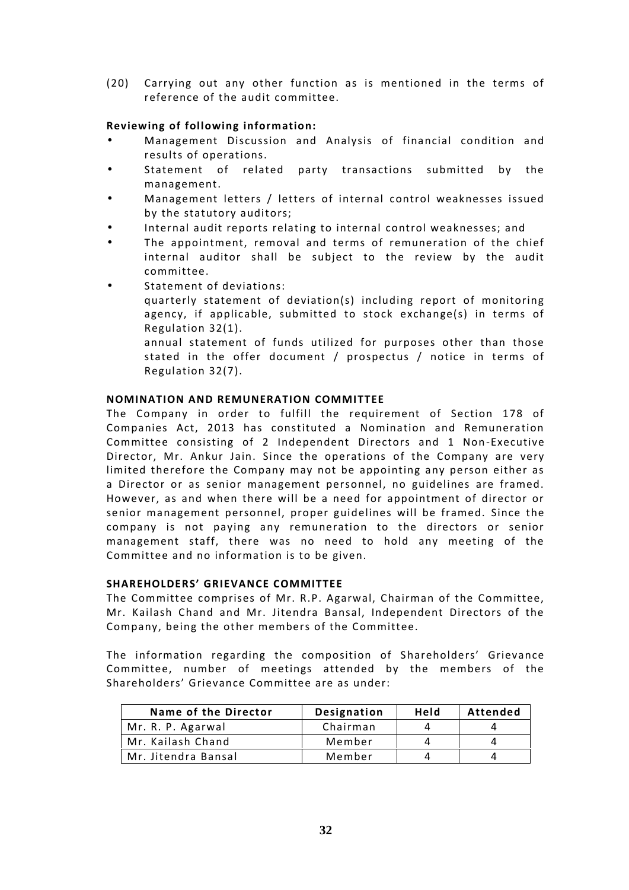(20) Carrying out any other function as is mentioned in the terms of reference of the audit committee.

**Reviewing of following information:**

- Management Discussion and Analysis of financial condition and results of operations.
- Statement of related party transactions submitted by the management.
- Management letters / letters of internal control weaknesses issued by the statutory auditors;
- Internal audit reports relating to internal control weaknesses; and
- The appointment, removal and terms of remuneration of the chief internal auditor shall be subject to the review by the audit committee.
- Statement of deviations:
  quarterly statement of deviation(s) including report of monitoring agency, if applicable, submitted to stock exchange(s) in terms of Regulation 32(1).
  annual statement of funds utilized for purposes other than those stated in the offer document / prospectus / notice in terms of Regulation 32(7).

**NOMINATION AND REMUNERATION COMMITTEE**

The Company in order to fulfill the requirement of Section 178 of Companies Act, 2013 has constituted a Nomination and Remuneration Committee consisting of 2 Independent Directors and 1 Non-Executive Director, Mr. Ankur Jain. Since the operations of the Company are very limited therefore the Company may not be appointing any person either as a Director or as senior management personnel, no guidelines are framed. However, as and when there will be a need for appointment of director or senior management personnel, proper guidelines will be framed. Since the company is not paying any remuneration to the directors or senior management staff, there was no need to hold any meeting of the Committee and no information is to be given.

**SHAREHOLDERS' GRIEVANCE COMMITTEE**

The Committee comprises of Mr. R.P. Agarwal, Chairman of the Committee, Mr. Kailash Chand and Mr. Jitendra Bansal, Independent Directors of the Company, being the other members of the Committee.

The information regarding the composition of Shareholders' Grievance Committee, number of meetings attended by the members of the Shareholders' Grievance Committee are as under:

| Name of the Director | Designation | Held | Attended |
|---|---|---|---|
| Mr. R. P. Agarwal | Chairman | 4 | 4 |
| Mr. Kailash Chand | Member | 4 | 4 |
| Mr. Jitendra Bansal | Member | 4 | 4 |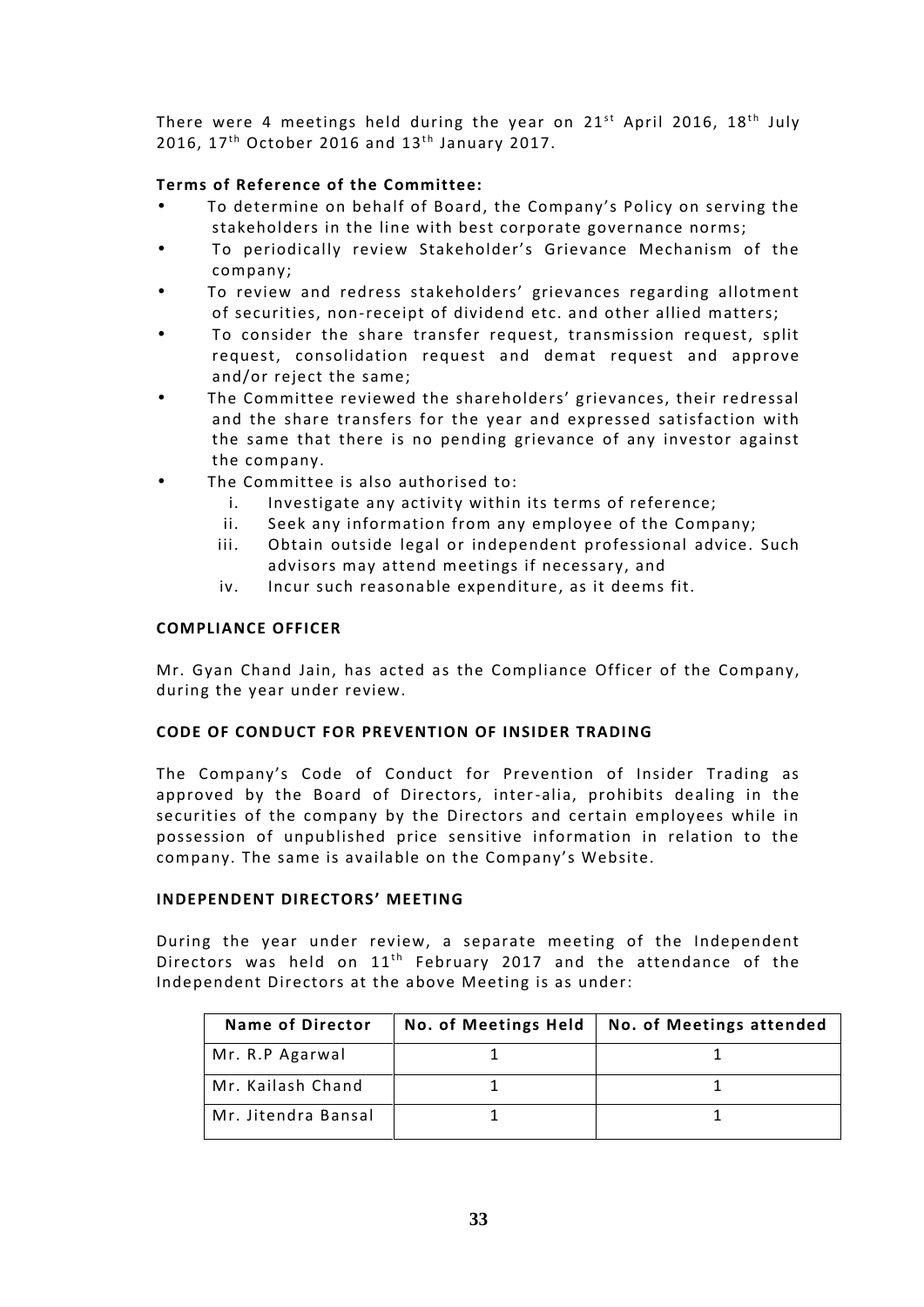There were 4 meetings held during the year on 21st April 2016, 18th July 2016, 17th October 2016 and 13th January 2017.

**Terms of Reference of the Committee:**

- To determine on behalf of Board, the Company's Policy on serving the stakeholders in the line with best corporate governance norms;
- To periodically review Stakeholder's Grievance Mechanism of the company;
- To review and redress stakeholders' grievances regarding allotment of securities, non-receipt of dividend etc. and other allied matters;
- To consider the share transfer request, transmission request, split request, consolidation request and demat request and approve and/or reject the same;
- The Committee reviewed the shareholders' grievances, their redressal and the share transfers for the year and expressed satisfaction with the same that there is no pending grievance of any investor against the company.
- The Committee is also authorised to:
    1. Investigate any activity within its terms of reference;
    2. Seek any information from any employee of the Company;
    3. Obtain outside legal or independent professional advice. Such advisors may attend meetings if necessary, and
    4. Incur such reasonable expenditure, as it deems fit.

**COMPLIANCE OFFICER**

Mr. Gyan Chand Jain, has acted as the Compliance Officer of the Company, during the year under review.

**CODE OF CONDUCT FOR PREVENTION OF INSIDER TRADING**

The Company's Code of Conduct for Prevention of Insider Trading as approved by the Board of Directors, inter-alia, prohibits dealing in the securities of the company by the Directors and certain employees while in possession of unpublished price sensitive information in relation to the company. The same is available on the Company's Website.

**INDEPENDENT DIRECTORS' MEETING**

During the year under review, a separate meeting of the Independent Directors was held on 11th February 2017 and the attendance of the Independent Directors at the above Meeting is as under:

| Name of Director | No. of Meetings Held | No. of Meetings attended |
|---|---|---|
| Mr. R.P Agarwal | 1 | 1 |
| Mr. Kailash Chand | 1 | 1 |
| Mr. Jitendra Bansal | 1 | 1 |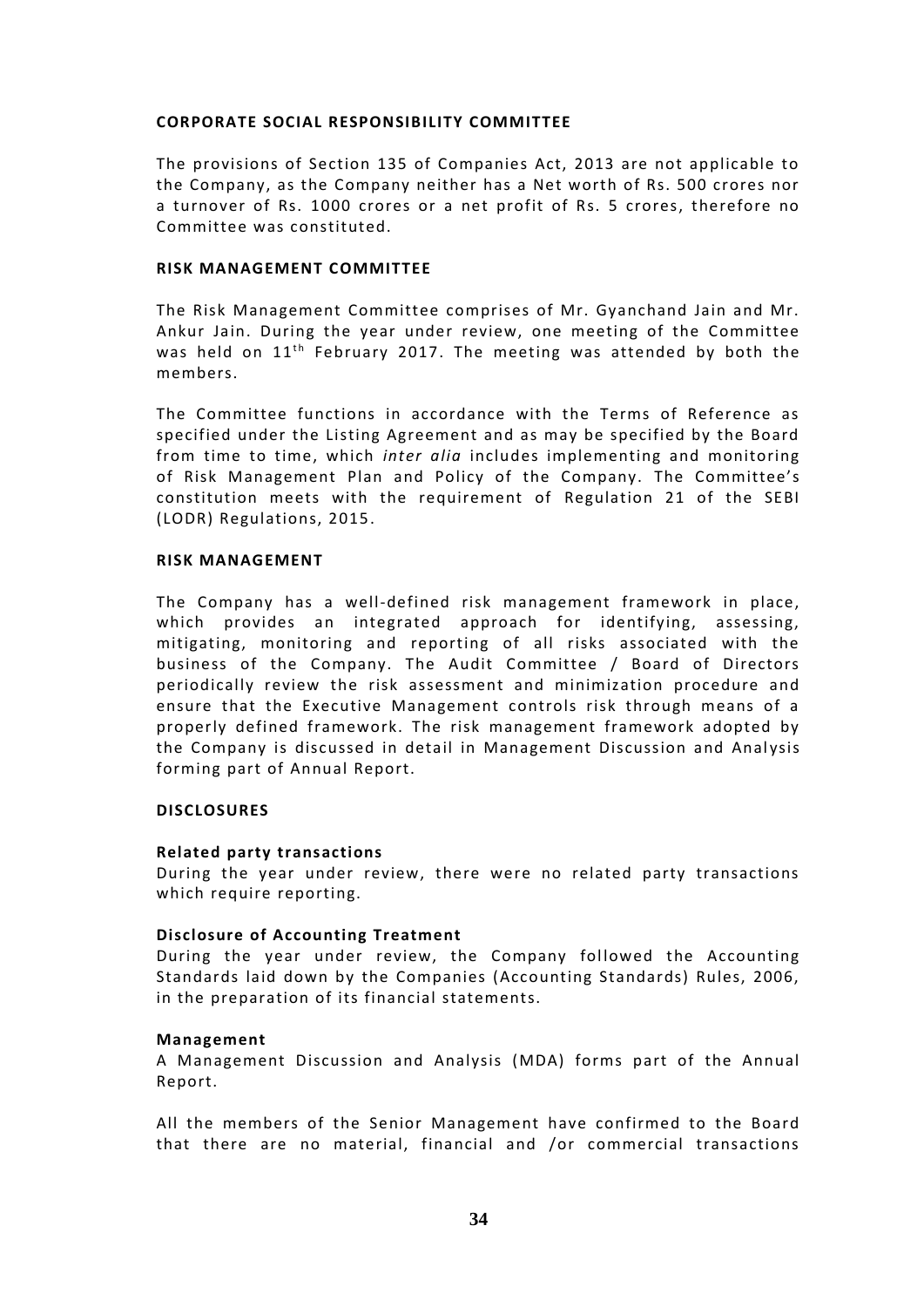**CORPORATE SOCIAL RESPONSIBILITY COMMITTEE**

The provisions of Section 135 of Companies Act, 2013 are not applicable to the Company, as the Company neither has a Net worth of Rs. 500 crores nor a turnover of Rs. 1000 crores or a net profit of Rs. 5 crores, therefore no Committee was constituted.

**RISK MANAGEMENT COMMITTEE**

The Risk Management Committee comprises of Mr. Gyanchand Jain and Mr. Ankur Jain. During the year under review, one meeting of the Committee was held on 11th February 2017. The meeting was attended by both the members.

The Committee functions in accordance with the Terms of Reference as specified under the Listing Agreement and as may be specified by the Board from time to time, which *inter alia* includes implementing and monitoring of Risk Management Plan and Policy of the Company. The Committee's constitution meets with the requirement of Regulation 21 of the SEBI (LODR) Regulations, 2015.

**RISK MANAGEMENT**

The Company has a well-defined risk management framework in place, which provides an integrated approach for identifying, assessing, mitigating, monitoring and reporting of all risks associated with the business of the Company. The Audit Committee / Board of Directors periodically review the risk assessment and minimization procedure and ensure that the Executive Management controls risk through means of a properly defined framework. The risk management framework adopted by the Company is discussed in detail in Management Discussion and Analysis forming part of Annual Report.

**DISCLOSURES**

**Related party transactions**
During the year under review, there were no related party transactions which require reporting.

**Disclosure of Accounting Treatment**
During the year under review, the Company followed the Accounting Standards laid down by the Companies (Accounting Standards) Rules, 2006, in the preparation of its financial statements.

**Management**
A Management Discussion and Analysis (MDA) forms part of the Annual Report.

All the members of the Senior Management have confirmed to the Board that there are no material, financial and /or commercial transactions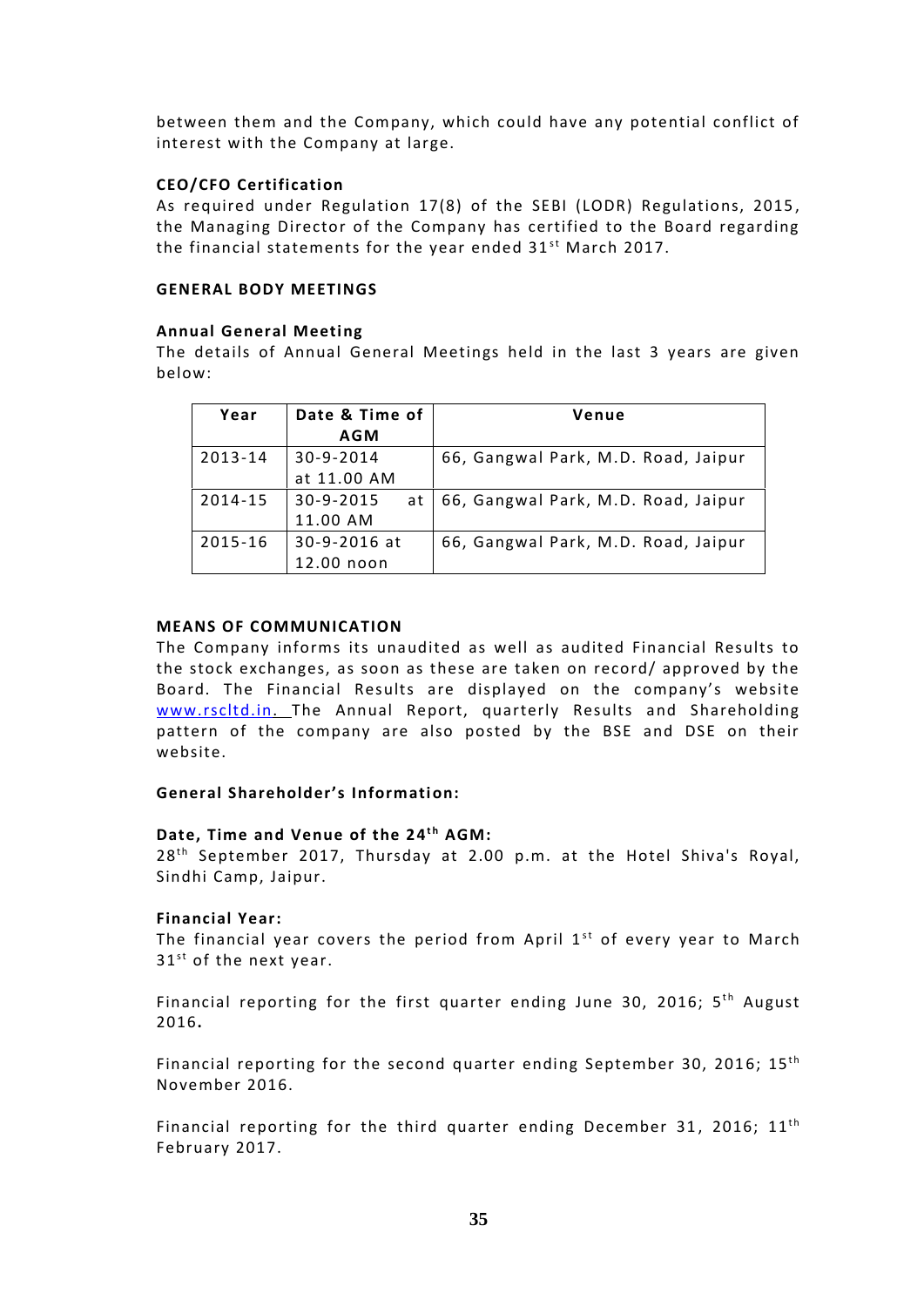between them and the Company, which could have any potential conflict of interest with the Company at large.

**CEO/CFO Certification**

As required under Regulation 17(8) of the SEBI (LODR) Regulations, 2015, the Managing Director of the Company has certified to the Board regarding the financial statements for the year ended 31st March 2017.

**GENERAL BODY MEETINGS**

**Annual General Meeting**

The details of Annual General Meetings held in the last 3 years are given below:

| Year | Date & Time of AGM | Venue |
|---|---|---|
| 2013-14 | 30-9-2014 at 11.00 AM | 66, Gangwal Park, M.D. Road, Jaipur |
| 2014-15 | 30-9-2015 at 11.00 AM | 66, Gangwal Park, M.D. Road, Jaipur |
| 2015-16 | 30-9-2016 at 12.00 noon | 66, Gangwal Park, M.D. Road, Jaipur |

**MEANS OF COMMUNICATION**

The Company informs its unaudited as well as audited Financial Results to the stock exchanges, as soon as these are taken on record/ approved by the Board. The Financial Results are displayed on the company's website www.rscltd.in. The Annual Report, quarterly Results and Shareholding pattern of the company are also posted by the BSE and DSE on their website.

**General Shareholder's Information:**

**Date, Time and Venue of the 24th AGM:**

28th September 2017, Thursday at 2.00 p.m. at the Hotel Shiva's Royal, Sindhi Camp, Jaipur.

**Financial Year:**

The financial year covers the period from April 1st of every year to March 31st of the next year.

Financial reporting for the first quarter ending June 30, 2016; 5th August 2016.

Financial reporting for the second quarter ending September 30, 2016; 15th November 2016.

Financial reporting for the third quarter ending December 31, 2016; 11th February 2017.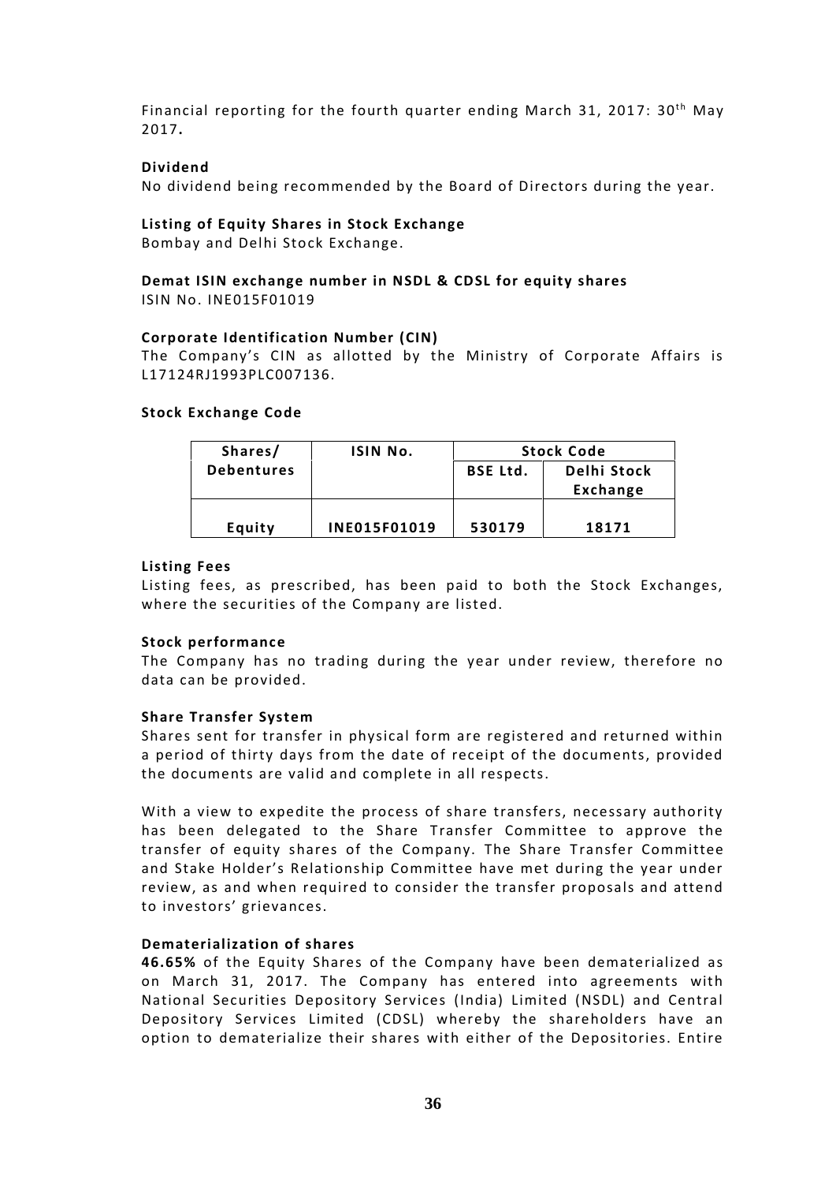Financial reporting for the fourth quarter ending March 31, 2017: 30th May 2017**.**

**Dividend**

No dividend being recommended by the Board of Directors during the year.

**Listing of Equity Shares in Stock Exchange**

Bombay and Delhi Stock Exchange.

**Demat ISIN exchange number in NSDL & CDSL for equity shares**

ISIN No. INE015F01019

**Corporate Identification Number (CIN)**

The Company's CIN as allotted by the Ministry of Corporate Affairs is L17124RJ1993PLC007136.

**Stock Exchange Code**

| Shares/ Debentures | ISIN No. | Stock Code | |
|---|---|---|---|
| | | BSE Ltd. | Delhi Stock Exchange |
| Equity | INE015F01019 | 530179 | 18171 |

**Listing Fees**

Listing fees, as prescribed, has been paid to both the Stock Exchanges, where the securities of the Company are listed.

**Stock performance**

The Company has no trading during the year under review, therefore no data can be provided.

**Share Transfer System**

Shares sent for transfer in physical form are registered and returned within a period of thirty days from the date of receipt of the documents, provided the documents are valid and complete in all respects.

With a view to expedite the process of share transfers, necessary authority has been delegated to the Share Transfer Committee to approve the transfer of equity shares of the Company. The Share Transfer Committee and Stake Holder's Relationship Committee have met during the year under review, as and when required to consider the transfer proposals and attend to investors' grievances.

**Dematerialization of shares**

**46.65%** of the Equity Shares of the Company have been dematerialized as on March 31, 2017. The Company has entered into agreements with National Securities Depository Services (India) Limited (NSDL) and Central Depository Services Limited (CDSL) whereby the shareholders have an option to dematerialize their shares with either of the Depositories. Entire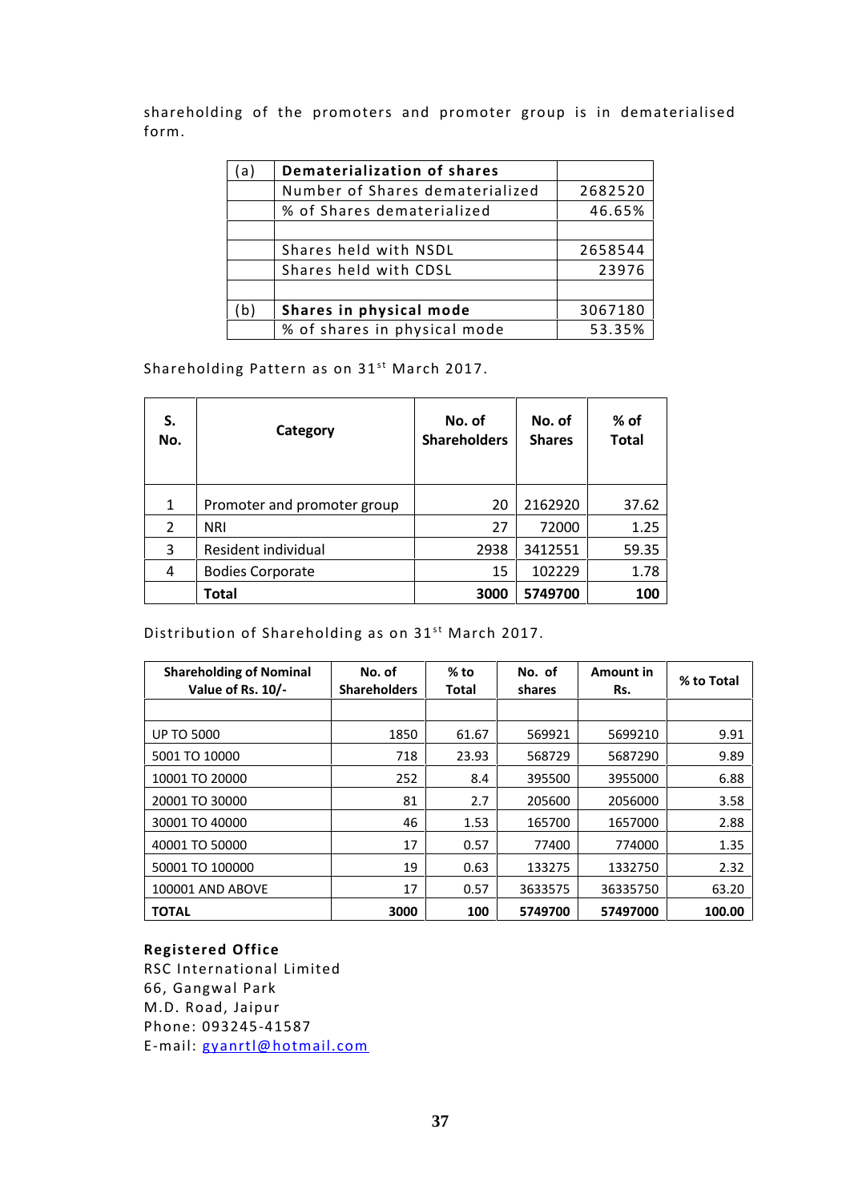shareholding of the promoters and promoter group is in dematerialised form.

| (a) | **Dematerialization of shares** | |
|---|---|---|
| | Number of Shares dematerialized | 2682520 |
| | % of Shares dematerialized | 46.65% |
| | | |
| | Shares held with NSDL | 2658544 |
| | Shares held with CDSL | 23976 |
| | | |
| (b) | **Shares in physical mode** | 3067180 |
| | % of shares in physical mode | 53.35% |

Shareholding Pattern as on 31st March 2017.

| S. No. | Category | No. of Shareholders | No. of Shares | % of Total |
|---|---|---|---|---|
| 1 | Promoter and promoter group | 20 | 2162920 | 37.62 |
| 2 | NRI | 27 | 72000 | 1.25 |
| 3 | Resident individual | 2938 | 3412551 | 59.35 |
| 4 | Bodies Corporate | 15 | 102229 | 1.78 |
| | **Total** | **3000** | **5749700** | **100** |

Distribution of Shareholding as on 31st March 2017.

| Shareholding of Nominal Value of Rs. 10/- | No. of Shareholders | % to Total | No. of shares | Amount in Rs. | % to Total |
|---|---|---|---|---|---|
| | | | | | |
| UP TO 5000 | 1850 | 61.67 | 569921 | 5699210 | 9.91 |
| 5001 TO 10000 | 718 | 23.93 | 568729 | 5687290 | 9.89 |
| 10001 TO 20000 | 252 | 8.4 | 395500 | 3955000 | 6.88 |
| 20001 TO 30000 | 81 | 2.7 | 205600 | 2056000 | 3.58 |
| 30001 TO 40000 | 46 | 1.53 | 165700 | 1657000 | 2.88 |
| 40001 TO 50000 | 17 | 0.57 | 77400 | 774000 | 1.35 |
| 50001 TO 100000 | 19 | 0.63 | 133275 | 1332750 | 2.32 |
| 100001 AND ABOVE | 17 | 0.57 | 3633575 | 36335750 | 63.20 |
| **TOTAL** | **3000** | **100** | **5749700** | **57497000** | **100.00** |

**Registered Office**
RSC International Limited
66, Gangwal Park
M.D. Road, Jaipur
Phone: 093245-41587
E-mail: gyanrtl@hotmail.com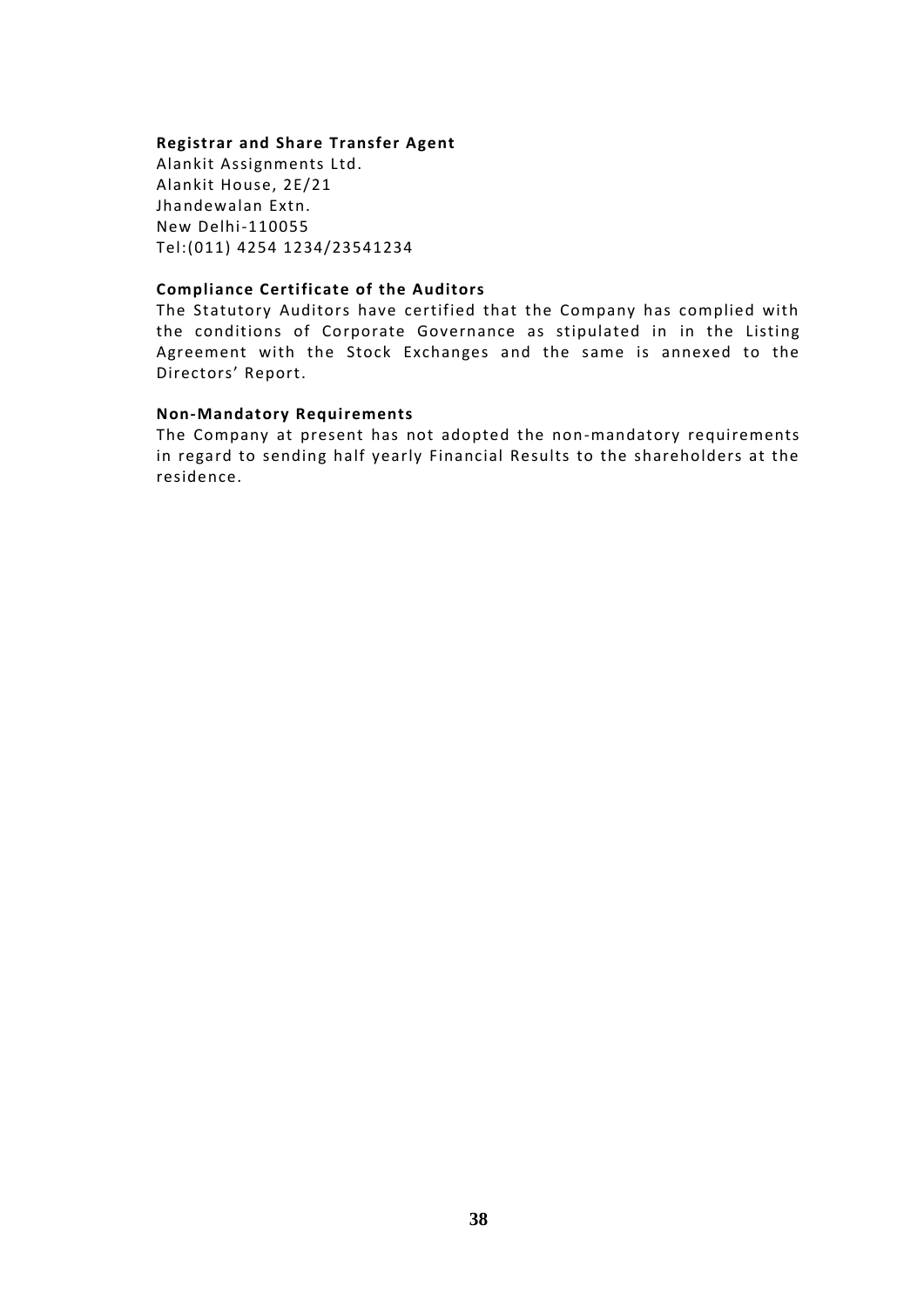**Registrar and Share Transfer Agent**

Alankit Assignments Ltd.
Alankit House, 2E/21
Jhandewalan Extn.
New Delhi-110055
Tel:(011) 4254 1234/23541234

**Compliance Certificate of the Auditors**

The Statutory Auditors have certified that the Company has complied with the conditions of Corporate Governance as stipulated in in the Listing Agreement with the Stock Exchanges and the same is annexed to the Directors' Report.

**Non-Mandatory Requirements**

The Company at present has not adopted the non-mandatory requirements in regard to sending half yearly Financial Results to the shareholders at the residence.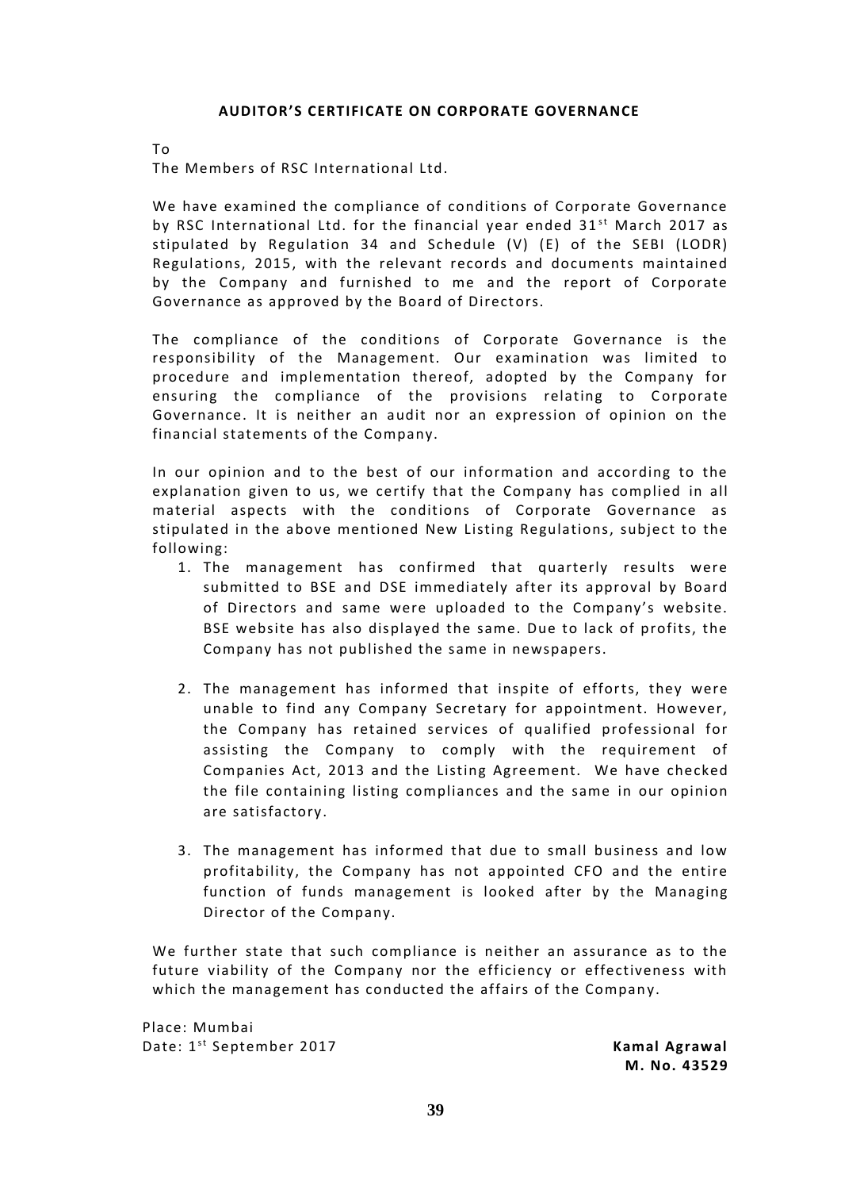## AUDITOR'S CERTIFICATE ON CORPORATE GOVERNANCE

To
The Members of RSC International Ltd.

We have examined the compliance of conditions of Corporate Governance by RSC International Ltd. for the financial year ended 31st March 2017 as stipulated by Regulation 34 and Schedule (V) (E) of the SEBI (LODR) Regulations, 2015, with the relevant records and documents maintained by the Company and furnished to me and the report of Corporate Governance as approved by the Board of Directors.

The compliance of the conditions of Corporate Governance is the responsibility of the Management. Our examination was limited to procedure and implementation thereof, adopted by the Company for ensuring the compliance of the provisions relating to Corporate Governance. It is neither an audit nor an expression of opinion on the financial statements of the Company.

In our opinion and to the best of our information and according to the explanation given to us, we certify that the Company has complied in all material aspects with the conditions of Corporate Governance as stipulated in the above mentioned New Listing Regulations, subject to the following:

1. The management has confirmed that quarterly results were submitted to BSE and DSE immediately after its approval by Board of Directors and same were uploaded to the Company's website. BSE website has also displayed the same. Due to lack of profits, the Company has not published the same in newspapers.

2. The management has informed that inspite of efforts, they were unable to find any Company Secretary for appointment. However, the Company has retained services of qualified professional for assisting the Company to comply with the requirement of Companies Act, 2013 and the Listing Agreement. We have checked the file containing listing compliances and the same in our opinion are satisfactory.

3. The management has informed that due to small business and low profitability, the Company has not appointed CFO and the entire function of funds management is looked after by the Managing Director of the Company.

We further state that such compliance is neither an assurance as to the future viability of the Company nor the efficiency or effectiveness with which the management has conducted the affairs of the Company.

Place: Mumbai
Date: 1st September 2017

**Kamal Agrawal**
**M. No. 43529**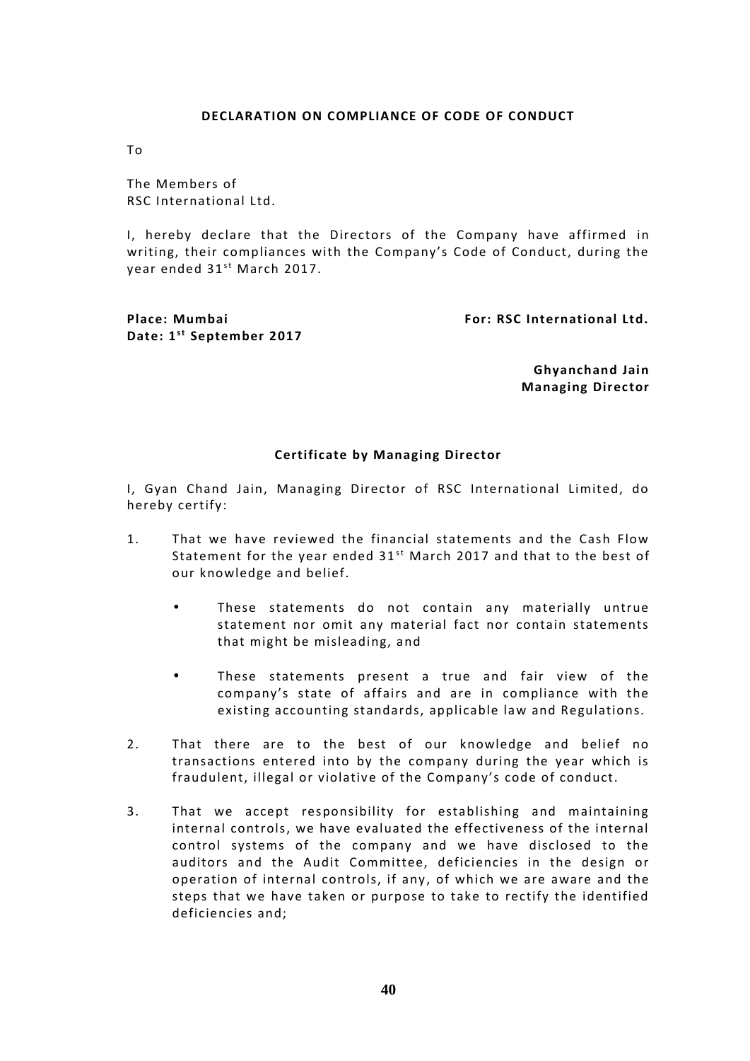## DECLARATION ON COMPLIANCE OF CODE OF CONDUCT

To

The Members of
RSC International Ltd.

I, hereby declare that the Directors of the Company have affirmed in writing, their compliances with the Company's Code of Conduct, during the year ended 31st March 2017.

**Place: Mumbai**
**Date: 1st September 2017**

**For: RSC International Ltd.**

**Ghyanchand Jain**
**Managing Director**

### Certificate by Managing Director

I, Gyan Chand Jain, Managing Director of RSC International Limited, do hereby certify:

1. That we have reviewed the financial statements and the Cash Flow Statement for the year ended 31st March 2017 and that to the best of our knowledge and belief.
   - These statements do not contain any materially untrue statement nor omit any material fact nor contain statements that might be misleading, and
   - These statements present a true and fair view of the company's state of affairs and are in compliance with the existing accounting standards, applicable law and Regulations.
2. That there are to the best of our knowledge and belief no transactions entered into by the company during the year which is fraudulent, illegal or violative of the Company's code of conduct.
3. That we accept responsibility for establishing and maintaining internal controls, we have evaluated the effectiveness of the internal control systems of the company and we have disclosed to the auditors and the Audit Committee, deficiencies in the design or operation of internal controls, if any, of which we are aware and the steps that we have taken or purpose to take to rectify the identified deficiencies and;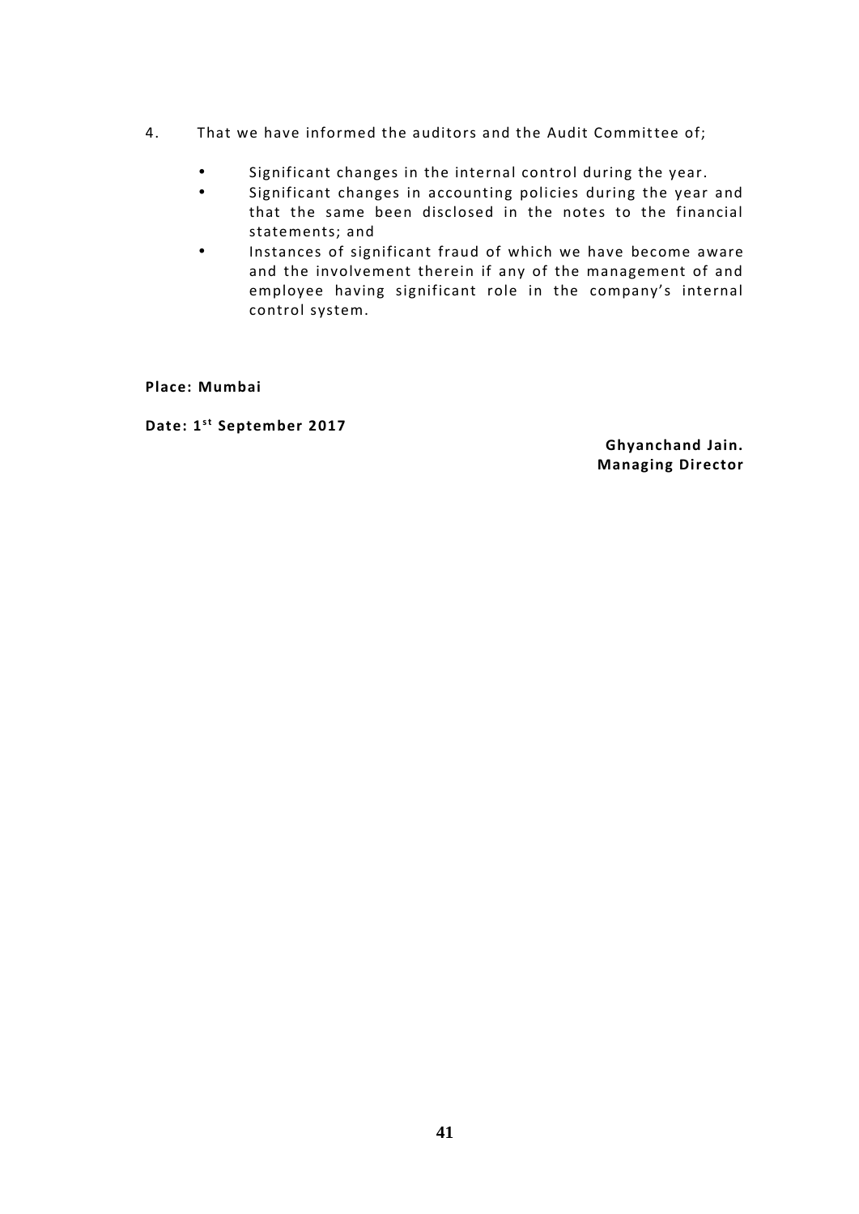4. That we have informed the auditors and the Audit Committee of;

- Significant changes in the internal control during the year.
- Significant changes in accounting policies during the year and that the same been disclosed in the notes to the financial statements; and
- Instances of significant fraud of which we have become aware and the involvement therein if any of the management of and employee having significant role in the company's internal control system.

**Place: Mumbai**

**Date: 1st September 2017**

**Ghyanchand Jain.**
**Managing Director**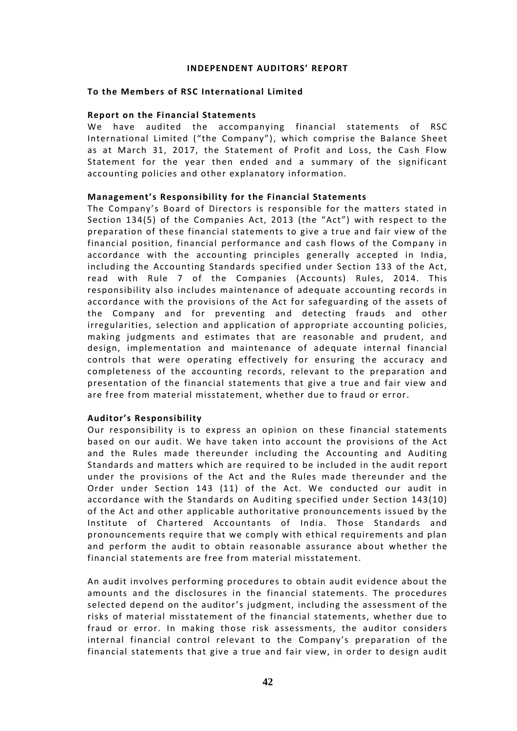## INDEPENDENT AUDITORS' REPORT

**To the Members of RSC International Limited**

**Report on the Financial Statements**

We have audited the accompanying financial statements of RSC International Limited ("the Company"), which comprise the Balance Sheet as at March 31, 2017, the Statement of Profit and Loss, the Cash Flow Statement for the year then ended and a summary of the significant accounting policies and other explanatory information.

**Management's Responsibility for the Financial Statements**

The Company's Board of Directors is responsible for the matters stated in Section 134(5) of the Companies Act, 2013 (the "Act") with respect to the preparation of these financial statements to give a true and fair view of the financial position, financial performance and cash flows of the Company in accordance with the accounting principles generally accepted in India, including the Accounting Standards specified under Section 133 of the Act, read with Rule 7 of the Companies (Accounts) Rules, 2014. This responsibility also includes maintenance of adequate accounting records in accordance with the provisions of the Act for safeguarding of the assets of the Company and for preventing and detecting frauds and other irregularities, selection and application of appropriate accounting policies, making judgments and estimates that are reasonable and prudent, and design, implementation and maintenance of adequate internal financial controls that were operating effectively for ensuring the accuracy and completeness of the accounting records, relevant to the preparation and presentation of the financial statements that give a true and fair view and are free from material misstatement, whether due to fraud or error.

**Auditor's Responsibility**

Our responsibility is to express an opinion on these financial statements based on our audit. We have taken into account the provisions of the Act and the Rules made thereunder including the Accounting and Auditing Standards and matters which are required to be included in the audit report under the provisions of the Act and the Rules made thereunder and the Order under Section 143 (11) of the Act. We conducted our audit in accordance with the Standards on Auditing specified under Section 143(10) of the Act and other applicable authoritative pronouncements issued by the Institute of Chartered Accountants of India. Those Standards and pronouncements require that we comply with ethical requirements and plan and perform the audit to obtain reasonable assurance about whether the financial statements are free from material misstatement.

An audit involves performing procedures to obtain audit evidence about the amounts and the disclosures in the financial statements. The procedures selected depend on the auditor's judgment, including the assessment of the risks of material misstatement of the financial statements, whether due to fraud or error. In making those risk assessments, the auditor considers internal financial control relevant to the Company's preparation of the financial statements that give a true and fair view, in order to design audit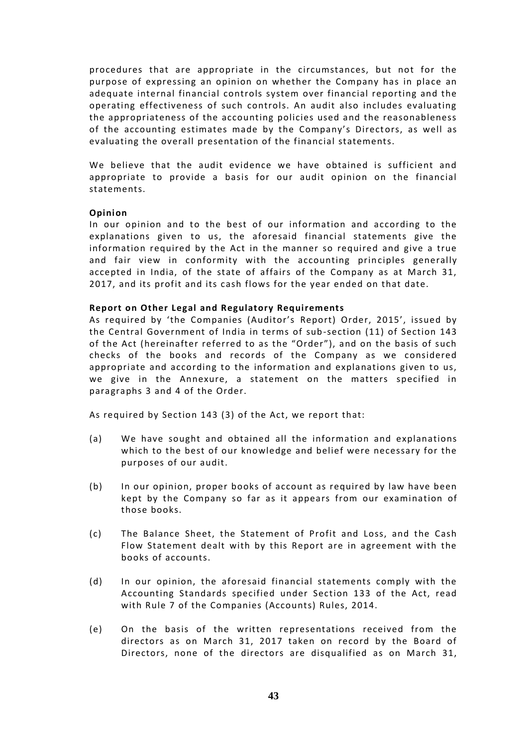procedures that are appropriate in the circumstances, but not for the purpose of expressing an opinion on whether the Company has in place an adequate internal financial controls system over financial reporting and the operating effectiveness of such controls. An audit also includes evaluating the appropriateness of the accounting policies used and the reasonableness of the accounting estimates made by the Company's Directors, as well as evaluating the overall presentation of the financial statements.

We believe that the audit evidence we have obtained is sufficient and appropriate to provide a basis for our audit opinion on the financial statements.

**Opinion**

In our opinion and to the best of our information and according to the explanations given to us, the aforesaid financial statements give the information required by the Act in the manner so required and give a true and fair view in conformity with the accounting principles generally accepted in India, of the state of affairs of the Company as at March 31, 2017, and its profit and its cash flows for the year ended on that date.

**Report on Other Legal and Regulatory Requirements**

As required by 'the Companies (Auditor's Report) Order, 2015', issued by the Central Government of India in terms of sub-section (11) of Section 143 of the Act (hereinafter referred to as the "Order"), and on the basis of such checks of the books and records of the Company as we considered appropriate and according to the information and explanations given to us, we give in the Annexure, a statement on the matters specified in paragraphs 3 and 4 of the Order.

As required by Section 143 (3) of the Act, we report that:

(a) We have sought and obtained all the information and explanations which to the best of our knowledge and belief were necessary for the purposes of our audit.

(b) In our opinion, proper books of account as required by law have been kept by the Company so far as it appears from our examination of those books.

(c) The Balance Sheet, the Statement of Profit and Loss, and the Cash Flow Statement dealt with by this Report are in agreement with the books of accounts.

(d) In our opinion, the aforesaid financial statements comply with the Accounting Standards specified under Section 133 of the Act, read with Rule 7 of the Companies (Accounts) Rules, 2014.

(e) On the basis of the written representations received from the directors as on March 31, 2017 taken on record by the Board of Directors, none of the directors are disqualified as on March 31,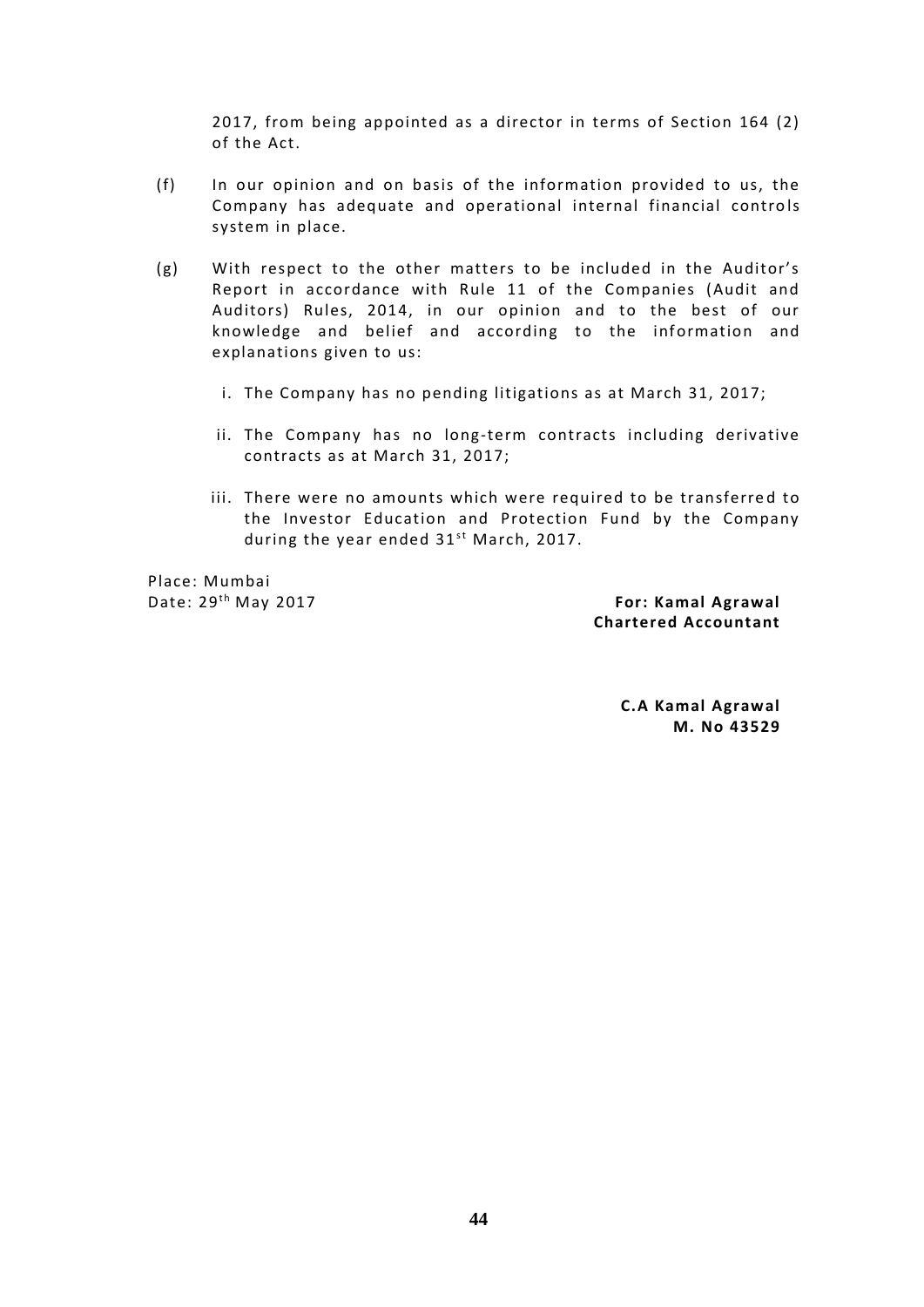2017, from being appointed as a director in terms of Section 164 (2) of the Act.

(f) In our opinion and on basis of the information provided to us, the Company has adequate and operational internal financial controls system in place.

(g) With respect to the other matters to be included in the Auditor's Report in accordance with Rule 11 of the Companies (Audit and Auditors) Rules, 2014, in our opinion and to the best of our knowledge and belief and according to the information and explanations given to us:

   i. The Company has no pending litigations as at March 31, 2017;

   ii. The Company has no long-term contracts including derivative contracts as at March 31, 2017;

   iii. There were no amounts which were required to be transferred to the Investor Education and Protection Fund by the Company during the year ended 31st March, 2017.

Place: Mumbai
Date: 29th May 2017

**For: Kamal Agrawal**
**Chartered Accountant**

**C.A Kamal Agrawal**
**M. No 43529**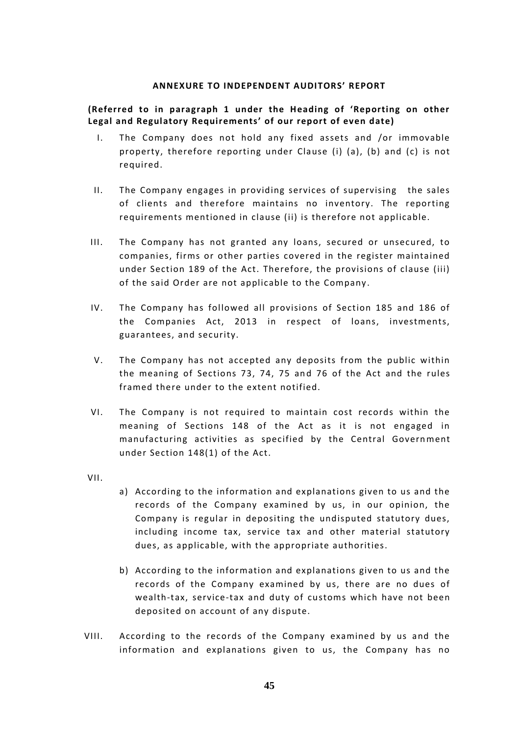**ANNEXURE TO INDEPENDENT AUDITORS' REPORT**

**(Referred to in paragraph 1 under the Heading of 'Reporting on other Legal and Regulatory Requirements' of our report of even date)**

I. The Company does not hold any fixed assets and /or immovable property, therefore reporting under Clause (i) (a), (b) and (c) is not required.

II. The Company engages in providing services of supervising the sales of clients and therefore maintains no inventory. The reporting requirements mentioned in clause (ii) is therefore not applicable.

III. The Company has not granted any loans, secured or unsecured, to companies, firms or other parties covered in the register maintained under Section 189 of the Act. Therefore, the provisions of clause (iii) of the said Order are not applicable to the Company.

IV. The Company has followed all provisions of Section 185 and 186 of the Companies Act, 2013 in respect of loans, investments, guarantees, and security.

V. The Company has not accepted any deposits from the public within the meaning of Sections 73, 74, 75 and 76 of the Act and the rules framed there under to the extent notified.

VI. The Company is not required to maintain cost records within the meaning of Sections 148 of the Act as it is not engaged in manufacturing activities as specified by the Central Government under Section 148(1) of the Act.

VII.

a) According to the information and explanations given to us and the records of the Company examined by us, in our opinion, the Company is regular in depositing the undisputed statutory dues, including income tax, service tax and other material statutory dues, as applicable, with the appropriate authorities.

b) According to the information and explanations given to us and the records of the Company examined by us, there are no dues of wealth-tax, service-tax and duty of customs which have not been deposited on account of any dispute.

VIII. According to the records of the Company examined by us and the information and explanations given to us, the Company has no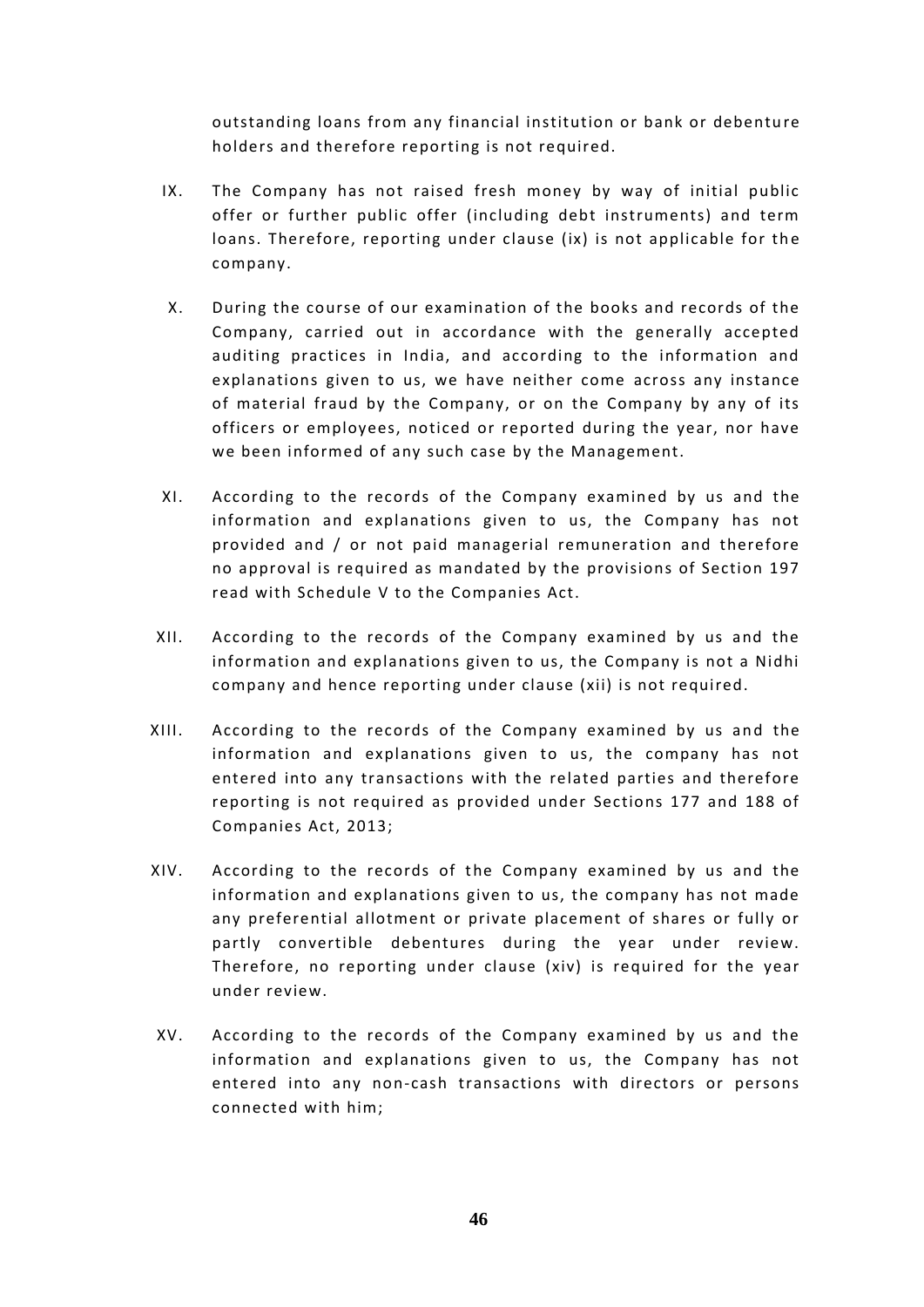outstanding loans from any financial institution or bank or debenture holders and therefore reporting is not required.

IX. The Company has not raised fresh money by way of initial public offer or further public offer (including debt instruments) and term loans. Therefore, reporting under clause (ix) is not applicable for the company.

X. During the course of our examination of the books and records of the Company, carried out in accordance with the generally accepted auditing practices in India, and according to the information and explanations given to us, we have neither come across any instance of material fraud by the Company, or on the Company by any of its officers or employees, noticed or reported during the year, nor have we been informed of any such case by the Management.

XI. According to the records of the Company examined by us and the information and explanations given to us, the Company has not provided and / or not paid managerial remuneration and therefore no approval is required as mandated by the provisions of Section 197 read with Schedule V to the Companies Act.

XII. According to the records of the Company examined by us and the information and explanations given to us, the Company is not a Nidhi company and hence reporting under clause (xii) is not required.

XIII. According to the records of the Company examined by us and the information and explanations given to us, the company has not entered into any transactions with the related parties and therefore reporting is not required as provided under Sections 177 and 188 of Companies Act, 2013;

XIV. According to the records of the Company examined by us and the information and explanations given to us, the company has not made any preferential allotment or private placement of shares or fully or partly convertible debentures during the year under review. Therefore, no reporting under clause (xiv) is required for the year under review.

XV. According to the records of the Company examined by us and the information and explanations given to us, the Company has not entered into any non-cash transactions with directors or persons connected with him;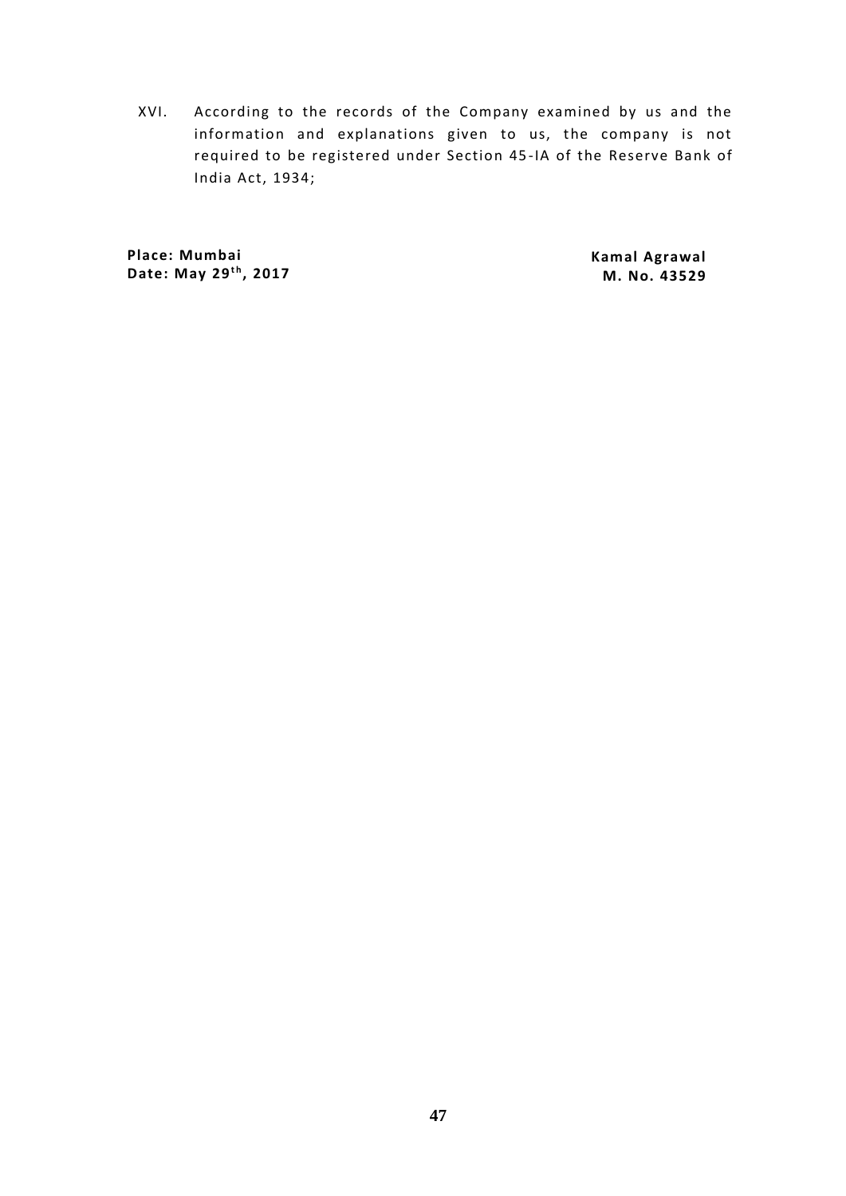XVI. According to the records of the Company examined by us and the information and explanations given to us, the company is not required to be registered under Section 45-IA of the Reserve Bank of India Act, 1934;

**Place: Mumbai**
**Date: May 29th, 2017**

**Kamal Agrawal**
**M. No. 43529**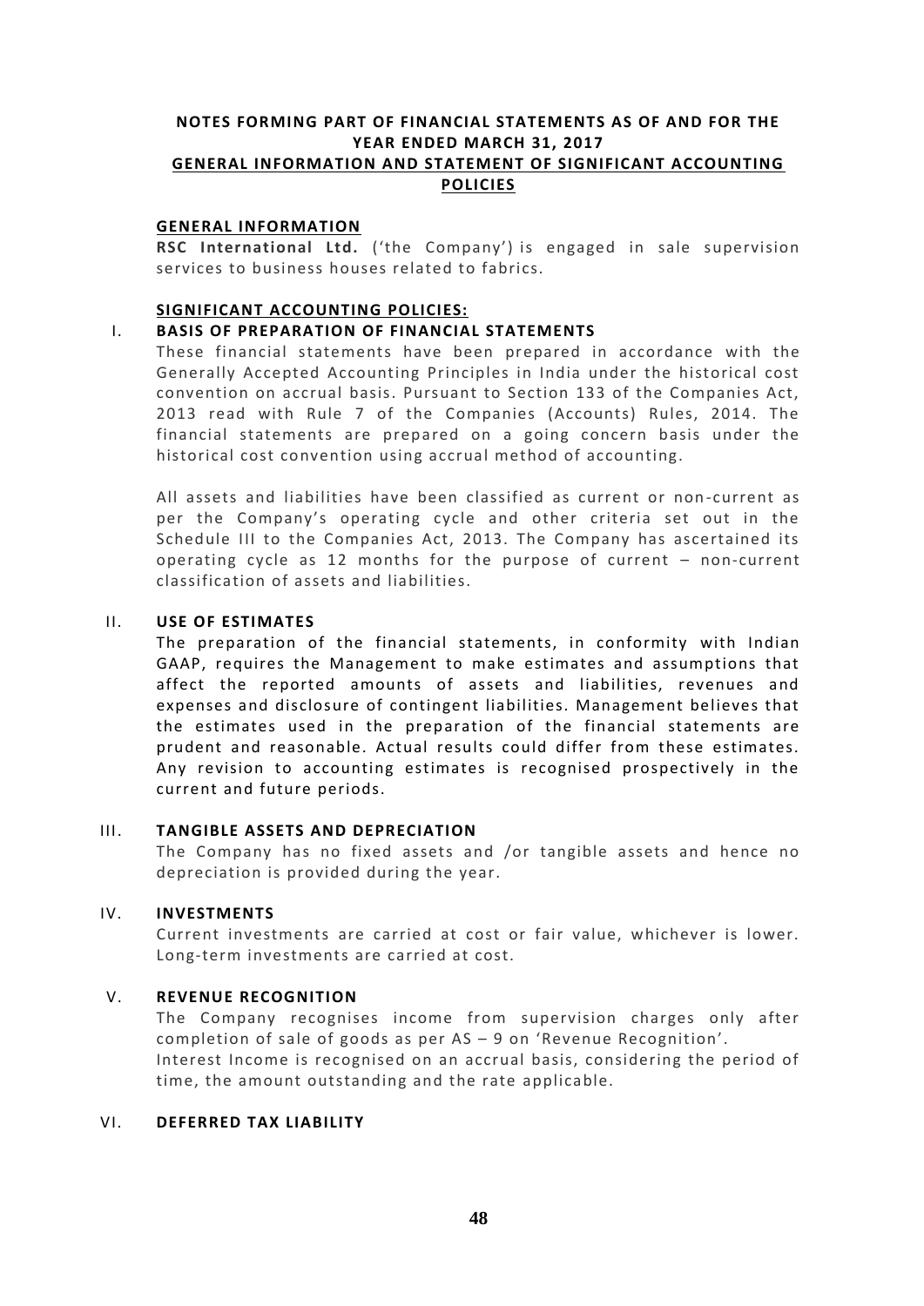# NOTES FORMING PART OF FINANCIAL STATEMENTS AS OF AND FOR THE YEAR ENDED MARCH 31, 2017

## GENERAL INFORMATION AND STATEMENT OF SIGNIFICANT ACCOUNTING POLICIES

### GENERAL INFORMATION

**RSC International Ltd.** ('the Company') is engaged in sale supervision services to business houses related to fabrics.

### SIGNIFICANT ACCOUNTING POLICIES:

#### I. BASIS OF PREPARATION OF FINANCIAL STATEMENTS

These financial statements have been prepared in accordance with the Generally Accepted Accounting Principles in India under the historical cost convention on accrual basis. Pursuant to Section 133 of the Companies Act, 2013 read with Rule 7 of the Companies (Accounts) Rules, 2014. The financial statements are prepared on a going concern basis under the historical cost convention using accrual method of accounting.

All assets and liabilities have been classified as current or non-current as per the Company's operating cycle and other criteria set out in the Schedule III to the Companies Act, 2013. The Company has ascertained its operating cycle as 12 months for the purpose of current – non-current classification of assets and liabilities.

#### II. USE OF ESTIMATES

The preparation of the financial statements, in conformity with Indian GAAP, requires the Management to make estimates and assumptions that affect the reported amounts of assets and liabilities, revenues and expenses and disclosure of contingent liabilities. Management believes that the estimates used in the preparation of the financial statements are prudent and reasonable. Actual results could differ from these estimates. Any revision to accounting estimates is recognised prospectively in the current and future periods.

#### III. TANGIBLE ASSETS AND DEPRECIATION

The Company has no fixed assets and /or tangible assets and hence no depreciation is provided during the year.

#### IV. INVESTMENTS

Current investments are carried at cost or fair value, whichever is lower. Long-term investments are carried at cost.

#### V. REVENUE RECOGNITION

The Company recognises income from supervision charges only after completion of sale of goods as per AS – 9 on 'Revenue Recognition'.
Interest Income is recognised on an accrual basis, considering the period of time, the amount outstanding and the rate applicable.

#### VI. DEFERRED TAX LIABILITY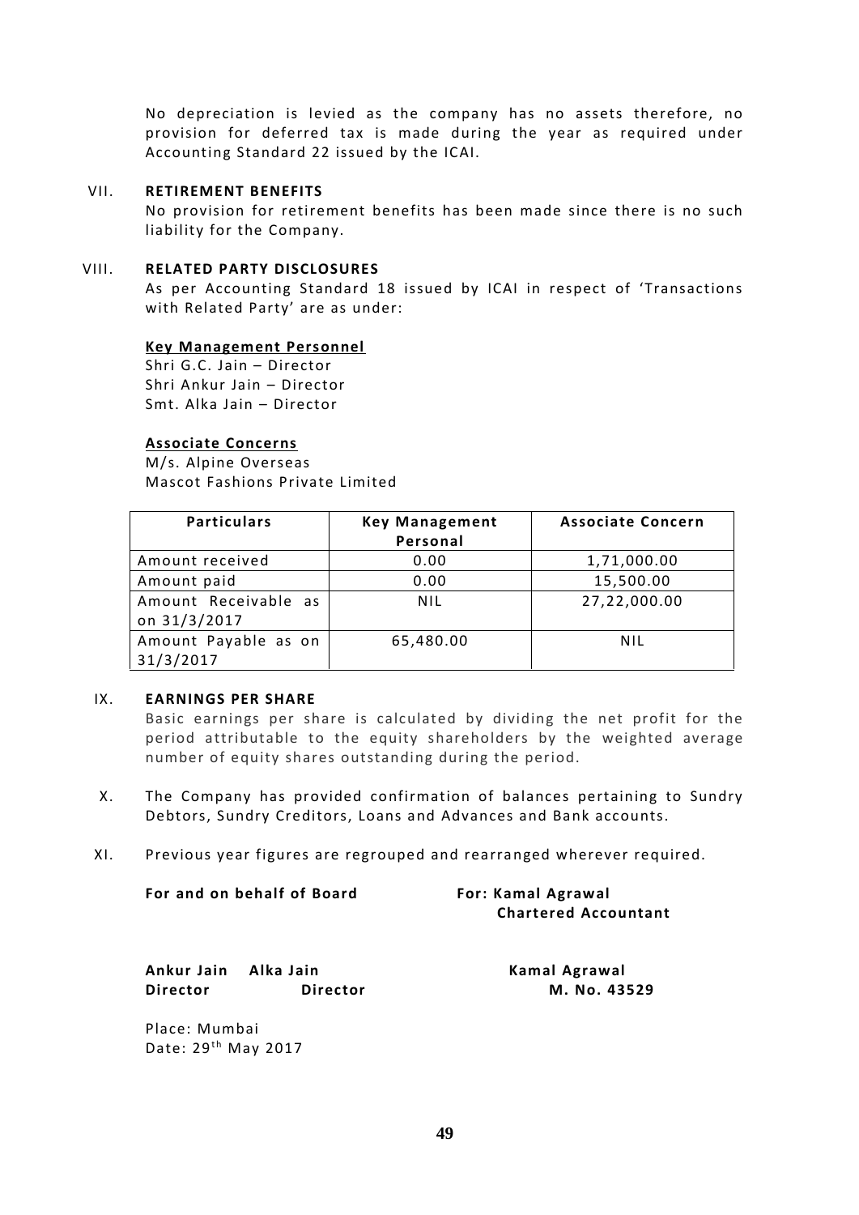No depreciation is levied as the company has no assets therefore, no provision for deferred tax is made during the year as required under Accounting Standard 22 issued by the ICAI.

VII. **RETIREMENT BENEFITS**

No provision for retirement benefits has been made since there is no such liability for the Company.

VIII. **RELATED PARTY DISCLOSURES**

As per Accounting Standard 18 issued by ICAI in respect of 'Transactions with Related Party' are as under:

**Key Management Personnel**

Shri G.C. Jain – Director
Shri Ankur Jain – Director
Smt. Alka Jain – Director

**Associate Concerns**

M/s. Alpine Overseas
Mascot Fashions Private Limited

| Particulars | Key Management Personal | Associate Concern |
|---|---|---|
| Amount received | 0.00 | 1,71,000.00 |
| Amount paid | 0.00 | 15,500.00 |
| Amount Receivable as on 31/3/2017 | NIL | 27,22,000.00 |
| Amount Payable as on 31/3/2017 | 65,480.00 | NIL |

IX. **EARNINGS PER SHARE**

Basic earnings per share is calculated by dividing the net profit for the period attributable to the equity shareholders by the weighted average number of equity shares outstanding during the period.

X. The Company has provided confirmation of balances pertaining to Sundry Debtors, Sundry Creditors, Loans and Advances and Bank accounts.

XI. Previous year figures are regrouped and rearranged wherever required.

**For and on behalf of Board** | **For: Kamal Agrawal**
**Chartered Accountant**

**Ankur Jain** | **Alka Jain** | **Kamal Agrawal**
**Director** | **Director** | **M. No. 43529**

Place: Mumbai
Date: 29th May 2017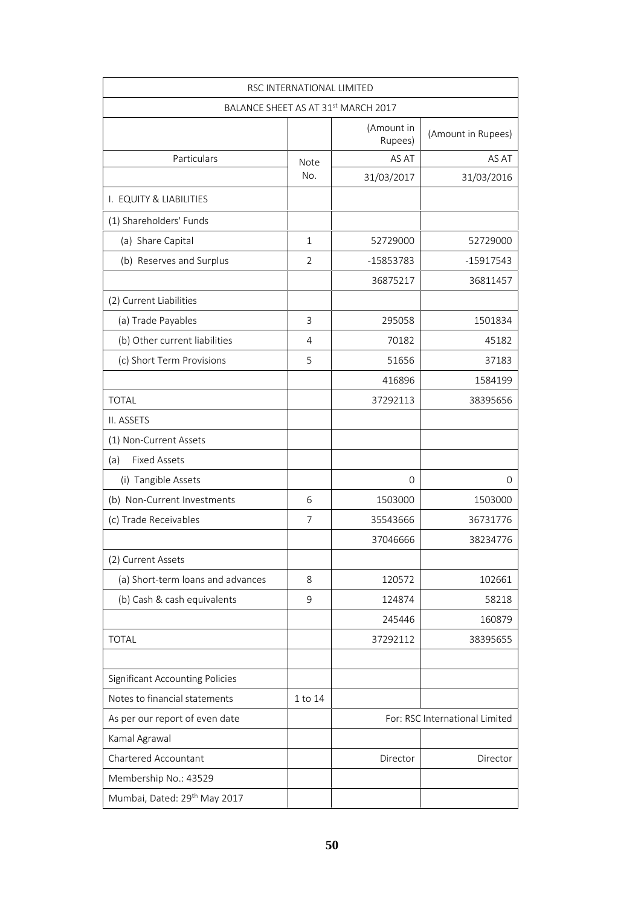| RSC INTERNATIONAL LIMITED | | | |
|---|---|---|---|
| BALANCE SHEET AS AT 31st MARCH 2017 | | | |
| | | (Amount in Rupees) | (Amount in Rupees) |
| Particulars | Note No. | AS AT 31/03/2017 | AS AT 31/03/2016 |
| I. EQUITY & LIABILITIES | | | |
| (1) Shareholders' Funds | | | |
| (a) Share Capital | 1 | 52729000 | 52729000 |
| (b) Reserves and Surplus | 2 | -15853783 | -15917543 |
| | | 36875217 | 36811457 |
| (2) Current Liabilities | | | |
| (a) Trade Payables | 3 | 295058 | 1501834 |
| (b) Other current liabilities | 4 | 70182 | 45182 |
| (c) Short Term Provisions | 5 | 51656 | 37183 |
| | | 416896 | 1584199 |
| TOTAL | | 37292113 | 38395656 |
| II. ASSETS | | | |
| (1) Non-Current Assets | | | |
| (a) Fixed Assets | | | |
| (i) Tangible Assets | | 0 | 0 |
| (b) Non-Current Investments | 6 | 1503000 | 1503000 |
| (c) Trade Receivables | 7 | 35543666 | 36731776 |
| | | 37046666 | 38234776 |
| (2) Current Assets | | | |
| (a) Short-term loans and advances | 8 | 120572 | 102661 |
| (b) Cash & cash equivalents | 9 | 124874 | 58218 |
| | | 245446 | 160879 |
| TOTAL | | 37292112 | 38395655 |
| | | | |
| Significant Accounting Policies | | | |
| Notes to financial statements | 1 to 14 | | |
| As per our report of even date | | For: RSC International Limited | |
| Kamal Agrawal | | | |
| Chartered Accountant | | Director | Director |
| Membership No.: 43529 | | | |
| Mumbai, Dated: 29th May 2017 | | | |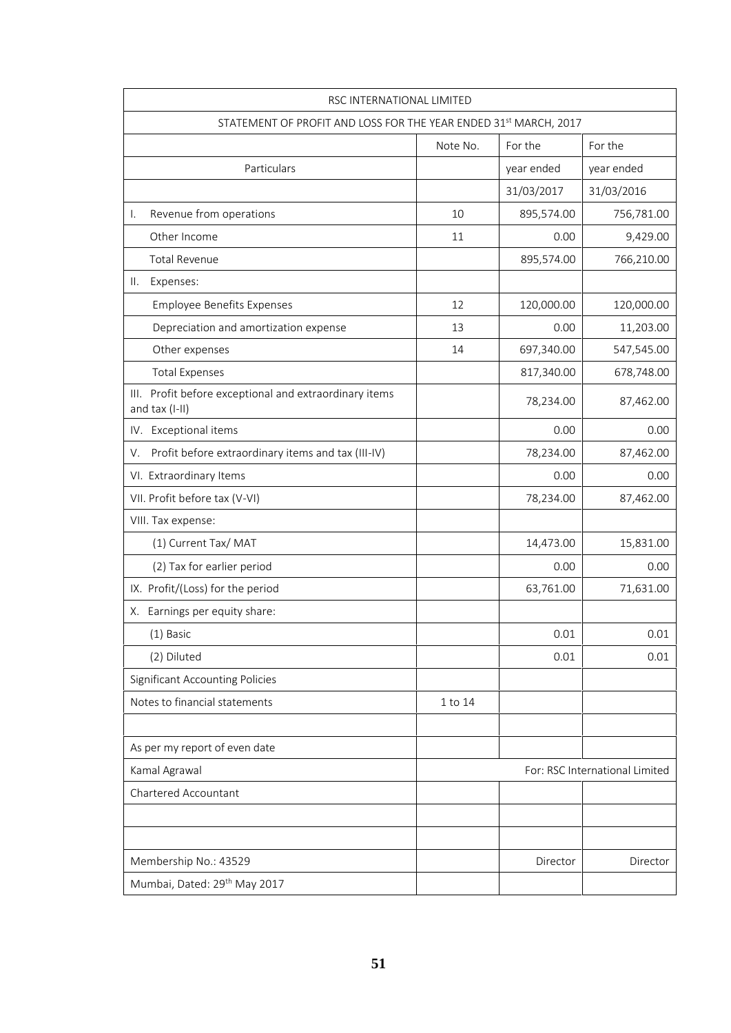| RSC INTERNATIONAL LIMITED | | | |
|---|---|---|---|
| STATEMENT OF PROFIT AND LOSS FOR THE YEAR ENDED 31st MARCH, 2017 | | | |
| | Note No. | For the | For the |
| Particulars | | year ended | year ended |
| | | 31/03/2017 | 31/03/2016 |
| I. Revenue from operations | 10 | 895,574.00 | 756,781.00 |
| Other Income | 11 | 0.00 | 9,429.00 |
| Total Revenue | | 895,574.00 | 766,210.00 |
| II. Expenses: | | | |
| Employee Benefits Expenses | 12 | 120,000.00 | 120,000.00 |
| Depreciation and amortization expense | 13 | 0.00 | 11,203.00 |
| Other expenses | 14 | 697,340.00 | 547,545.00 |
| Total Expenses | | 817,340.00 | 678,748.00 |
| III. Profit before exceptional and extraordinary items and tax (I-II) | | 78,234.00 | 87,462.00 |
| IV. Exceptional items | | 0.00 | 0.00 |
| V. Profit before extraordinary items and tax (III-IV) | | 78,234.00 | 87,462.00 |
| VI. Extraordinary Items | | 0.00 | 0.00 |
| VII. Profit before tax (V-VI) | | 78,234.00 | 87,462.00 |
| VIII. Tax expense: | | | |
| (1) Current Tax/ MAT | | 14,473.00 | 15,831.00 |
| (2) Tax for earlier period | | 0.00 | 0.00 |
| IX. Profit/(Loss) for the period | | 63,761.00 | 71,631.00 |
| X. Earnings per equity share: | | | |
| (1) Basic | | 0.01 | 0.01 |
| (2) Diluted | | 0.01 | 0.01 |
| Significant Accounting Policies | | | |
| Notes to financial statements | 1 to 14 | | |
| | | | |
| As per my report of even date | | | |
| Kamal Agrawal | For: RSC International Limited | | |
| Chartered Accountant | | | |
| | | | |
| | | | |
| Membership No.: 43529 | | Director | Director |
| Mumbai, Dated: 29th May 2017 | | | |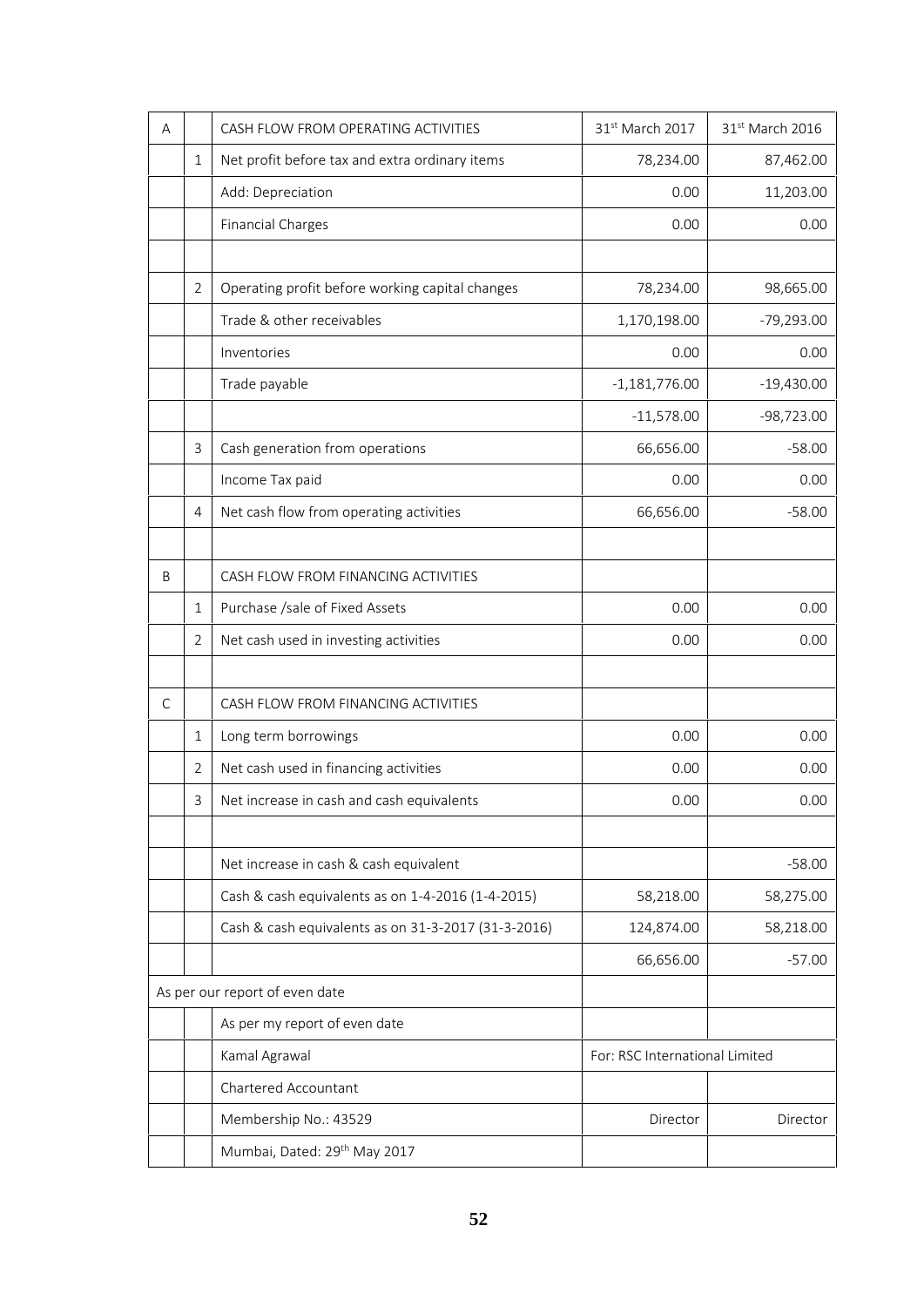| A | | CASH FLOW FROM OPERATING ACTIVITIES | 31st March 2017 | 31st March 2016 |
|---|---|---|---|---|
| | 1 | Net profit before tax and extra ordinary items | 78,234.00 | 87,462.00 |
| | | Add: Depreciation | 0.00 | 11,203.00 |
| | | Financial Charges | 0.00 | 0.00 |
| | | | | |
| | 2 | Operating profit before working capital changes | 78,234.00 | 98,665.00 |
| | | Trade & other receivables | 1,170,198.00 | -79,293.00 |
| | | Inventories | 0.00 | 0.00 |
| | | Trade payable | -1,181,776.00 | -19,430.00 |
| | | | -11,578.00 | -98,723.00 |
| | 3 | Cash generation from operations | 66,656.00 | -58.00 |
| | | Income Tax paid | 0.00 | 0.00 |
| | 4 | Net cash flow from operating activities | 66,656.00 | -58.00 |
| | | | | |
| B | | CASH FLOW FROM FINANCING ACTIVITIES | | |
| | 1 | Purchase /sale of Fixed Assets | 0.00 | 0.00 |
| | 2 | Net cash used in investing activities | 0.00 | 0.00 |
| | | | | |
| C | | CASH FLOW FROM FINANCING ACTIVITIES | | |
| | 1 | Long term borrowings | 0.00 | 0.00 |
| | 2 | Net cash used in financing activities | 0.00 | 0.00 |
| | 3 | Net increase in cash and cash equivalents | 0.00 | 0.00 |
| | | | | |
| | | Net increase in cash & cash equivalent | | -58.00 |
| | | Cash & cash equivalents as on 1-4-2016 (1-4-2015) | 58,218.00 | 58,275.00 |
| | | Cash & cash equivalents as on 31-3-2017 (31-3-2016) | 124,874.00 | 58,218.00 |
| | | | 66,656.00 | -57.00 |
| As per our report of even date | | | | |
| | | As per my report of even date | | |
| | | Kamal Agrawal | For: RSC International Limited | |
| | | Chartered Accountant | | |
| | | Membership No.: 43529 | Director | Director |
| | | Mumbai, Dated: 29th May 2017 | | |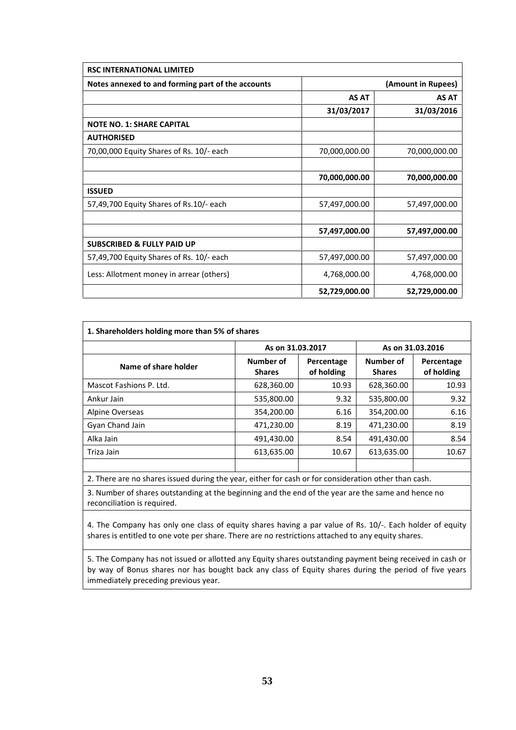| RSC INTERNATIONAL LIMITED | | |
|---|---|---|
| **Notes annexed to and forming part of the accounts** | | **(Amount in Rupees)** |
| | **AS AT** | **AS AT** |
| | **31/03/2017** | **31/03/2016** |
| **NOTE NO. 1: SHARE CAPITAL** | | |
| **AUTHORISED** | | |
| 70,00,000 Equity Shares of Rs. 10/- each | 70,000,000.00 | 70,000,000.00 |
| | | |
| | **70,000,000.00** | **70,000,000.00** |
| **ISSUED** | | |
| 57,49,700 Equity Shares of Rs.10/- each | 57,497,000.00 | 57,497,000.00 |
| | | |
| | **57,497,000.00** | **57,497,000.00** |
| **SUBSCRIBED & FULLY PAID UP** | | |
| 57,49,700 Equity Shares of Rs. 10/- each | 57,497,000.00 | 57,497,000.00 |
| Less: Allotment money in arrear (others) | 4,768,000.00 | 4,768,000.00 |
| | **52,729,000.00** | **52,729,000.00** |

**1. Shareholders holding more than 5% of shares**

| | As on 31.03.2017 | | As on 31.03.2016 | |
|---|---|---|---|---|
| **Name of share holder** | **Number of Shares** | **Percentage of holding** | **Number of Shares** | **Percentage of holding** |
| Mascot Fashions P. Ltd. | 628,360.00 | 10.93 | 628,360.00 | 10.93 |
| Ankur Jain | 535,800.00 | 9.32 | 535,800.00 | 9.32 |
| Alpine Overseas | 354,200.00 | 6.16 | 354,200.00 | 6.16 |
| Gyan Chand Jain | 471,230.00 | 8.19 | 471,230.00 | 8.19 |
| Alka Jain | 491,430.00 | 8.54 | 491,430.00 | 8.54 |
| Triza Jain | 613,635.00 | 10.67 | 613,635.00 | 10.67 |
| | | | | |

2. There are no shares issued during the year, either for cash or for consideration other than cash.

3. Number of shares outstanding at the beginning and the end of the year are the same and hence no reconciliation is required.

4. The Company has only one class of equity shares having a par value of Rs. 10/-. Each holder of equity shares is entitled to one vote per share. There are no restrictions attached to any equity shares.

5. The Company has not issued or allotted any Equity shares outstanding payment being received in cash or by way of Bonus shares nor has bought back any class of Equity shares during the period of five years immediately preceding previous year.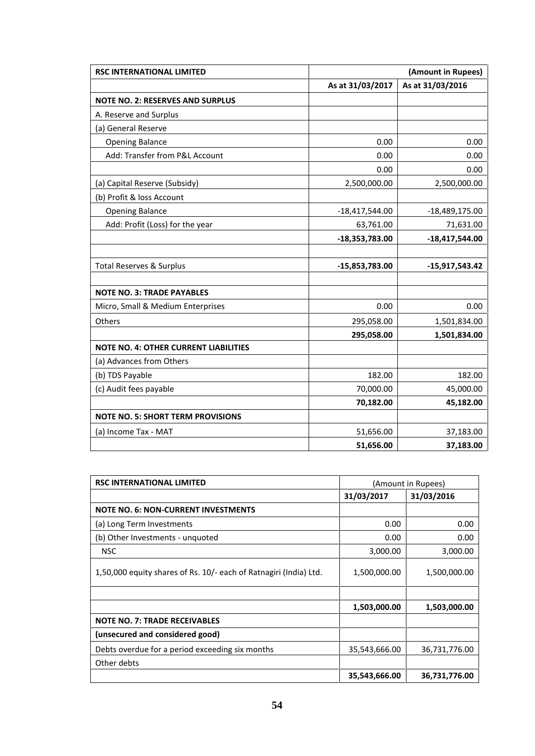| RSC INTERNATIONAL LIMITED | (Amount in Rupees) | |
|---|---|---|
| | As at 31/03/2017 | As at 31/03/2016 |
| **NOTE NO. 2: RESERVES AND SURPLUS** | | |
| A. Reserve and Surplus | | |
| (a) General Reserve | | |
| Opening Balance | 0.00 | 0.00 |
| Add: Transfer from P&L Account | 0.00 | 0.00 |
| | 0.00 | 0.00 |
| (a) Capital Reserve (Subsidy) | 2,500,000.00 | 2,500,000.00 |
| (b) Profit & loss Account | | |
| Opening Balance | -18,417,544.00 | -18,489,175.00 |
| Add: Profit (Loss) for the year | 63,761.00 | 71,631.00 |
| | **-18,353,783.00** | **-18,417,544.00** |
| | | |
| Total Reserves & Surplus | **-15,853,783.00** | **-15,917,543.42** |
| | | |
| **NOTE NO. 3: TRADE PAYABLES** | | |
| Micro, Small & Medium Enterprises | 0.00 | 0.00 |
| Others | 295,058.00 | 1,501,834.00 |
| | **295,058.00** | **1,501,834.00** |
| **NOTE NO. 4: OTHER CURRENT LIABILITIES** | | |
| (a) Advances from Others | | |
| (b) TDS Payable | 182.00 | 182.00 |
| (c) Audit fees payable | 70,000.00 | 45,000.00 |
| | **70,182.00** | **45,182.00** |
| **NOTE NO. 5: SHORT TERM PROVISIONS** | | |
| (a) Income Tax - MAT | 51,656.00 | 37,183.00 |
| | **51,656.00** | **37,183.00** |

| RSC INTERNATIONAL LIMITED | (Amount in Rupees) | |
|---|---|---|
| | 31/03/2017 | 31/03/2016 |
| **NOTE NO. 6: NON-CURRENT INVESTMENTS** | | |
| (a) Long Term Investments | 0.00 | 0.00 |
| (b) Other Investments - unquoted | 0.00 | 0.00 |
| NSC | 3,000.00 | 3,000.00 |
| 1,50,000 equity shares of Rs. 10/- each of Ratnagiri (India) Ltd. | 1,500,000.00 | 1,500,000.00 |
| | | |
| | **1,503,000.00** | **1,503,000.00** |
| **NOTE NO. 7: TRADE RECEIVABLES** | | |
| **(unsecured and considered good)** | | |
| Debts overdue for a period exceeding six months | 35,543,666.00 | 36,731,776.00 |
| Other debts | | |
| | **35,543,666.00** | **36,731,776.00** |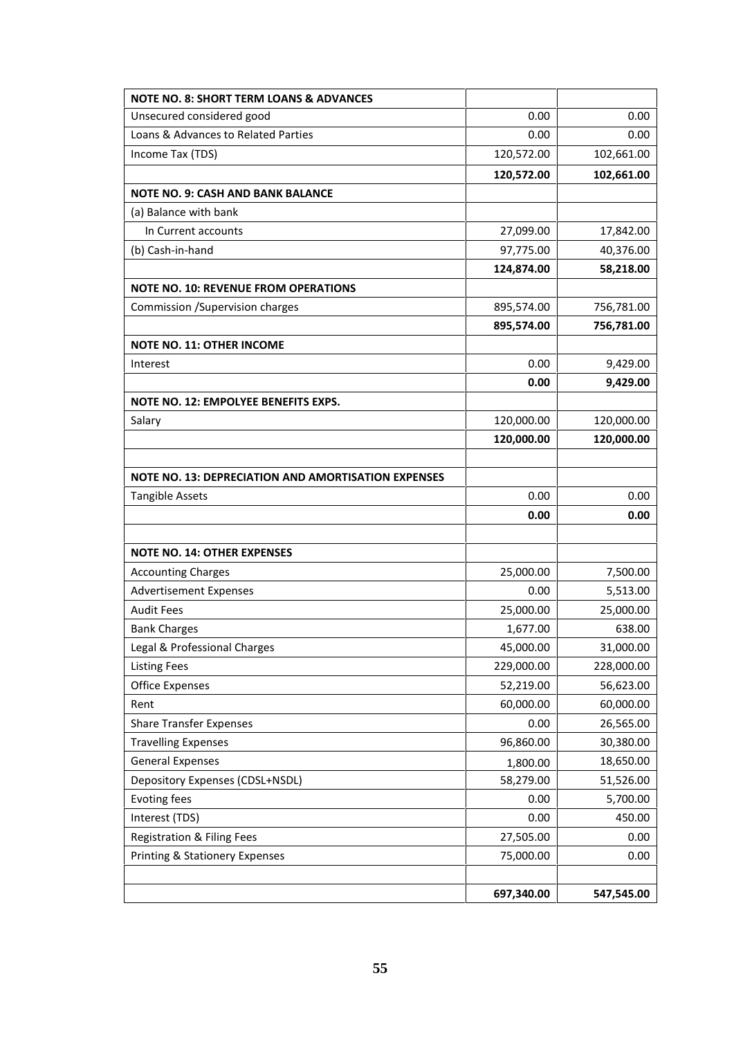| | | |
|---|---|---|
| **NOTE NO. 8: SHORT TERM LOANS & ADVANCES** | | |
| Unsecured considered good | 0.00 | 0.00 |
| Loans & Advances to Related Parties | 0.00 | 0.00 |
| Income Tax (TDS) | 120,572.00 | 102,661.00 |
| | **120,572.00** | **102,661.00** |
| **NOTE NO. 9: CASH AND BANK BALANCE** | | |
| (a) Balance with bank | | |
| In Current accounts | 27,099.00 | 17,842.00 |
| (b) Cash-in-hand | 97,775.00 | 40,376.00 |
| | **124,874.00** | **58,218.00** |
| **NOTE NO. 10: REVENUE FROM OPERATIONS** | | |
| Commission /Supervision charges | 895,574.00 | 756,781.00 |
| | **895,574.00** | **756,781.00** |
| **NOTE NO. 11: OTHER INCOME** | | |
| Interest | 0.00 | 9,429.00 |
| | **0.00** | **9,429.00** |
| **NOTE NO. 12: EMPOLYEE BENEFITS EXPS.** | | |
| Salary | 120,000.00 | 120,000.00 |
| | **120,000.00** | **120,000.00** |
| | | |
| **NOTE NO. 13: DEPRECIATION AND AMORTISATION EXPENSES** | | |
| Tangible Assets | 0.00 | 0.00 |
| | **0.00** | **0.00** |
| | | |
| **NOTE NO. 14: OTHER EXPENSES** | | |
| Accounting Charges | 25,000.00 | 7,500.00 |
| Advertisement Expenses | 0.00 | 5,513.00 |
| Audit Fees | 25,000.00 | 25,000.00 |
| Bank Charges | 1,677.00 | 638.00 |
| Legal & Professional Charges | 45,000.00 | 31,000.00 |
| Listing Fees | 229,000.00 | 228,000.00 |
| Office Expenses | 52,219.00 | 56,623.00 |
| Rent | 60,000.00 | 60,000.00 |
| Share Transfer Expenses | 0.00 | 26,565.00 |
| Travelling Expenses | 96,860.00 | 30,380.00 |
| General Expenses | 1,800.00 | 18,650.00 |
| Depository Expenses (CDSL+NSDL) | 58,279.00 | 51,526.00 |
| Evoting fees | 0.00 | 5,700.00 |
| Interest (TDS) | 0.00 | 450.00 |
| Registration & Filing Fees | 27,505.00 | 0.00 |
| Printing & Stationery Expenses | 75,000.00 | 0.00 |
| | | |
| | **697,340.00** | **547,545.00** |